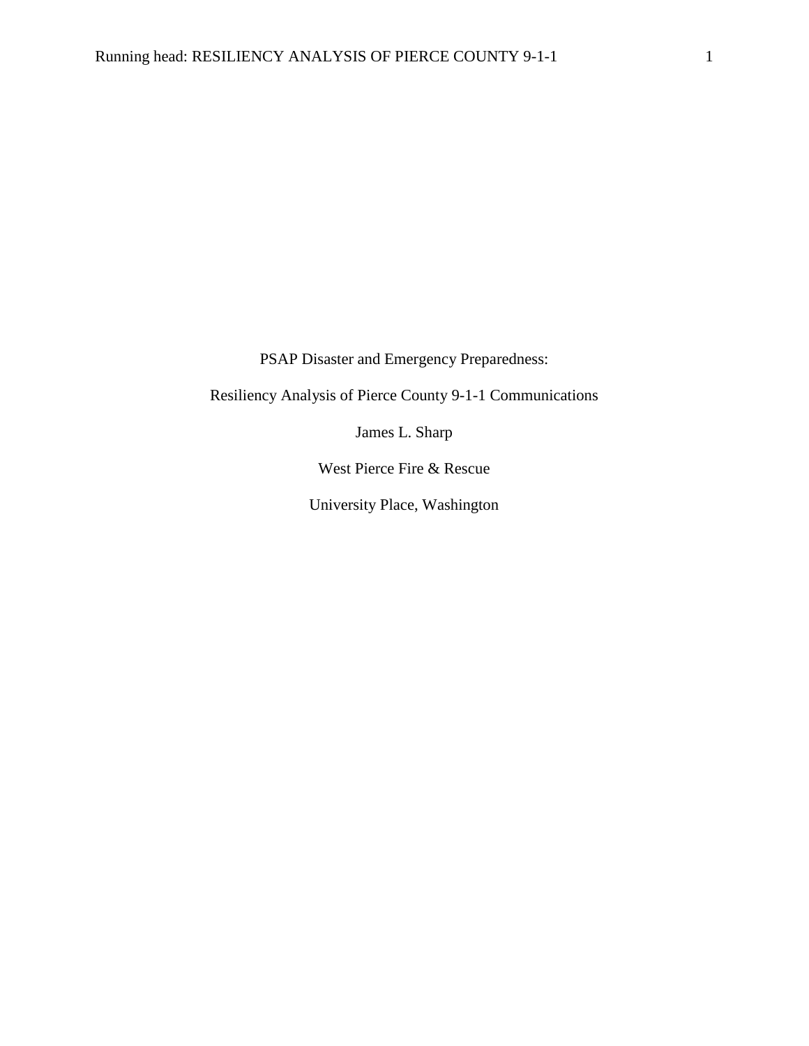# PSAP Disaster and Emergency Preparedness:

## Resiliency Analysis of Pierce County 9-1-1 Communications

James L. Sharp

West Pierce Fire & Rescue

University Place, Washington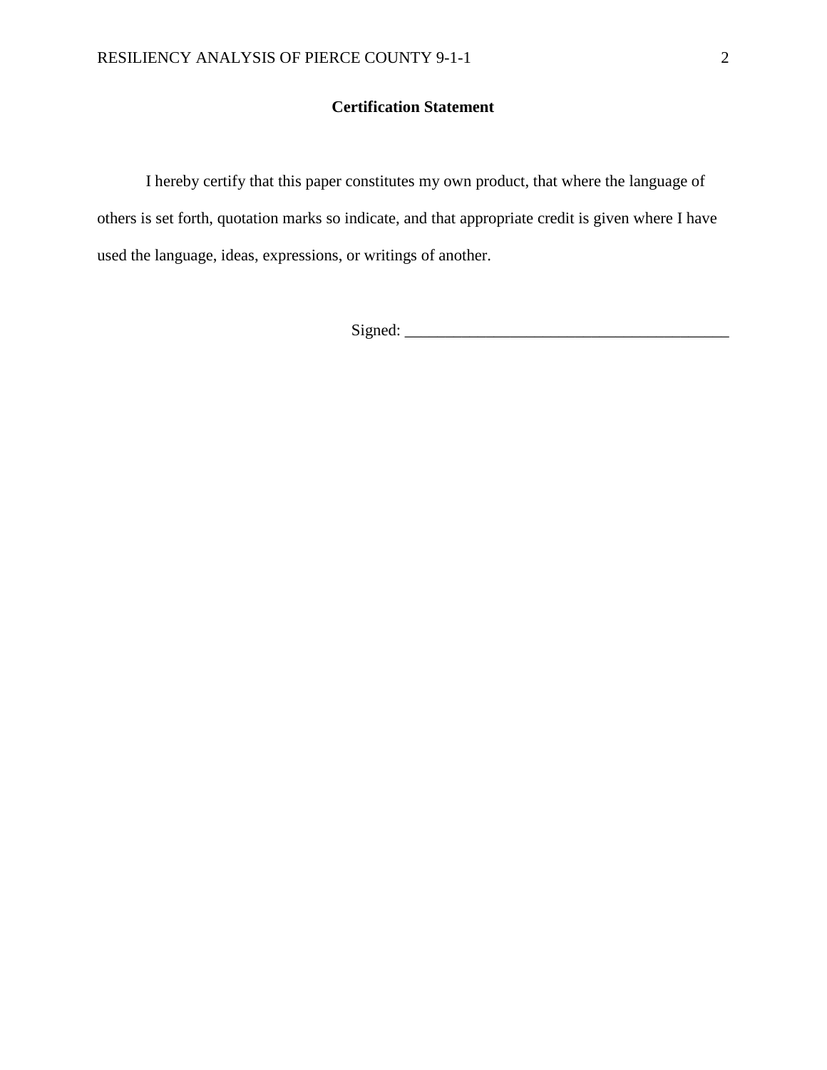# Certification Statement

I hereby certify that this paper constitutes my own product, that where the language of others is set forth, quotation marks so indicate, and that appropriate credit is given where I have used the language, ideas, expressions, or writings of another.

Signed: ________________________________________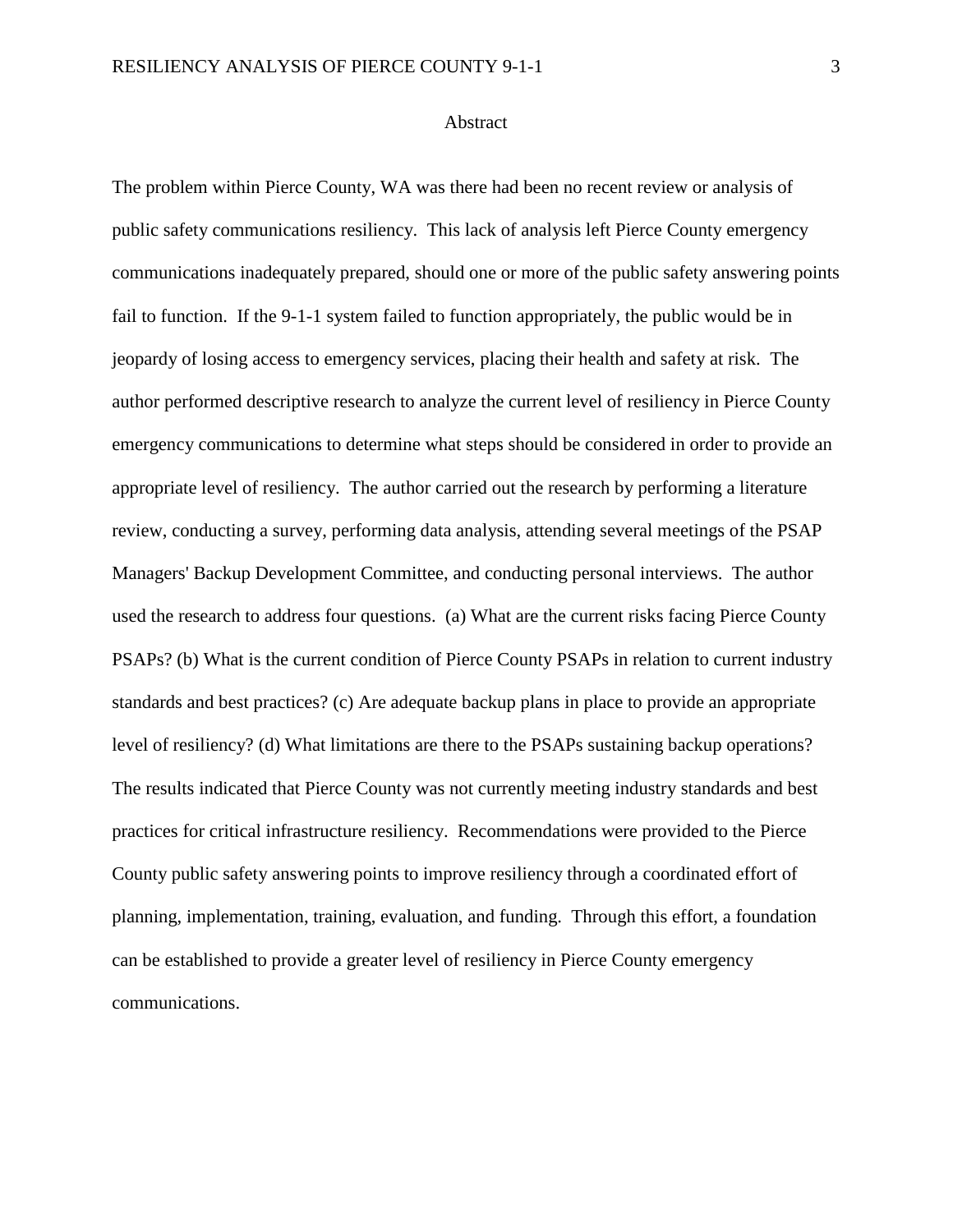# Abstract

The problem within Pierce County, WA was there had been no recent review or analysis of public safety communications resiliency. This lack of analysis left Pierce County emergency communications inadequately prepared, should one or more of the public safety answering points fail to function. If the 9-1-1 system failed to function appropriately, the public would be in jeopardy of losing access to emergency services, placing their health and safety at risk. The author performed descriptive research to analyze the current level of resiliency in Pierce County emergency communications to determine what steps should be considered in order to provide an appropriate level of resiliency. The author carried out the research by performing a literature review, conducting a survey, performing data analysis, attending several meetings of the PSAP Managers' Backup Development Committee, and conducting personal interviews. The author used the research to address four questions. (a) What are the current risks facing Pierce County PSAPs? (b) What is the current condition of Pierce County PSAPs in relation to current industry standards and best practices? (c) Are adequate backup plans in place to provide an appropriate level of resiliency? (d) What limitations are there to the PSAPs sustaining backup operations? The results indicated that Pierce County was not currently meeting industry standards and best practices for critical infrastructure resiliency. Recommendations were provided to the Pierce County public safety answering points to improve resiliency through a coordinated effort of planning, implementation, training, evaluation, and funding. Through this effort, a foundation can be established to provide a greater level of resiliency in Pierce County emergency communications.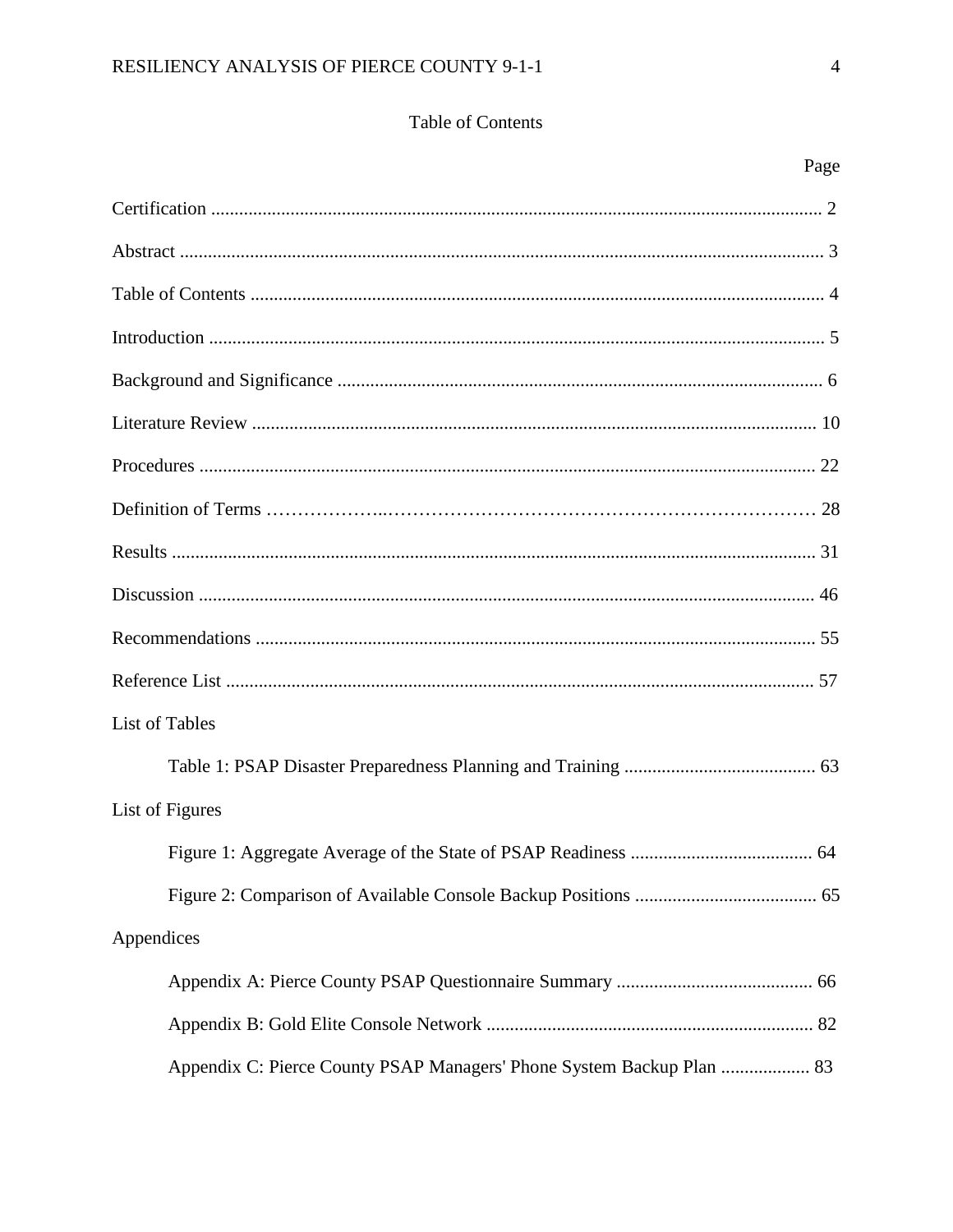# Table of Contents

Page

Certification .......... 2

Abstract .......... 3

Table of Contents .......... 4

Introduction .......... 5

Background and Significance .......... 6

Literature Review .......... 10

Procedures .......... 22

Definition of Terms .......... 28

Results .......... 31

Discussion .......... 46

Recommendations .......... 55

Reference List .......... 57

List of Tables

- Table 1: PSAP Disaster Preparedness Planning and Training .......... 63

List of Figures

- Figure 1: Aggregate Average of the State of PSAP Readiness .......... 64
- Figure 2: Comparison of Available Console Backup Positions .......... 65

Appendices

- Appendix A: Pierce County PSAP Questionnaire Summary .......... 66
- Appendix B: Gold Elite Console Network .......... 82
- Appendix C: Pierce County PSAP Managers' Phone System Backup Plan .......... 83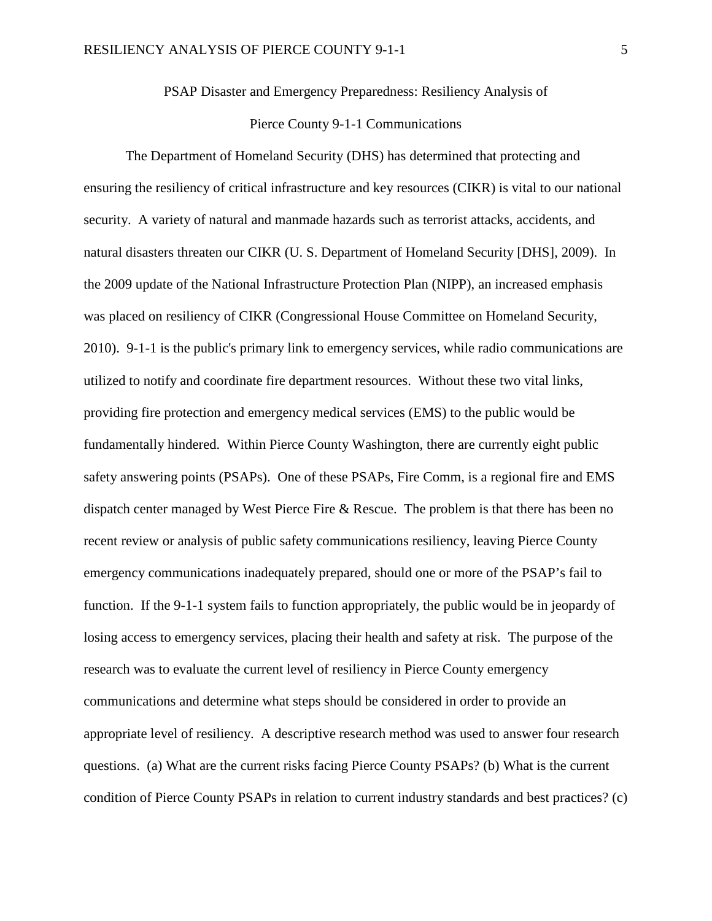# PSAP Disaster and Emergency Preparedness: Resiliency Analysis of Pierce County 9-1-1 Communications

The Department of Homeland Security (DHS) has determined that protecting and ensuring the resiliency of critical infrastructure and key resources (CIKR) is vital to our national security. A variety of natural and manmade hazards such as terrorist attacks, accidents, and natural disasters threaten our CIKR (U. S. Department of Homeland Security [DHS], 2009). In the 2009 update of the National Infrastructure Protection Plan (NIPP), an increased emphasis was placed on resiliency of CIKR (Congressional House Committee on Homeland Security, 2010). 9-1-1 is the public's primary link to emergency services, while radio communications are utilized to notify and coordinate fire department resources. Without these two vital links, providing fire protection and emergency medical services (EMS) to the public would be fundamentally hindered. Within Pierce County Washington, there are currently eight public safety answering points (PSAPs). One of these PSAPs, Fire Comm, is a regional fire and EMS dispatch center managed by West Pierce Fire & Rescue. The problem is that there has been no recent review or analysis of public safety communications resiliency, leaving Pierce County emergency communications inadequately prepared, should one or more of the PSAP's fail to function. If the 9-1-1 system fails to function appropriately, the public would be in jeopardy of losing access to emergency services, placing their health and safety at risk. The purpose of the research was to evaluate the current level of resiliency in Pierce County emergency communications and determine what steps should be considered in order to provide an appropriate level of resiliency. A descriptive research method was used to answer four research questions. (a) What are the current risks facing Pierce County PSAPs? (b) What is the current condition of Pierce County PSAPs in relation to current industry standards and best practices? (c)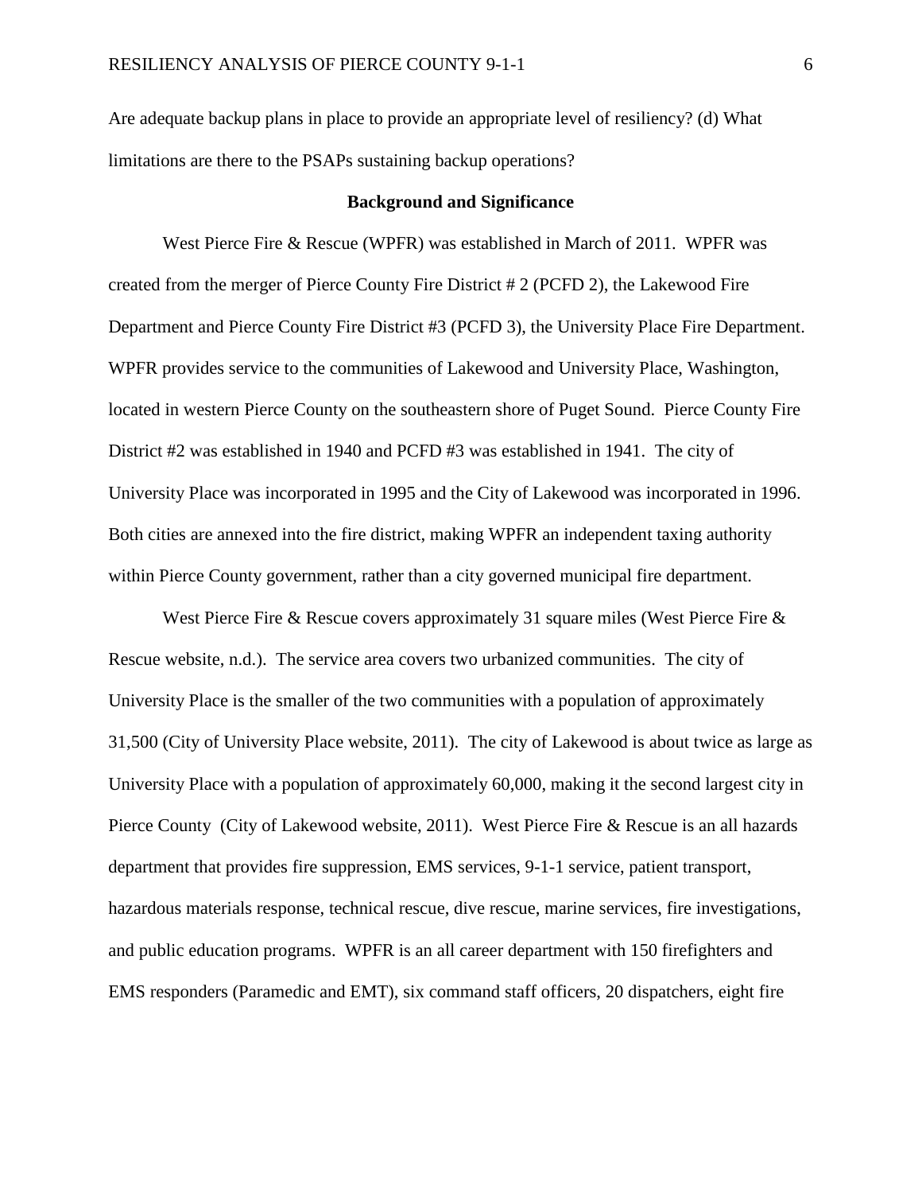Are adequate backup plans in place to provide an appropriate level of resiliency? (d) What limitations are there to the PSAPs sustaining backup operations?

## Background and Significance

West Pierce Fire & Rescue (WPFR) was established in March of 2011. WPFR was created from the merger of Pierce County Fire District # 2 (PCFD 2), the Lakewood Fire Department and Pierce County Fire District #3 (PCFD 3), the University Place Fire Department. WPFR provides service to the communities of Lakewood and University Place, Washington, located in western Pierce County on the southeastern shore of Puget Sound. Pierce County Fire District #2 was established in 1940 and PCFD #3 was established in 1941. The city of University Place was incorporated in 1995 and the City of Lakewood was incorporated in 1996. Both cities are annexed into the fire district, making WPFR an independent taxing authority within Pierce County government, rather than a city governed municipal fire department.

West Pierce Fire & Rescue covers approximately 31 square miles (West Pierce Fire & Rescue website, n.d.). The service area covers two urbanized communities. The city of University Place is the smaller of the two communities with a population of approximately 31,500 (City of University Place website, 2011). The city of Lakewood is about twice as large as University Place with a population of approximately 60,000, making it the second largest city in Pierce County (City of Lakewood website, 2011). West Pierce Fire & Rescue is an all hazards department that provides fire suppression, EMS services, 9-1-1 service, patient transport, hazardous materials response, technical rescue, dive rescue, marine services, fire investigations, and public education programs. WPFR is an all career department with 150 firefighters and EMS responders (Paramedic and EMT), six command staff officers, 20 dispatchers, eight fire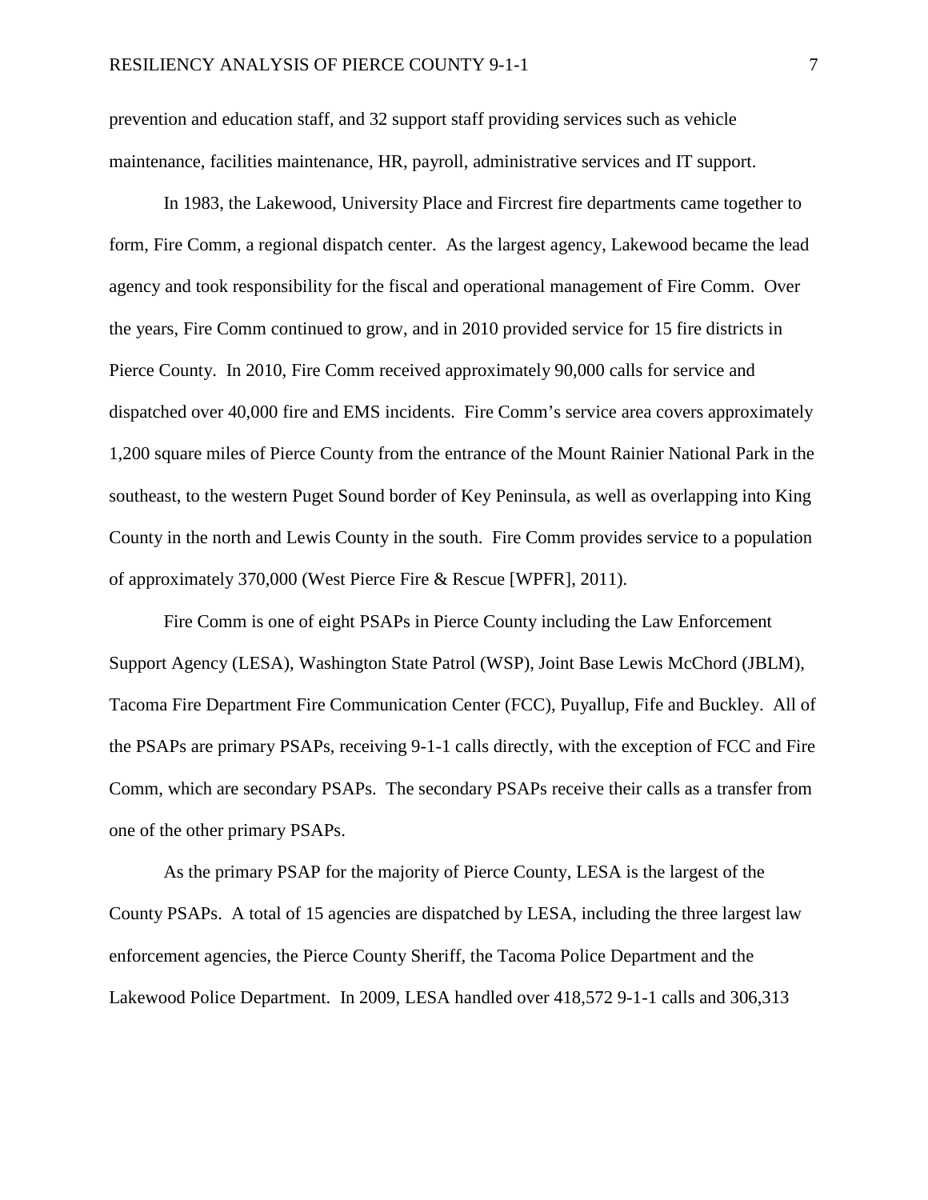prevention and education staff, and 32 support staff providing services such as vehicle maintenance, facilities maintenance, HR, payroll, administrative services and IT support.

In 1983, the Lakewood, University Place and Fircrest fire departments came together to form, Fire Comm, a regional dispatch center. As the largest agency, Lakewood became the lead agency and took responsibility for the fiscal and operational management of Fire Comm. Over the years, Fire Comm continued to grow, and in 2010 provided service for 15 fire districts in Pierce County. In 2010, Fire Comm received approximately 90,000 calls for service and dispatched over 40,000 fire and EMS incidents. Fire Comm's service area covers approximately 1,200 square miles of Pierce County from the entrance of the Mount Rainier National Park in the southeast, to the western Puget Sound border of Key Peninsula, as well as overlapping into King County in the north and Lewis County in the south. Fire Comm provides service to a population of approximately 370,000 (West Pierce Fire & Rescue [WPFR], 2011).

Fire Comm is one of eight PSAPs in Pierce County including the Law Enforcement Support Agency (LESA), Washington State Patrol (WSP), Joint Base Lewis McChord (JBLM), Tacoma Fire Department Fire Communication Center (FCC), Puyallup, Fife and Buckley. All of the PSAPs are primary PSAPs, receiving 9-1-1 calls directly, with the exception of FCC and Fire Comm, which are secondary PSAPs. The secondary PSAPs receive their calls as a transfer from one of the other primary PSAPs.

As the primary PSAP for the majority of Pierce County, LESA is the largest of the County PSAPs. A total of 15 agencies are dispatched by LESA, including the three largest law enforcement agencies, the Pierce County Sheriff, the Tacoma Police Department and the Lakewood Police Department. In 2009, LESA handled over 418,572 9-1-1 calls and 306,313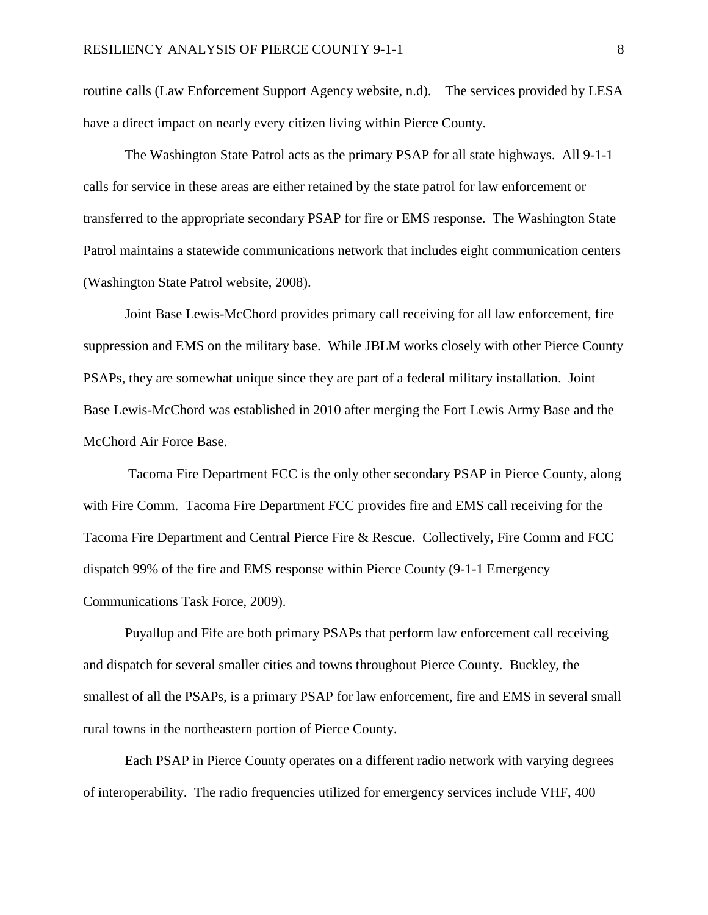routine calls (Law Enforcement Support Agency website, n.d). The services provided by LESA have a direct impact on nearly every citizen living within Pierce County.

The Washington State Patrol acts as the primary PSAP for all state highways. All 9-1-1 calls for service in these areas are either retained by the state patrol for law enforcement or transferred to the appropriate secondary PSAP for fire or EMS response. The Washington State Patrol maintains a statewide communications network that includes eight communication centers (Washington State Patrol website, 2008).

Joint Base Lewis-McChord provides primary call receiving for all law enforcement, fire suppression and EMS on the military base. While JBLM works closely with other Pierce County PSAPs, they are somewhat unique since they are part of a federal military installation. Joint Base Lewis-McChord was established in 2010 after merging the Fort Lewis Army Base and the McChord Air Force Base.

Tacoma Fire Department FCC is the only other secondary PSAP in Pierce County, along with Fire Comm. Tacoma Fire Department FCC provides fire and EMS call receiving for the Tacoma Fire Department and Central Pierce Fire & Rescue. Collectively, Fire Comm and FCC dispatch 99% of the fire and EMS response within Pierce County (9-1-1 Emergency Communications Task Force, 2009).

Puyallup and Fife are both primary PSAPs that perform law enforcement call receiving and dispatch for several smaller cities and towns throughout Pierce County. Buckley, the smallest of all the PSAPs, is a primary PSAP for law enforcement, fire and EMS in several small rural towns in the northeastern portion of Pierce County.

Each PSAP in Pierce County operates on a different radio network with varying degrees of interoperability. The radio frequencies utilized for emergency services include VHF, 400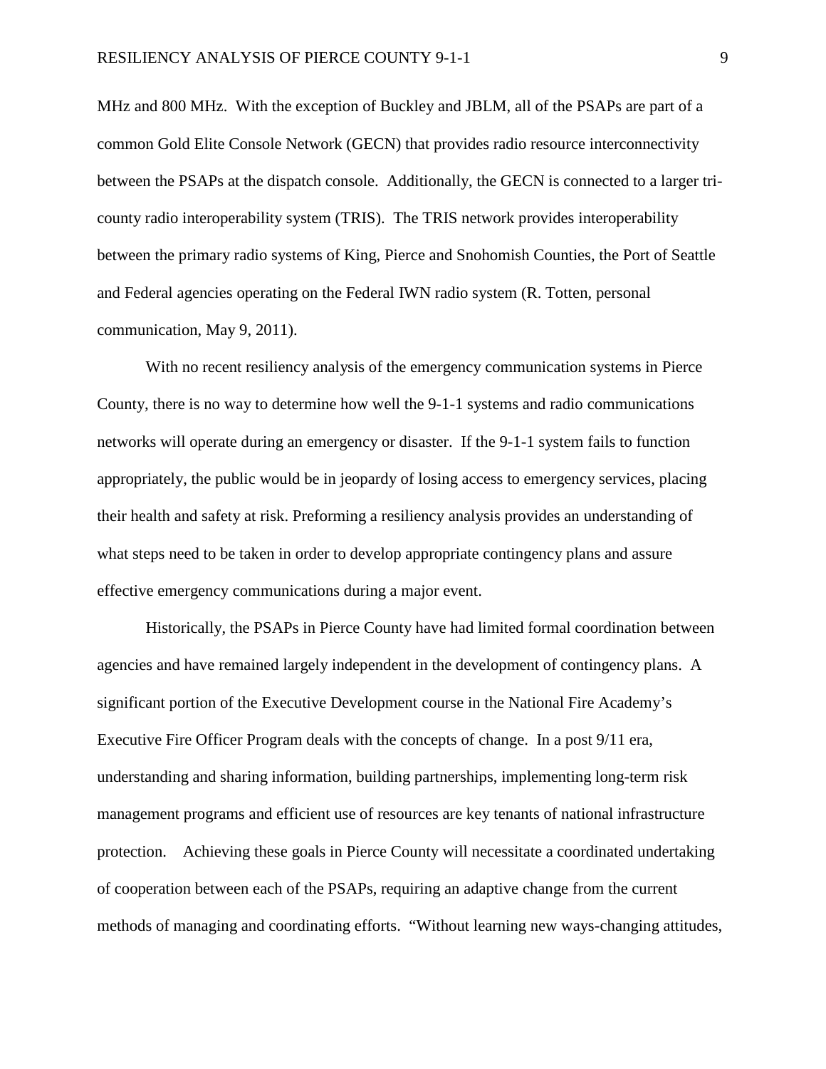MHz and 800 MHz. With the exception of Buckley and JBLM, all of the PSAPs are part of a common Gold Elite Console Network (GECN) that provides radio resource interconnectivity between the PSAPs at the dispatch console. Additionally, the GECN is connected to a larger tri-county radio interoperability system (TRIS). The TRIS network provides interoperability between the primary radio systems of King, Pierce and Snohomish Counties, the Port of Seattle and Federal agencies operating on the Federal IWN radio system (R. Totten, personal communication, May 9, 2011).

With no recent resiliency analysis of the emergency communication systems in Pierce County, there is no way to determine how well the 9-1-1 systems and radio communications networks will operate during an emergency or disaster. If the 9-1-1 system fails to function appropriately, the public would be in jeopardy of losing access to emergency services, placing their health and safety at risk. Preforming a resiliency analysis provides an understanding of what steps need to be taken in order to develop appropriate contingency plans and assure effective emergency communications during a major event.

Historically, the PSAPs in Pierce County have had limited formal coordination between agencies and have remained largely independent in the development of contingency plans. A significant portion of the Executive Development course in the National Fire Academy's Executive Fire Officer Program deals with the concepts of change. In a post 9/11 era, understanding and sharing information, building partnerships, implementing long-term risk management programs and efficient use of resources are key tenants of national infrastructure protection. Achieving these goals in Pierce County will necessitate a coordinated undertaking of cooperation between each of the PSAPs, requiring an adaptive change from the current methods of managing and coordinating efforts. "Without learning new ways-changing attitudes,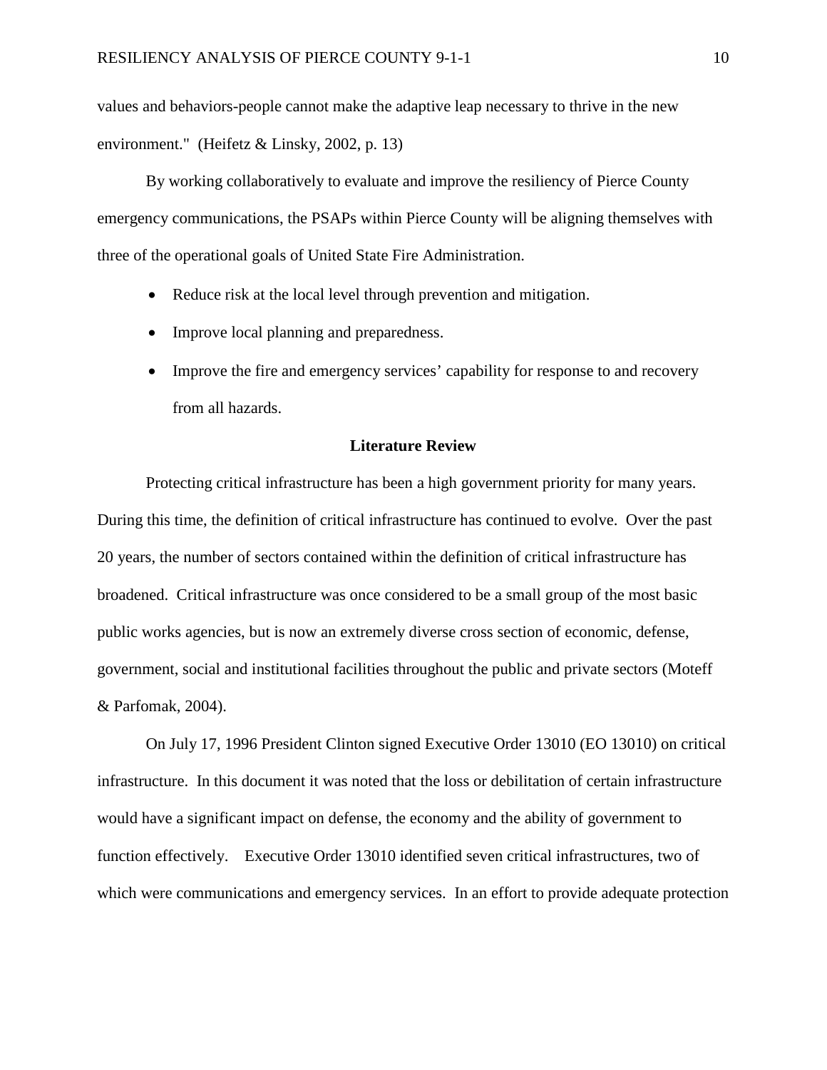values and behaviors-people cannot make the adaptive leap necessary to thrive in the new environment." (Heifetz & Linsky, 2002, p. 13)

By working collaboratively to evaluate and improve the resiliency of Pierce County emergency communications, the PSAPs within Pierce County will be aligning themselves with three of the operational goals of United State Fire Administration.

- Reduce risk at the local level through prevention and mitigation.
- Improve local planning and preparedness.
- Improve the fire and emergency services' capability for response to and recovery from all hazards.

## Literature Review

Protecting critical infrastructure has been a high government priority for many years. During this time, the definition of critical infrastructure has continued to evolve. Over the past 20 years, the number of sectors contained within the definition of critical infrastructure has broadened. Critical infrastructure was once considered to be a small group of the most basic public works agencies, but is now an extremely diverse cross section of economic, defense, government, social and institutional facilities throughout the public and private sectors (Moteff & Parfomak, 2004).

On July 17, 1996 President Clinton signed Executive Order 13010 (EO 13010) on critical infrastructure. In this document it was noted that the loss or debilitation of certain infrastructure would have a significant impact on defense, the economy and the ability of government to function effectively. Executive Order 13010 identified seven critical infrastructures, two of which were communications and emergency services. In an effort to provide adequate protection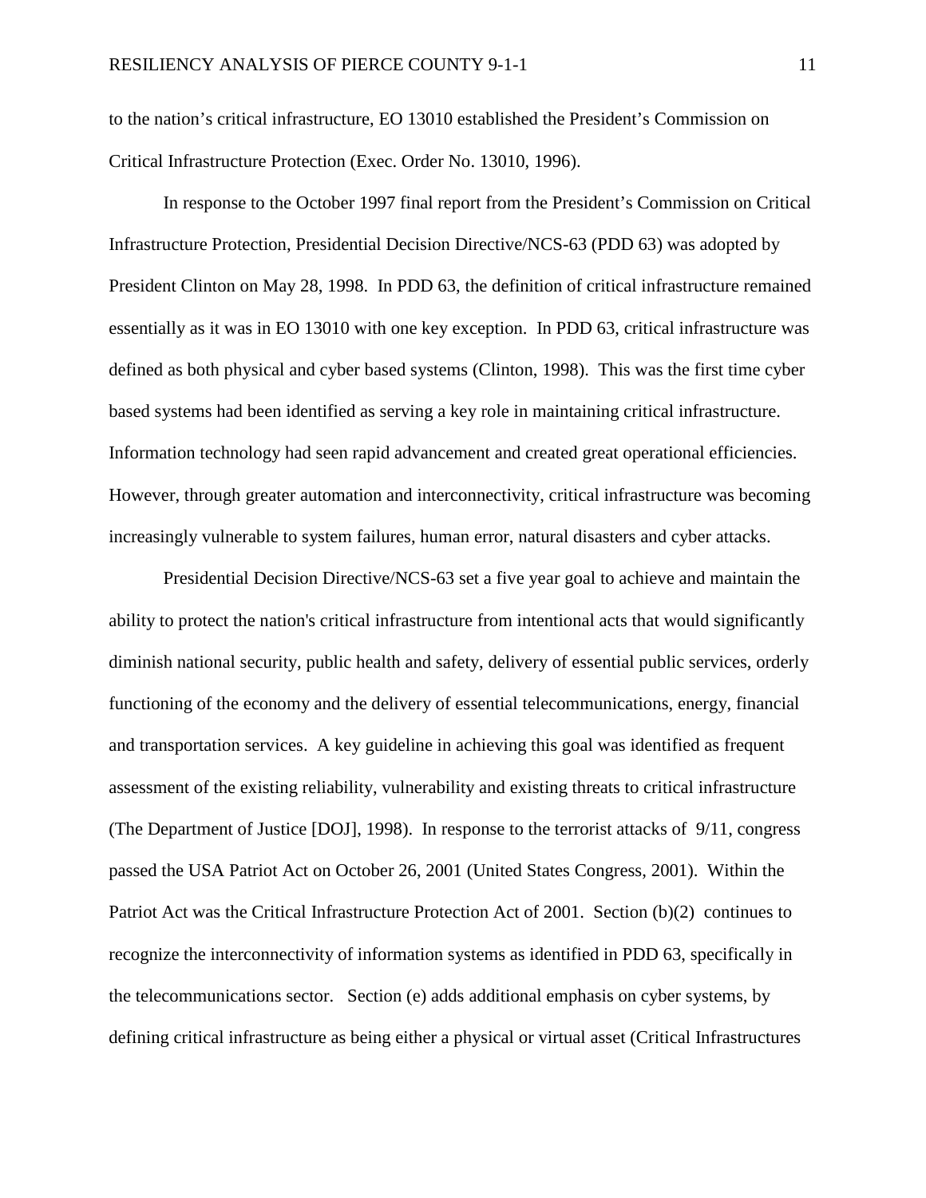to the nation's critical infrastructure, EO 13010 established the President's Commission on Critical Infrastructure Protection (Exec. Order No. 13010, 1996).

In response to the October 1997 final report from the President's Commission on Critical Infrastructure Protection, Presidential Decision Directive/NCS-63 (PDD 63) was adopted by President Clinton on May 28, 1998. In PDD 63, the definition of critical infrastructure remained essentially as it was in EO 13010 with one key exception. In PDD 63, critical infrastructure was defined as both physical and cyber based systems (Clinton, 1998). This was the first time cyber based systems had been identified as serving a key role in maintaining critical infrastructure. Information technology had seen rapid advancement and created great operational efficiencies. However, through greater automation and interconnectivity, critical infrastructure was becoming increasingly vulnerable to system failures, human error, natural disasters and cyber attacks.

Presidential Decision Directive/NCS-63 set a five year goal to achieve and maintain the ability to protect the nation's critical infrastructure from intentional acts that would significantly diminish national security, public health and safety, delivery of essential public services, orderly functioning of the economy and the delivery of essential telecommunications, energy, financial and transportation services. A key guideline in achieving this goal was identified as frequent assessment of the existing reliability, vulnerability and existing threats to critical infrastructure (The Department of Justice [DOJ], 1998). In response to the terrorist attacks of 9/11, congress passed the USA Patriot Act on October 26, 2001 (United States Congress, 2001). Within the Patriot Act was the Critical Infrastructure Protection Act of 2001. Section (b)(2) continues to recognize the interconnectivity of information systems as identified in PDD 63, specifically in the telecommunications sector. Section (e) adds additional emphasis on cyber systems, by defining critical infrastructure as being either a physical or virtual asset (Critical Infrastructures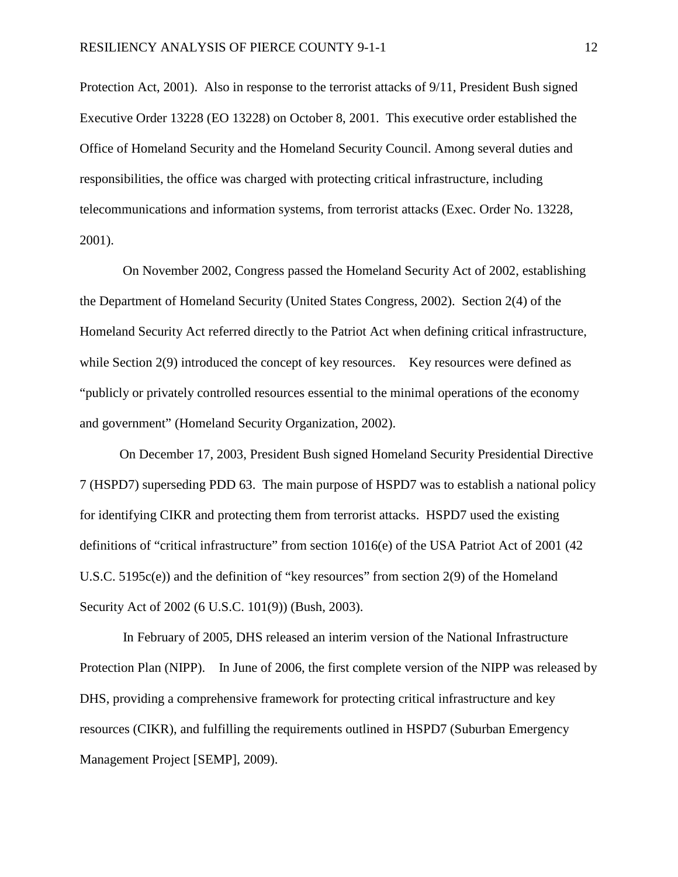Protection Act, 2001). Also in response to the terrorist attacks of 9/11, President Bush signed Executive Order 13228 (EO 13228) on October 8, 2001. This executive order established the Office of Homeland Security and the Homeland Security Council. Among several duties and responsibilities, the office was charged with protecting critical infrastructure, including telecommunications and information systems, from terrorist attacks (Exec. Order No. 13228, 2001).

On November 2002, Congress passed the Homeland Security Act of 2002, establishing the Department of Homeland Security (United States Congress, 2002). Section 2(4) of the Homeland Security Act referred directly to the Patriot Act when defining critical infrastructure, while Section 2(9) introduced the concept of key resources. Key resources were defined as "publicly or privately controlled resources essential to the minimal operations of the economy and government" (Homeland Security Organization, 2002).

On December 17, 2003, President Bush signed Homeland Security Presidential Directive 7 (HSPD7) superseding PDD 63. The main purpose of HSPD7 was to establish a national policy for identifying CIKR and protecting them from terrorist attacks. HSPD7 used the existing definitions of "critical infrastructure" from section 1016(e) of the USA Patriot Act of 2001 (42 U.S.C. 5195c(e)) and the definition of "key resources" from section 2(9) of the Homeland Security Act of 2002 (6 U.S.C. 101(9)) (Bush, 2003).

In February of 2005, DHS released an interim version of the National Infrastructure Protection Plan (NIPP). In June of 2006, the first complete version of the NIPP was released by DHS, providing a comprehensive framework for protecting critical infrastructure and key resources (CIKR), and fulfilling the requirements outlined in HSPD7 (Suburban Emergency Management Project [SEMP], 2009).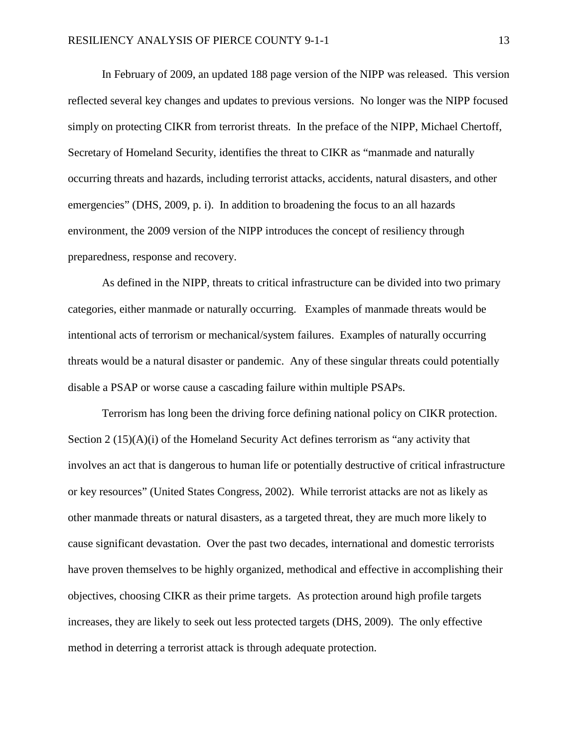In February of 2009, an updated 188 page version of the NIPP was released. This version reflected several key changes and updates to previous versions. No longer was the NIPP focused simply on protecting CIKR from terrorist threats. In the preface of the NIPP, Michael Chertoff, Secretary of Homeland Security, identifies the threat to CIKR as "manmade and naturally occurring threats and hazards, including terrorist attacks, accidents, natural disasters, and other emergencies" (DHS, 2009, p. i). In addition to broadening the focus to an all hazards environment, the 2009 version of the NIPP introduces the concept of resiliency through preparedness, response and recovery.

As defined in the NIPP, threats to critical infrastructure can be divided into two primary categories, either manmade or naturally occurring. Examples of manmade threats would be intentional acts of terrorism or mechanical/system failures. Examples of naturally occurring threats would be a natural disaster or pandemic. Any of these singular threats could potentially disable a PSAP or worse cause a cascading failure within multiple PSAPs.

Terrorism has long been the driving force defining national policy on CIKR protection. Section 2 (15)(A)(i) of the Homeland Security Act defines terrorism as "any activity that involves an act that is dangerous to human life or potentially destructive of critical infrastructure or key resources" (United States Congress, 2002). While terrorist attacks are not as likely as other manmade threats or natural disasters, as a targeted threat, they are much more likely to cause significant devastation. Over the past two decades, international and domestic terrorists have proven themselves to be highly organized, methodical and effective in accomplishing their objectives, choosing CIKR as their prime targets. As protection around high profile targets increases, they are likely to seek out less protected targets (DHS, 2009). The only effective method in deterring a terrorist attack is through adequate protection.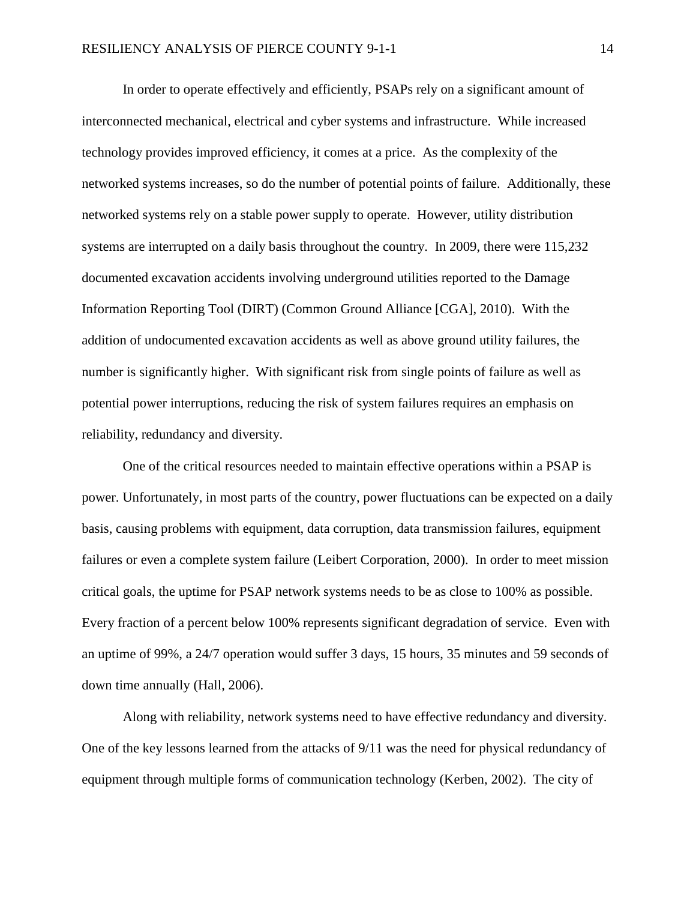In order to operate effectively and efficiently, PSAPs rely on a significant amount of interconnected mechanical, electrical and cyber systems and infrastructure. While increased technology provides improved efficiency, it comes at a price. As the complexity of the networked systems increases, so do the number of potential points of failure. Additionally, these networked systems rely on a stable power supply to operate. However, utility distribution systems are interrupted on a daily basis throughout the country. In 2009, there were 115,232 documented excavation accidents involving underground utilities reported to the Damage Information Reporting Tool (DIRT) (Common Ground Alliance [CGA], 2010). With the addition of undocumented excavation accidents as well as above ground utility failures, the number is significantly higher. With significant risk from single points of failure as well as potential power interruptions, reducing the risk of system failures requires an emphasis on reliability, redundancy and diversity.

One of the critical resources needed to maintain effective operations within a PSAP is power. Unfortunately, in most parts of the country, power fluctuations can be expected on a daily basis, causing problems with equipment, data corruption, data transmission failures, equipment failures or even a complete system failure (Leibert Corporation, 2000). In order to meet mission critical goals, the uptime for PSAP network systems needs to be as close to 100% as possible. Every fraction of a percent below 100% represents significant degradation of service. Even with an uptime of 99%, a 24/7 operation would suffer 3 days, 15 hours, 35 minutes and 59 seconds of down time annually (Hall, 2006).

Along with reliability, network systems need to have effective redundancy and diversity. One of the key lessons learned from the attacks of 9/11 was the need for physical redundancy of equipment through multiple forms of communication technology (Kerben, 2002). The city of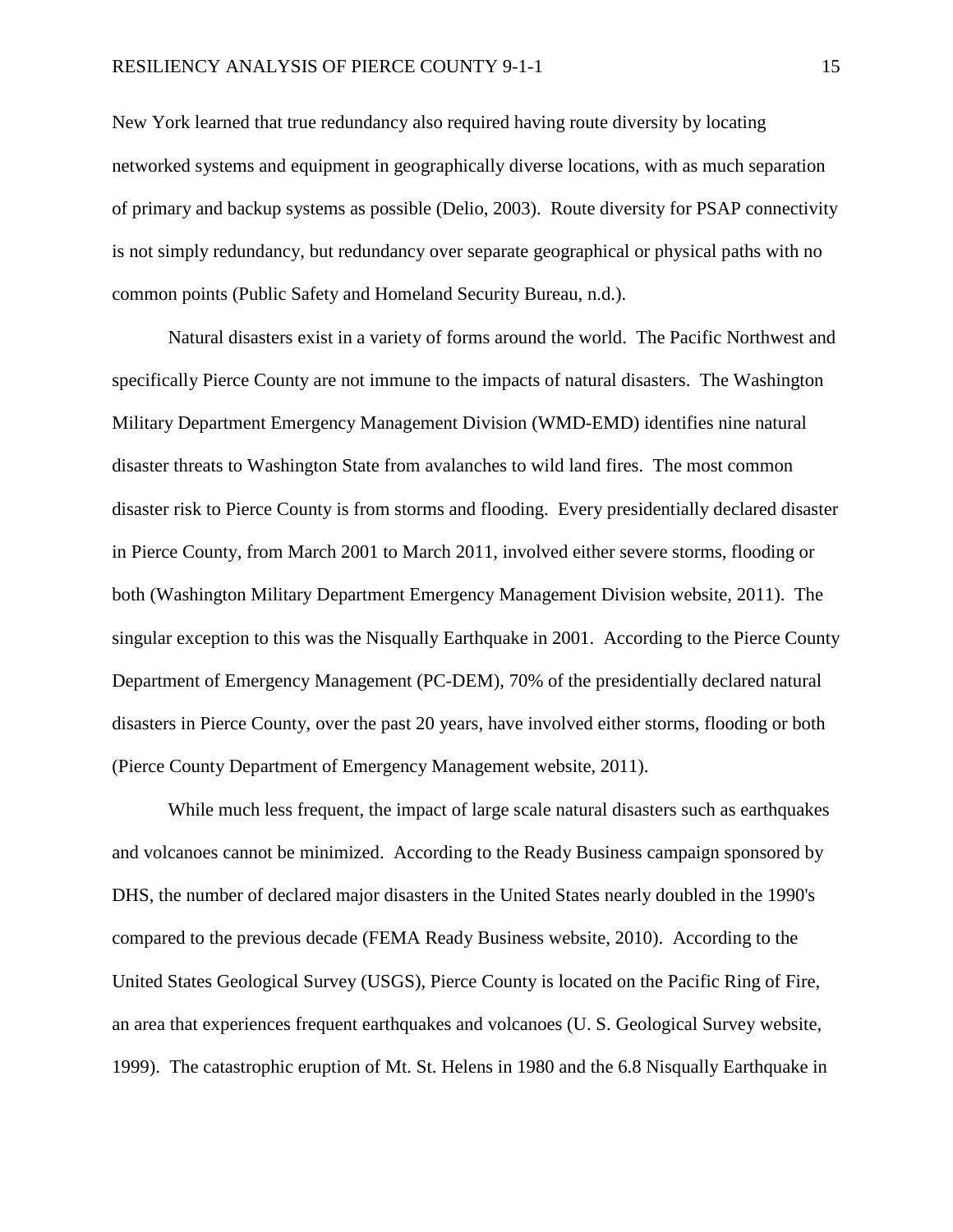New York learned that true redundancy also required having route diversity by locating networked systems and equipment in geographically diverse locations, with as much separation of primary and backup systems as possible (Delio, 2003). Route diversity for PSAP connectivity is not simply redundancy, but redundancy over separate geographical or physical paths with no common points (Public Safety and Homeland Security Bureau, n.d.).

Natural disasters exist in a variety of forms around the world. The Pacific Northwest and specifically Pierce County are not immune to the impacts of natural disasters. The Washington Military Department Emergency Management Division (WMD-EMD) identifies nine natural disaster threats to Washington State from avalanches to wild land fires. The most common disaster risk to Pierce County is from storms and flooding. Every presidentially declared disaster in Pierce County, from March 2001 to March 2011, involved either severe storms, flooding or both (Washington Military Department Emergency Management Division website, 2011). The singular exception to this was the Nisqually Earthquake in 2001. According to the Pierce County Department of Emergency Management (PC-DEM), 70% of the presidentially declared natural disasters in Pierce County, over the past 20 years, have involved either storms, flooding or both (Pierce County Department of Emergency Management website, 2011).

While much less frequent, the impact of large scale natural disasters such as earthquakes and volcanoes cannot be minimized. According to the Ready Business campaign sponsored by DHS, the number of declared major disasters in the United States nearly doubled in the 1990's compared to the previous decade (FEMA Ready Business website, 2010). According to the United States Geological Survey (USGS), Pierce County is located on the Pacific Ring of Fire, an area that experiences frequent earthquakes and volcanoes (U. S. Geological Survey website, 1999). The catastrophic eruption of Mt. St. Helens in 1980 and the 6.8 Nisqually Earthquake in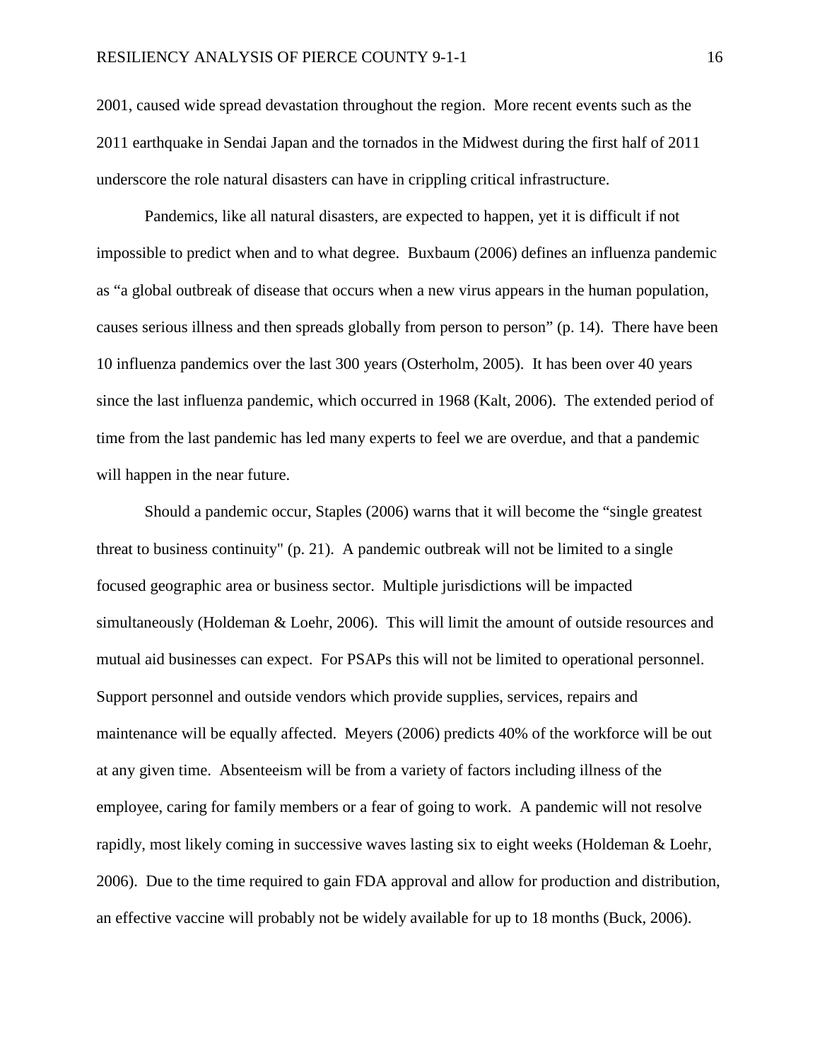2001, caused wide spread devastation throughout the region. More recent events such as the 2011 earthquake in Sendai Japan and the tornados in the Midwest during the first half of 2011 underscore the role natural disasters can have in crippling critical infrastructure.

Pandemics, like all natural disasters, are expected to happen, yet it is difficult if not impossible to predict when and to what degree. Buxbaum (2006) defines an influenza pandemic as "a global outbreak of disease that occurs when a new virus appears in the human population, causes serious illness and then spreads globally from person to person" (p. 14). There have been 10 influenza pandemics over the last 300 years (Osterholm, 2005). It has been over 40 years since the last influenza pandemic, which occurred in 1968 (Kalt, 2006). The extended period of time from the last pandemic has led many experts to feel we are overdue, and that a pandemic will happen in the near future.

Should a pandemic occur, Staples (2006) warns that it will become the "single greatest threat to business continuity" (p. 21). A pandemic outbreak will not be limited to a single focused geographic area or business sector. Multiple jurisdictions will be impacted simultaneously (Holdeman & Loehr, 2006). This will limit the amount of outside resources and mutual aid businesses can expect. For PSAPs this will not be limited to operational personnel. Support personnel and outside vendors which provide supplies, services, repairs and maintenance will be equally affected. Meyers (2006) predicts 40% of the workforce will be out at any given time. Absenteeism will be from a variety of factors including illness of the employee, caring for family members or a fear of going to work. A pandemic will not resolve rapidly, most likely coming in successive waves lasting six to eight weeks (Holdeman & Loehr, 2006). Due to the time required to gain FDA approval and allow for production and distribution, an effective vaccine will probably not be widely available for up to 18 months (Buck, 2006).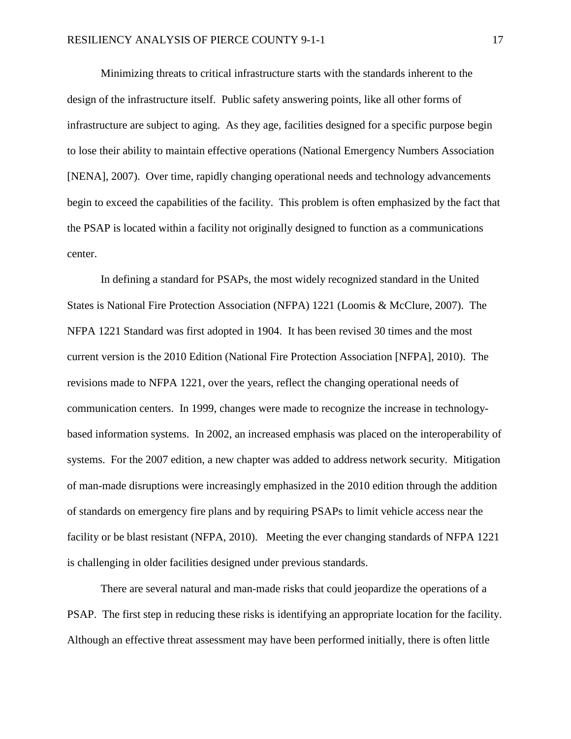Minimizing threats to critical infrastructure starts with the standards inherent to the design of the infrastructure itself. Public safety answering points, like all other forms of infrastructure are subject to aging. As they age, facilities designed for a specific purpose begin to lose their ability to maintain effective operations (National Emergency Numbers Association [NENA], 2007). Over time, rapidly changing operational needs and technology advancements begin to exceed the capabilities of the facility. This problem is often emphasized by the fact that the PSAP is located within a facility not originally designed to function as a communications center.

In defining a standard for PSAPs, the most widely recognized standard in the United States is National Fire Protection Association (NFPA) 1221 (Loomis & McClure, 2007). The NFPA 1221 Standard was first adopted in 1904. It has been revised 30 times and the most current version is the 2010 Edition (National Fire Protection Association [NFPA], 2010). The revisions made to NFPA 1221, over the years, reflect the changing operational needs of communication centers. In 1999, changes were made to recognize the increase in technology-based information systems. In 2002, an increased emphasis was placed on the interoperability of systems. For the 2007 edition, a new chapter was added to address network security. Mitigation of man-made disruptions were increasingly emphasized in the 2010 edition through the addition of standards on emergency fire plans and by requiring PSAPs to limit vehicle access near the facility or be blast resistant (NFPA, 2010). Meeting the ever changing standards of NFPA 1221 is challenging in older facilities designed under previous standards.

There are several natural and man-made risks that could jeopardize the operations of a PSAP. The first step in reducing these risks is identifying an appropriate location for the facility. Although an effective threat assessment may have been performed initially, there is often little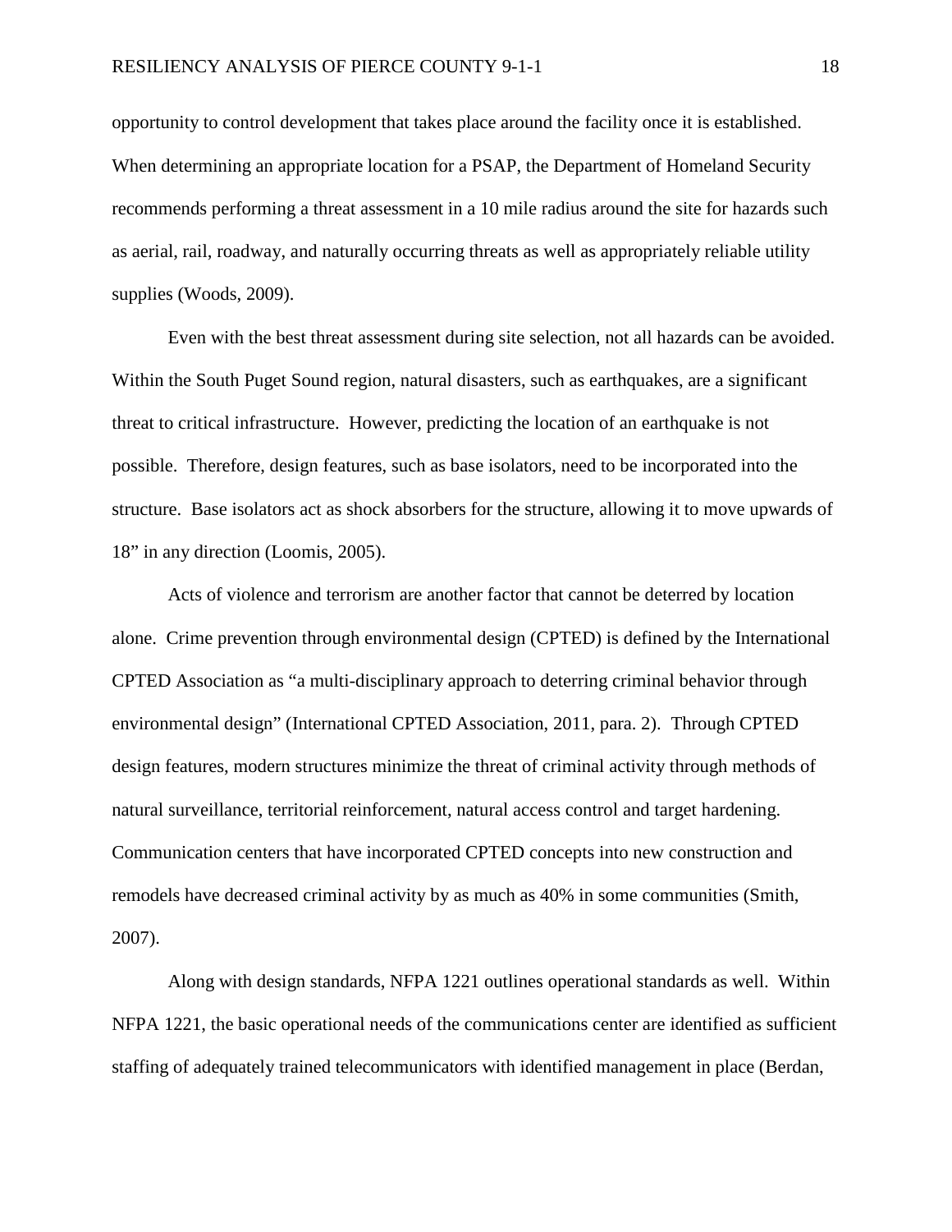opportunity to control development that takes place around the facility once it is established. When determining an appropriate location for a PSAP, the Department of Homeland Security recommends performing a threat assessment in a 10 mile radius around the site for hazards such as aerial, rail, roadway, and naturally occurring threats as well as appropriately reliable utility supplies (Woods, 2009).

Even with the best threat assessment during site selection, not all hazards can be avoided. Within the South Puget Sound region, natural disasters, such as earthquakes, are a significant threat to critical infrastructure. However, predicting the location of an earthquake is not possible. Therefore, design features, such as base isolators, need to be incorporated into the structure. Base isolators act as shock absorbers for the structure, allowing it to move upwards of 18" in any direction (Loomis, 2005).

Acts of violence and terrorism are another factor that cannot be deterred by location alone. Crime prevention through environmental design (CPTED) is defined by the International CPTED Association as "a multi-disciplinary approach to deterring criminal behavior through environmental design" (International CPTED Association, 2011, para. 2). Through CPTED design features, modern structures minimize the threat of criminal activity through methods of natural surveillance, territorial reinforcement, natural access control and target hardening. Communication centers that have incorporated CPTED concepts into new construction and remodels have decreased criminal activity by as much as 40% in some communities (Smith, 2007).

Along with design standards, NFPA 1221 outlines operational standards as well. Within NFPA 1221, the basic operational needs of the communications center are identified as sufficient staffing of adequately trained telecommunicators with identified management in place (Berdan,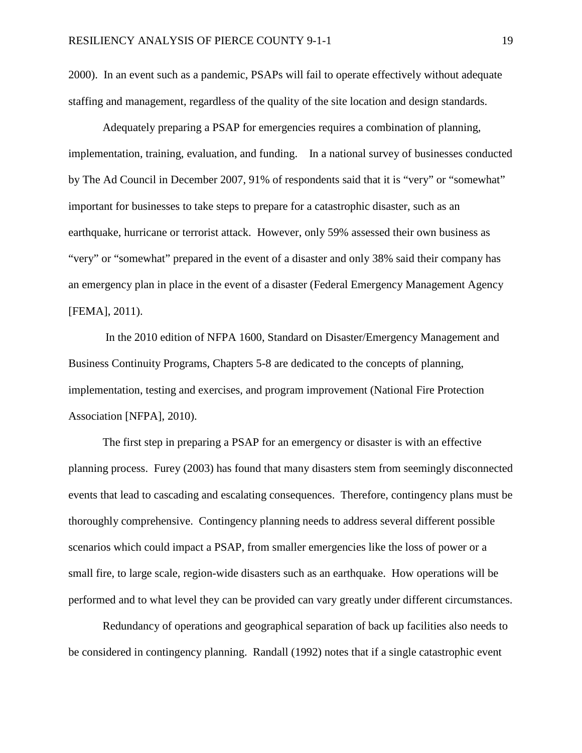2000). In an event such as a pandemic, PSAPs will fail to operate effectively without adequate staffing and management, regardless of the quality of the site location and design standards.

Adequately preparing a PSAP for emergencies requires a combination of planning, implementation, training, evaluation, and funding. In a national survey of businesses conducted by The Ad Council in December 2007, 91% of respondents said that it is "very" or "somewhat" important for businesses to take steps to prepare for a catastrophic disaster, such as an earthquake, hurricane or terrorist attack. However, only 59% assessed their own business as "very" or "somewhat" prepared in the event of a disaster and only 38% said their company has an emergency plan in place in the event of a disaster (Federal Emergency Management Agency [FEMA], 2011).

In the 2010 edition of NFPA 1600, Standard on Disaster/Emergency Management and Business Continuity Programs, Chapters 5-8 are dedicated to the concepts of planning, implementation, testing and exercises, and program improvement (National Fire Protection Association [NFPA], 2010).

The first step in preparing a PSAP for an emergency or disaster is with an effective planning process. Furey (2003) has found that many disasters stem from seemingly disconnected events that lead to cascading and escalating consequences. Therefore, contingency plans must be thoroughly comprehensive. Contingency planning needs to address several different possible scenarios which could impact a PSAP, from smaller emergencies like the loss of power or a small fire, to large scale, region-wide disasters such as an earthquake. How operations will be performed and to what level they can be provided can vary greatly under different circumstances.

Redundancy of operations and geographical separation of back up facilities also needs to be considered in contingency planning. Randall (1992) notes that if a single catastrophic event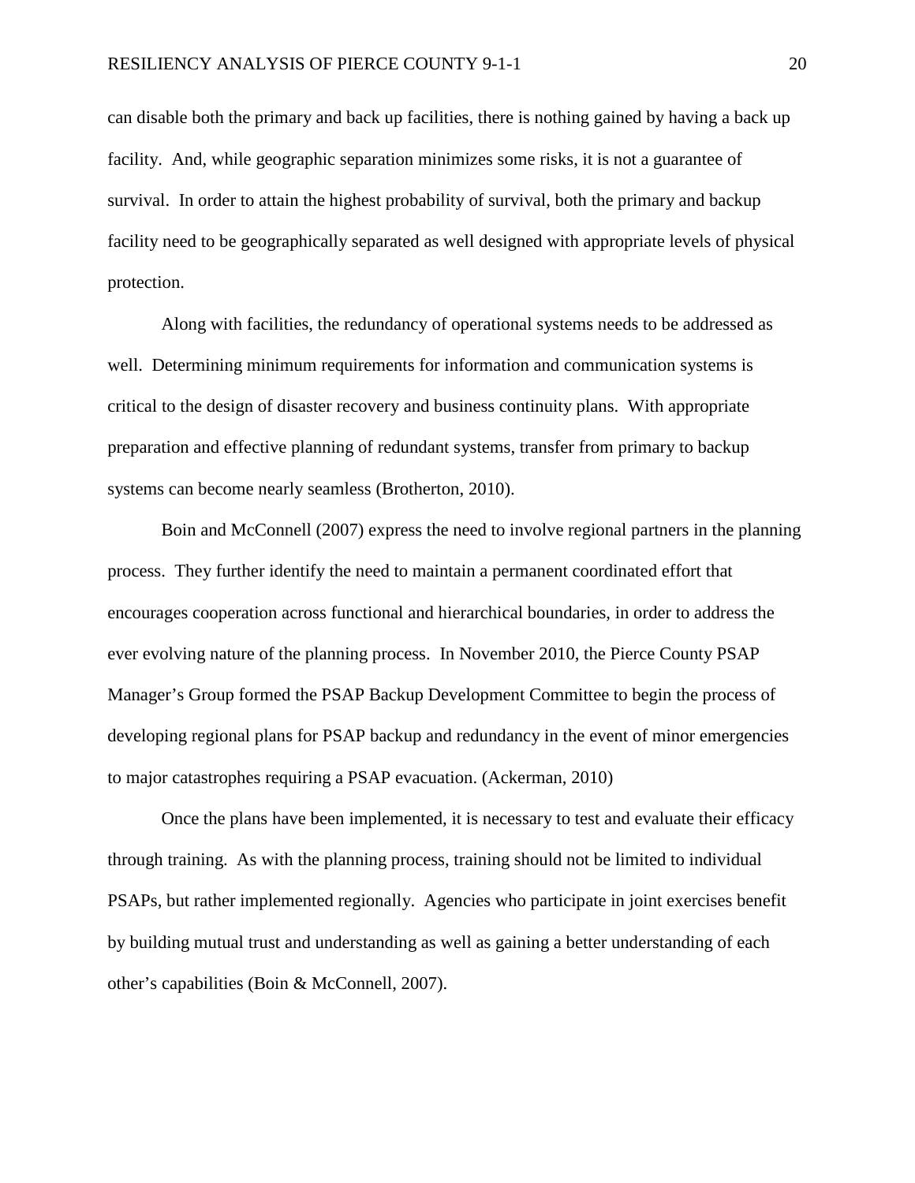can disable both the primary and back up facilities, there is nothing gained by having a back up facility. And, while geographic separation minimizes some risks, it is not a guarantee of survival. In order to attain the highest probability of survival, both the primary and backup facility need to be geographically separated as well designed with appropriate levels of physical protection.

Along with facilities, the redundancy of operational systems needs to be addressed as well. Determining minimum requirements for information and communication systems is critical to the design of disaster recovery and business continuity plans. With appropriate preparation and effective planning of redundant systems, transfer from primary to backup systems can become nearly seamless (Brotherton, 2010).

Boin and McConnell (2007) express the need to involve regional partners in the planning process. They further identify the need to maintain a permanent coordinated effort that encourages cooperation across functional and hierarchical boundaries, in order to address the ever evolving nature of the planning process. In November 2010, the Pierce County PSAP Manager's Group formed the PSAP Backup Development Committee to begin the process of developing regional plans for PSAP backup and redundancy in the event of minor emergencies to major catastrophes requiring a PSAP evacuation. (Ackerman, 2010)

Once the plans have been implemented, it is necessary to test and evaluate their efficacy through training. As with the planning process, training should not be limited to individual PSAPs, but rather implemented regionally. Agencies who participate in joint exercises benefit by building mutual trust and understanding as well as gaining a better understanding of each other's capabilities (Boin & McConnell, 2007).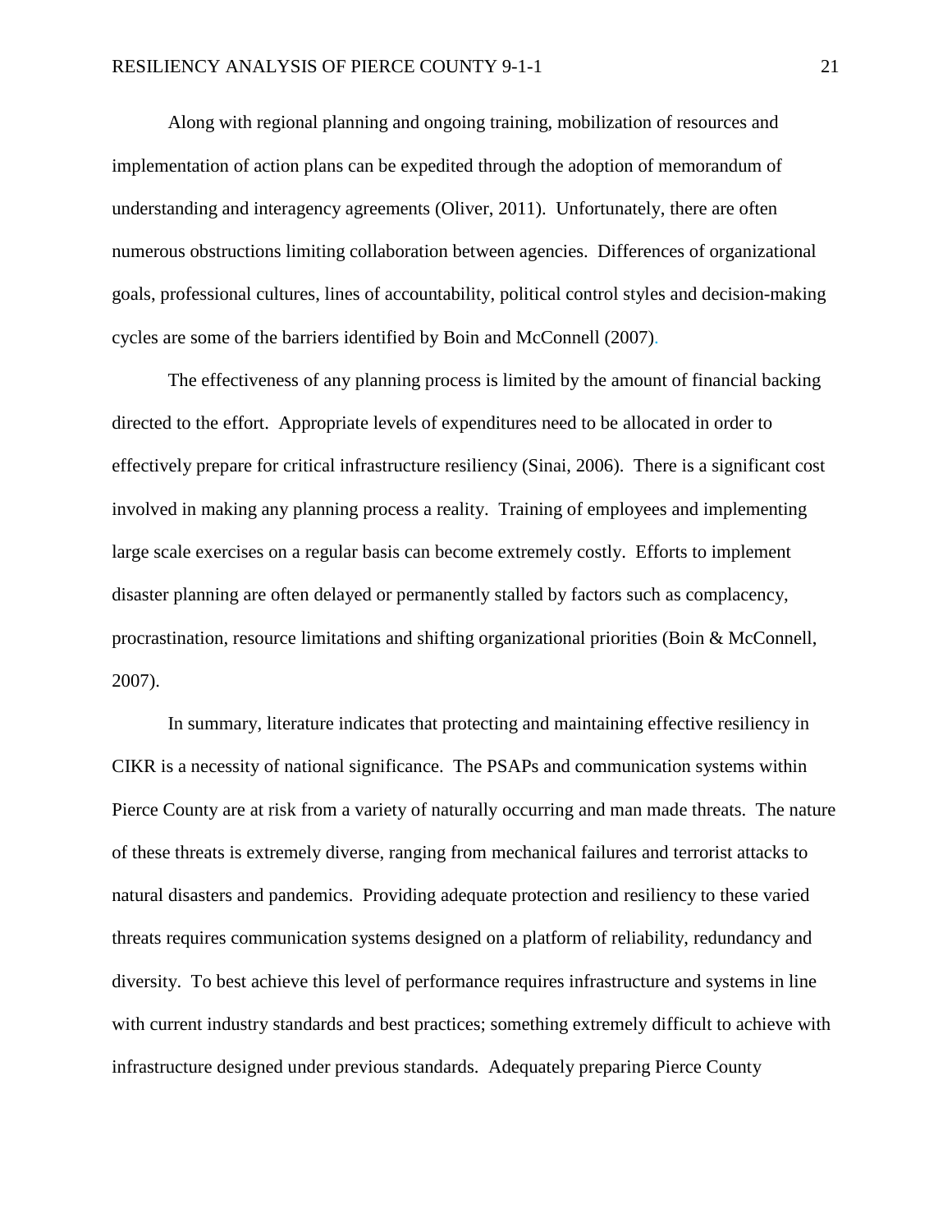Along with regional planning and ongoing training, mobilization of resources and implementation of action plans can be expedited through the adoption of memorandum of understanding and interagency agreements (Oliver, 2011). Unfortunately, there are often numerous obstructions limiting collaboration between agencies. Differences of organizational goals, professional cultures, lines of accountability, political control styles and decision-making cycles are some of the barriers identified by Boin and McConnell (2007).

The effectiveness of any planning process is limited by the amount of financial backing directed to the effort. Appropriate levels of expenditures need to be allocated in order to effectively prepare for critical infrastructure resiliency (Sinai, 2006). There is a significant cost involved in making any planning process a reality. Training of employees and implementing large scale exercises on a regular basis can become extremely costly. Efforts to implement disaster planning are often delayed or permanently stalled by factors such as complacency, procrastination, resource limitations and shifting organizational priorities (Boin & McConnell, 2007).

In summary, literature indicates that protecting and maintaining effective resiliency in CIKR is a necessity of national significance. The PSAPs and communication systems within Pierce County are at risk from a variety of naturally occurring and man made threats. The nature of these threats is extremely diverse, ranging from mechanical failures and terrorist attacks to natural disasters and pandemics. Providing adequate protection and resiliency to these varied threats requires communication systems designed on a platform of reliability, redundancy and diversity. To best achieve this level of performance requires infrastructure and systems in line with current industry standards and best practices; something extremely difficult to achieve with infrastructure designed under previous standards. Adequately preparing Pierce County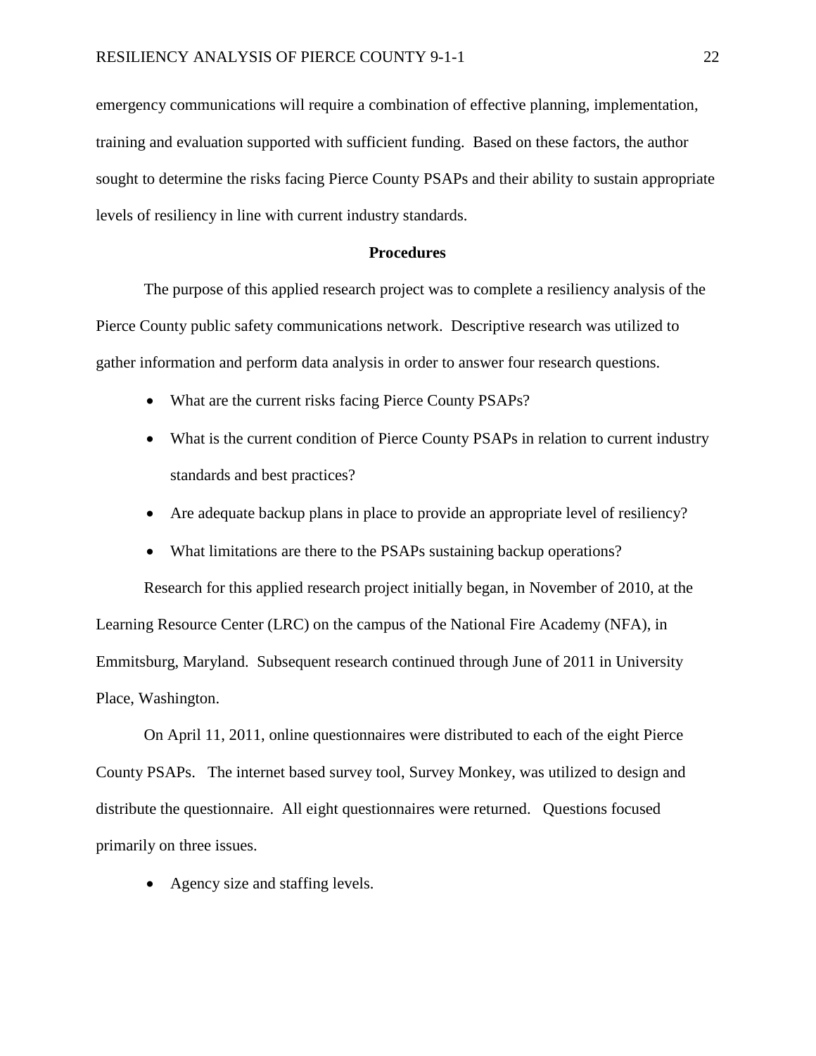emergency communications will require a combination of effective planning, implementation, training and evaluation supported with sufficient funding. Based on these factors, the author sought to determine the risks facing Pierce County PSAPs and their ability to sustain appropriate levels of resiliency in line with current industry standards.

## Procedures

The purpose of this applied research project was to complete a resiliency analysis of the Pierce County public safety communications network. Descriptive research was utilized to gather information and perform data analysis in order to answer four research questions.

- What are the current risks facing Pierce County PSAPs?
- What is the current condition of Pierce County PSAPs in relation to current industry standards and best practices?
- Are adequate backup plans in place to provide an appropriate level of resiliency?
- What limitations are there to the PSAPs sustaining backup operations?

Research for this applied research project initially began, in November of 2010, at the Learning Resource Center (LRC) on the campus of the National Fire Academy (NFA), in Emmitsburg, Maryland. Subsequent research continued through June of 2011 in University Place, Washington.

On April 11, 2011, online questionnaires were distributed to each of the eight Pierce County PSAPs. The internet based survey tool, Survey Monkey, was utilized to design and distribute the questionnaire. All eight questionnaires were returned. Questions focused primarily on three issues.

- Agency size and staffing levels.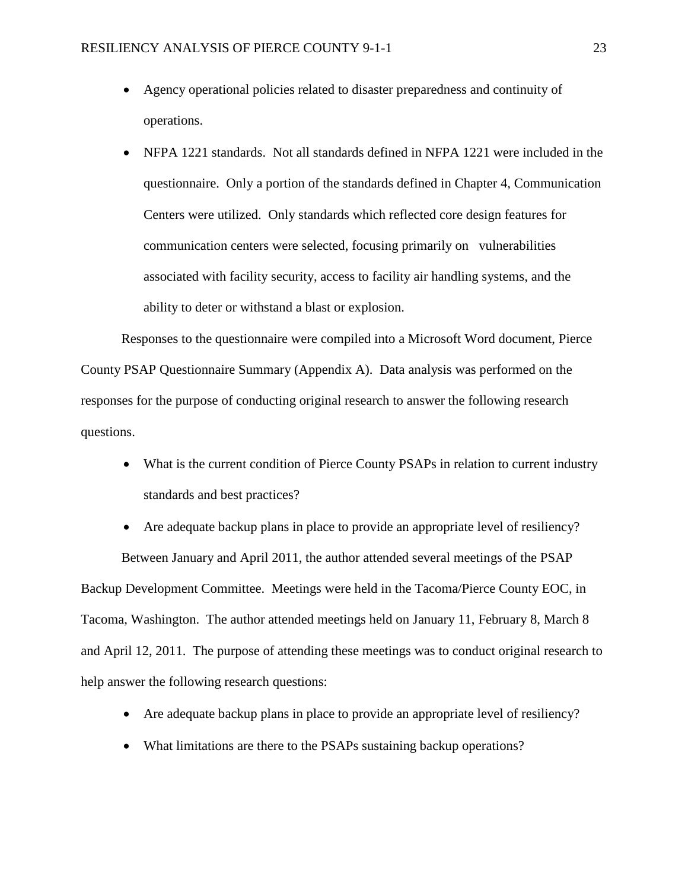- Agency operational policies related to disaster preparedness and continuity of operations.
- NFPA 1221 standards. Not all standards defined in NFPA 1221 were included in the questionnaire. Only a portion of the standards defined in Chapter 4, Communication Centers were utilized. Only standards which reflected core design features for communication centers were selected, focusing primarily on vulnerabilities associated with facility security, access to facility air handling systems, and the ability to deter or withstand a blast or explosion.

Responses to the questionnaire were compiled into a Microsoft Word document, Pierce County PSAP Questionnaire Summary (Appendix A). Data analysis was performed on the responses for the purpose of conducting original research to answer the following research questions.

- What is the current condition of Pierce County PSAPs in relation to current industry standards and best practices?
- Are adequate backup plans in place to provide an appropriate level of resiliency?

Between January and April 2011, the author attended several meetings of the PSAP Backup Development Committee. Meetings were held in the Tacoma/Pierce County EOC, in Tacoma, Washington. The author attended meetings held on January 11, February 8, March 8 and April 12, 2011. The purpose of attending these meetings was to conduct original research to help answer the following research questions:

- Are adequate backup plans in place to provide an appropriate level of resiliency?
- What limitations are there to the PSAPs sustaining backup operations?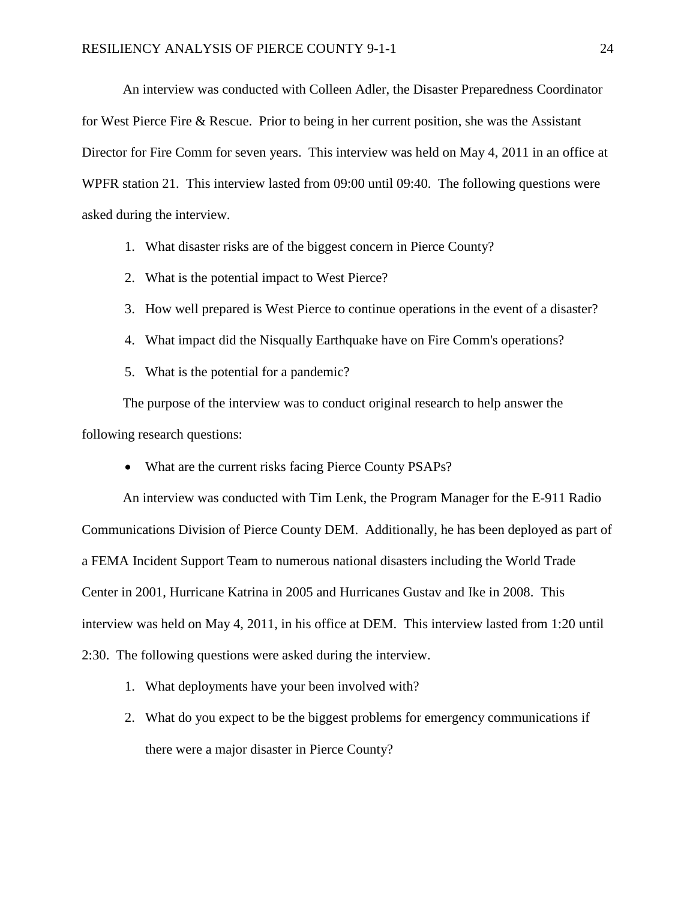An interview was conducted with Colleen Adler, the Disaster Preparedness Coordinator for West Pierce Fire & Rescue. Prior to being in her current position, she was the Assistant Director for Fire Comm for seven years. This interview was held on May 4, 2011 in an office at WPFR station 21. This interview lasted from 09:00 until 09:40. The following questions were asked during the interview.

1. What disaster risks are of the biggest concern in Pierce County?
2. What is the potential impact to West Pierce?
3. How well prepared is West Pierce to continue operations in the event of a disaster?
4. What impact did the Nisqually Earthquake have on Fire Comm's operations?
5. What is the potential for a pandemic?

The purpose of the interview was to conduct original research to help answer the following research questions:

- What are the current risks facing Pierce County PSAPs?

An interview was conducted with Tim Lenk, the Program Manager for the E-911 Radio Communications Division of Pierce County DEM. Additionally, he has been deployed as part of a FEMA Incident Support Team to numerous national disasters including the World Trade Center in 2001, Hurricane Katrina in 2005 and Hurricanes Gustav and Ike in 2008. This interview was held on May 4, 2011, in his office at DEM. This interview lasted from 1:20 until 2:30. The following questions were asked during the interview.

1. What deployments have your been involved with?
2. What do you expect to be the biggest problems for emergency communications if there were a major disaster in Pierce County?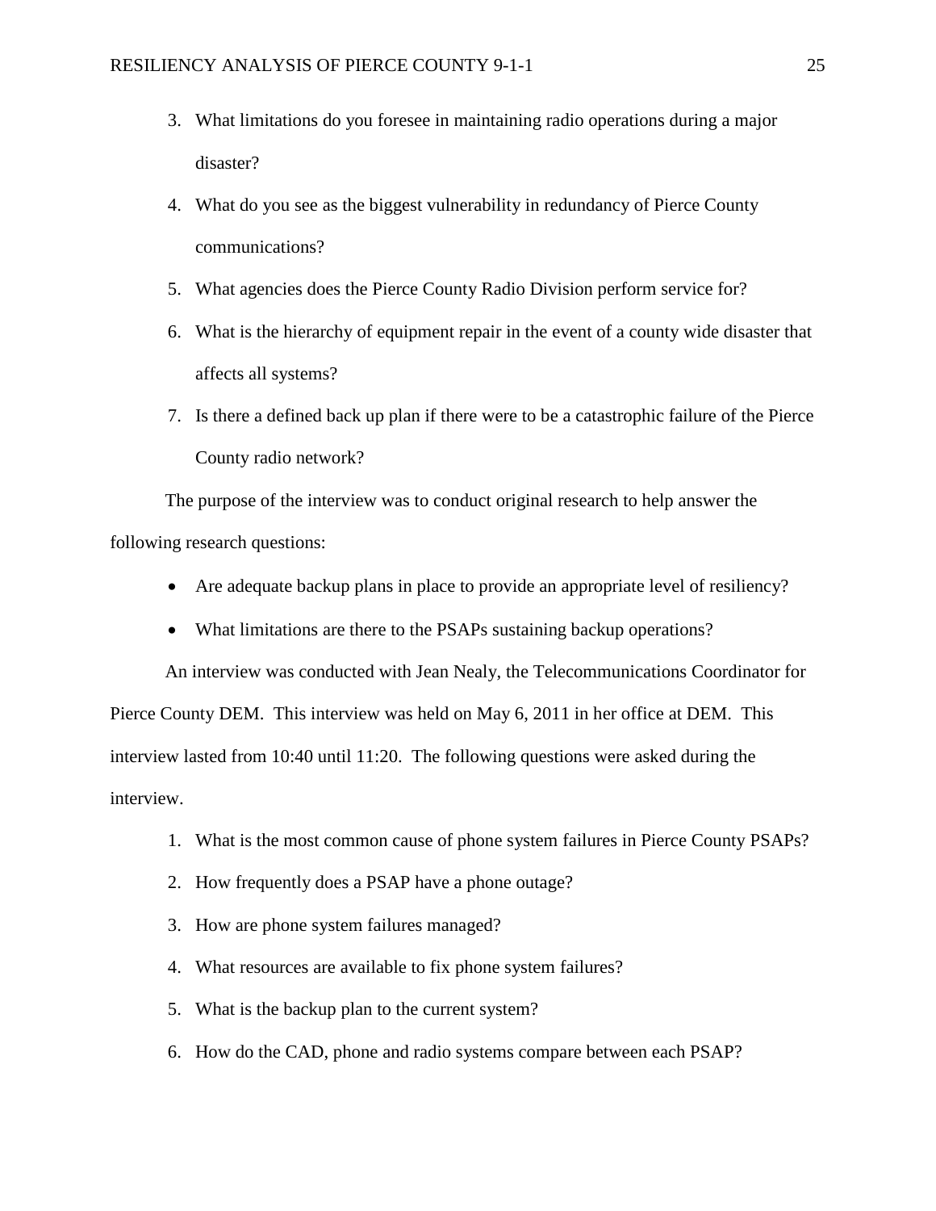3. What limitations do you foresee in maintaining radio operations during a major disaster?
4. What do you see as the biggest vulnerability in redundancy of Pierce County communications?
5. What agencies does the Pierce County Radio Division perform service for?
6. What is the hierarchy of equipment repair in the event of a county wide disaster that affects all systems?
7. Is there a defined back up plan if there were to be a catastrophic failure of the Pierce County radio network?

The purpose of the interview was to conduct original research to help answer the following research questions:

- Are adequate backup plans in place to provide an appropriate level of resiliency?
- What limitations are there to the PSAPs sustaining backup operations?

An interview was conducted with Jean Nealy, the Telecommunications Coordinator for Pierce County DEM. This interview was held on May 6, 2011 in her office at DEM. This interview lasted from 10:40 until 11:20. The following questions were asked during the interview.

1. What is the most common cause of phone system failures in Pierce County PSAPs?
2. How frequently does a PSAP have a phone outage?
3. How are phone system failures managed?
4. What resources are available to fix phone system failures?
5. What is the backup plan to the current system?
6. How do the CAD, phone and radio systems compare between each PSAP?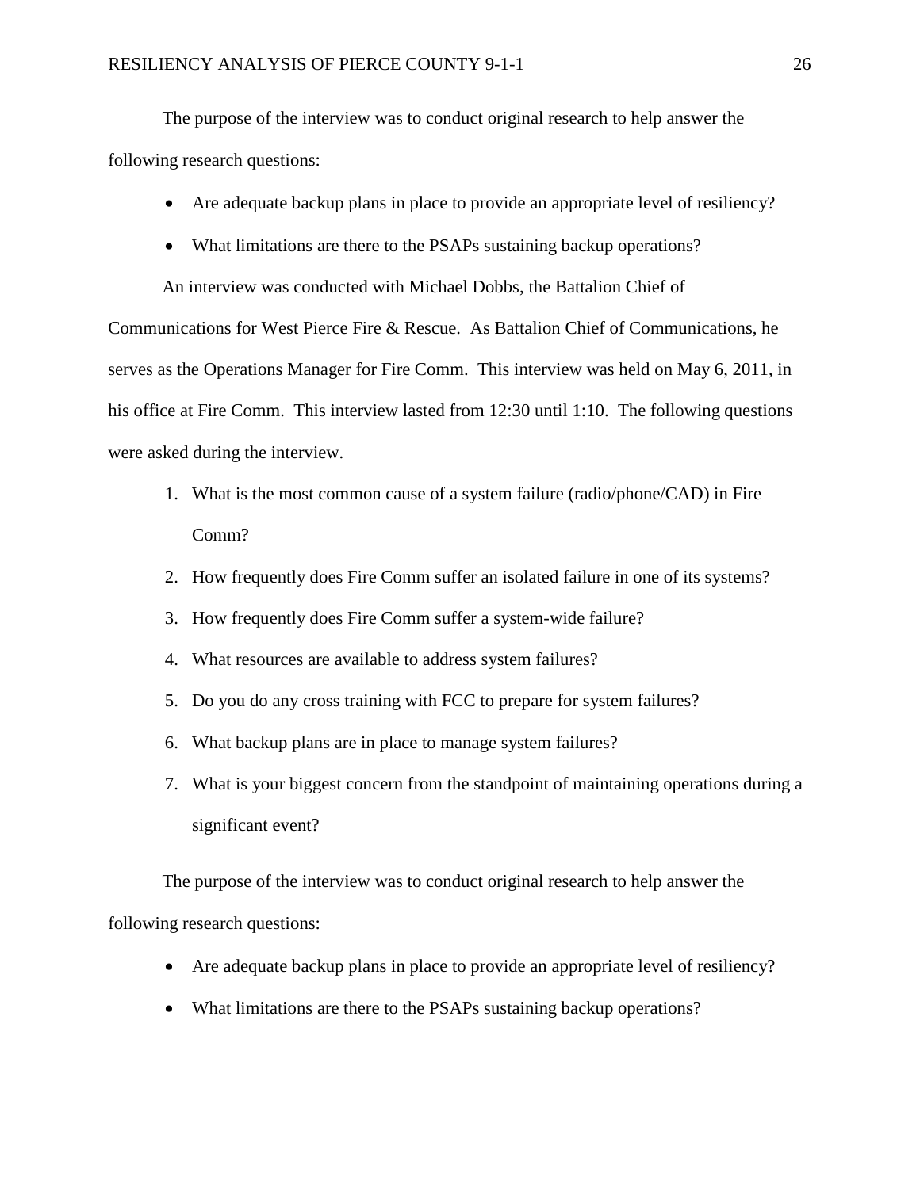The purpose of the interview was to conduct original research to help answer the following research questions:

- Are adequate backup plans in place to provide an appropriate level of resiliency?
- What limitations are there to the PSAPs sustaining backup operations?

An interview was conducted with Michael Dobbs, the Battalion Chief of Communications for West Pierce Fire & Rescue. As Battalion Chief of Communications, he serves as the Operations Manager for Fire Comm. This interview was held on May 6, 2011, in his office at Fire Comm. This interview lasted from 12:30 until 1:10. The following questions were asked during the interview.

1. What is the most common cause of a system failure (radio/phone/CAD) in Fire Comm?
2. How frequently does Fire Comm suffer an isolated failure in one of its systems?
3. How frequently does Fire Comm suffer a system-wide failure?
4. What resources are available to address system failures?
5. Do you do any cross training with FCC to prepare for system failures?
6. What backup plans are in place to manage system failures?
7. What is your biggest concern from the standpoint of maintaining operations during a significant event?

The purpose of the interview was to conduct original research to help answer the following research questions:

- Are adequate backup plans in place to provide an appropriate level of resiliency?
- What limitations are there to the PSAPs sustaining backup operations?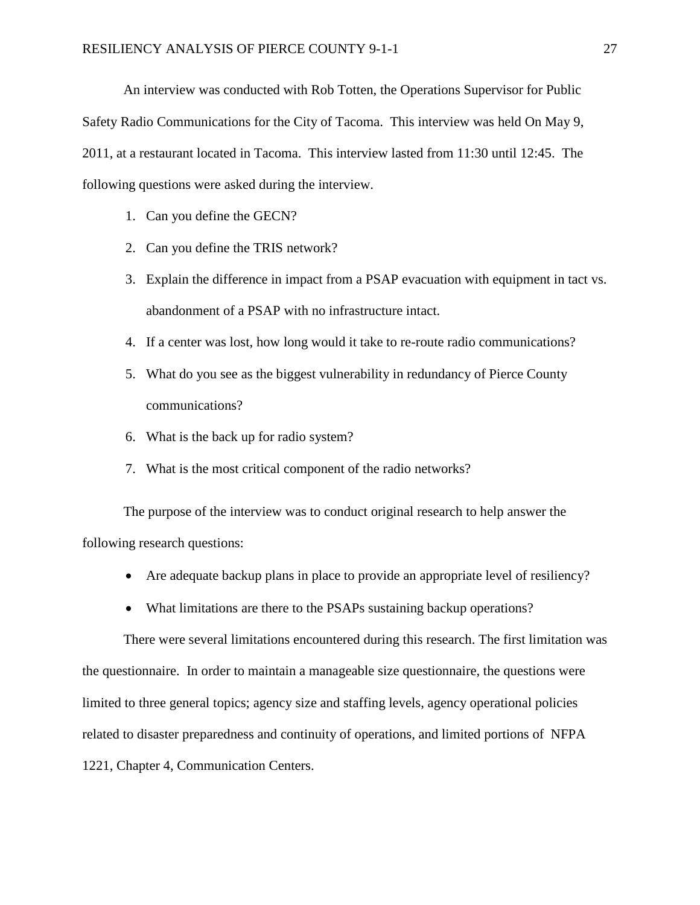An interview was conducted with Rob Totten, the Operations Supervisor for Public Safety Radio Communications for the City of Tacoma. This interview was held On May 9, 2011, at a restaurant located in Tacoma. This interview lasted from 11:30 until 12:45. The following questions were asked during the interview.

1. Can you define the GECN?
2. Can you define the TRIS network?
3. Explain the difference in impact from a PSAP evacuation with equipment in tact vs. abandonment of a PSAP with no infrastructure intact.
4. If a center was lost, how long would it take to re-route radio communications?
5. What do you see as the biggest vulnerability in redundancy of Pierce County communications?
6. What is the back up for radio system?
7. What is the most critical component of the radio networks?

The purpose of the interview was to conduct original research to help answer the following research questions:

- Are adequate backup plans in place to provide an appropriate level of resiliency?
- What limitations are there to the PSAPs sustaining backup operations?

There were several limitations encountered during this research. The first limitation was the questionnaire. In order to maintain a manageable size questionnaire, the questions were limited to three general topics; agency size and staffing levels, agency operational policies related to disaster preparedness and continuity of operations, and limited portions of NFPA 1221, Chapter 4, Communication Centers.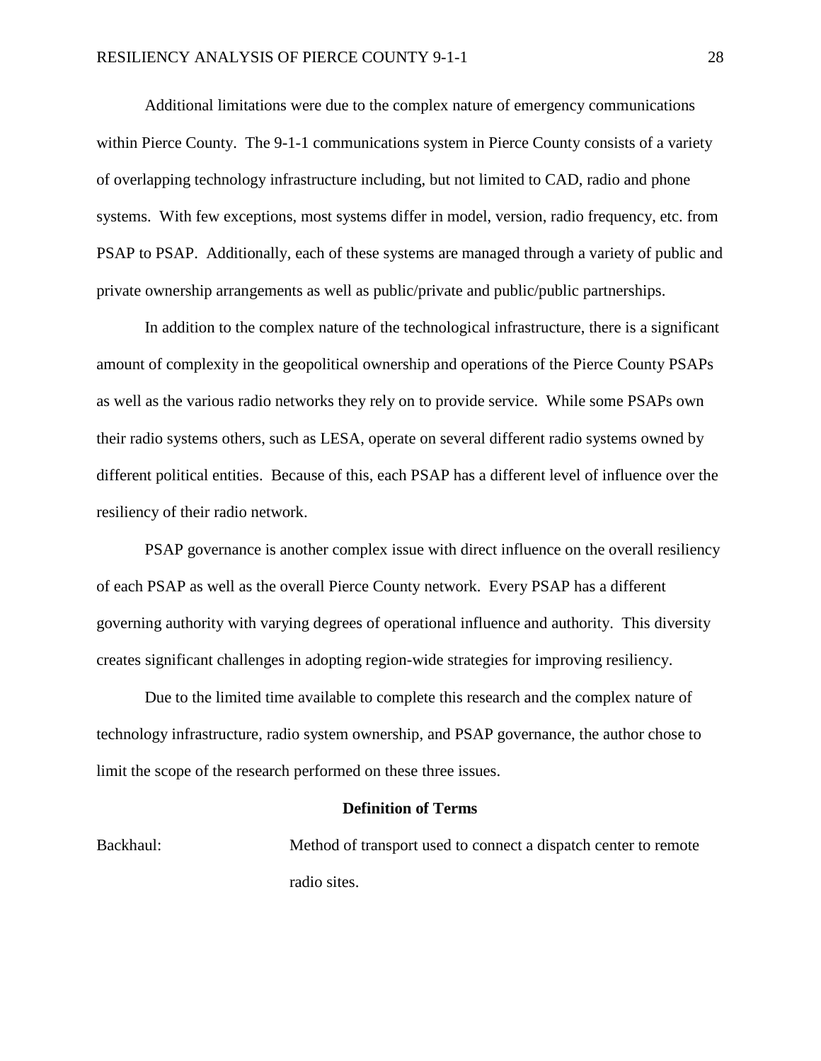Additional limitations were due to the complex nature of emergency communications within Pierce County. The 9-1-1 communications system in Pierce County consists of a variety of overlapping technology infrastructure including, but not limited to CAD, radio and phone systems. With few exceptions, most systems differ in model, version, radio frequency, etc. from PSAP to PSAP. Additionally, each of these systems are managed through a variety of public and private ownership arrangements as well as public/private and public/public partnerships.

In addition to the complex nature of the technological infrastructure, there is a significant amount of complexity in the geopolitical ownership and operations of the Pierce County PSAPs as well as the various radio networks they rely on to provide service. While some PSAPs own their radio systems others, such as LESA, operate on several different radio systems owned by different political entities. Because of this, each PSAP has a different level of influence over the resiliency of their radio network.

PSAP governance is another complex issue with direct influence on the overall resiliency of each PSAP as well as the overall Pierce County network. Every PSAP has a different governing authority with varying degrees of operational influence and authority. This diversity creates significant challenges in adopting region-wide strategies for improving resiliency.

Due to the limited time available to complete this research and the complex nature of technology infrastructure, radio system ownership, and PSAP governance, the author chose to limit the scope of the research performed on these three issues.

## Definition of Terms

Backhaul: Method of transport used to connect a dispatch center to remote radio sites.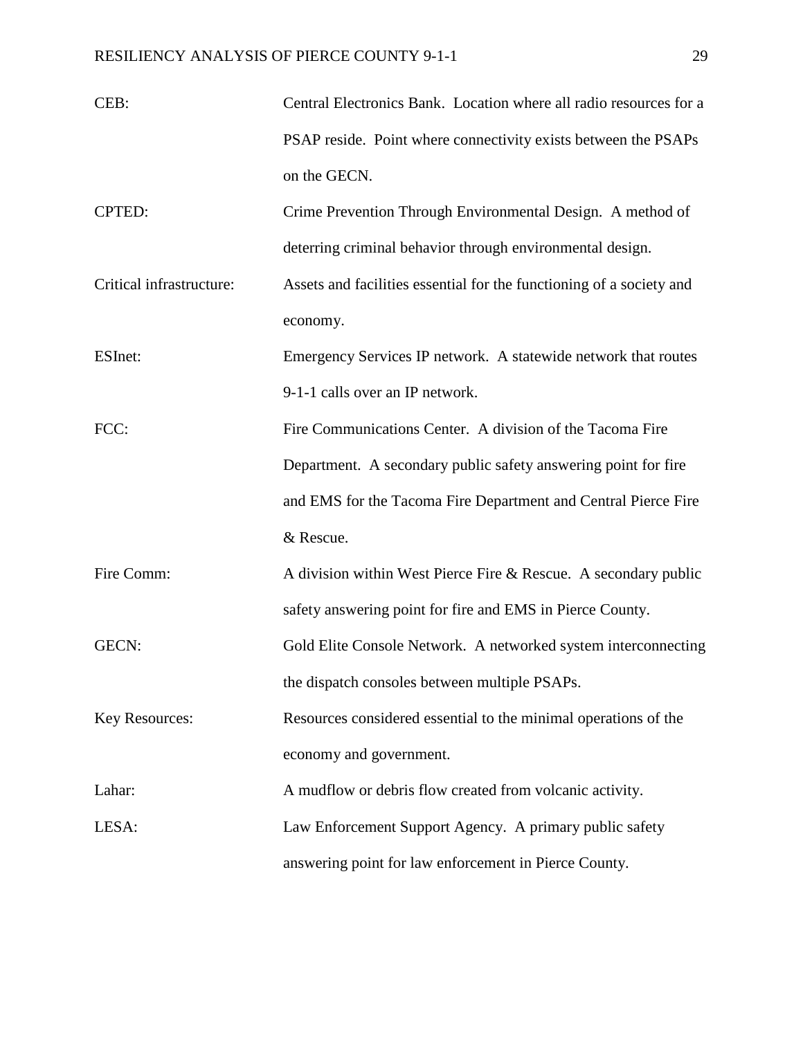CEB: Central Electronics Bank. Location where all radio resources for a PSAP reside. Point where connectivity exists between the PSAPs on the GECN.

CPTED: Crime Prevention Through Environmental Design. A method of deterring criminal behavior through environmental design.

Critical infrastructure: Assets and facilities essential for the functioning of a society and economy.

ESInet: Emergency Services IP network. A statewide network that routes 9-1-1 calls over an IP network.

FCC: Fire Communications Center. A division of the Tacoma Fire Department. A secondary public safety answering point for fire and EMS for the Tacoma Fire Department and Central Pierce Fire & Rescue.

Fire Comm: A division within West Pierce Fire & Rescue. A secondary public safety answering point for fire and EMS in Pierce County.

GECN: Gold Elite Console Network. A networked system interconnecting the dispatch consoles between multiple PSAPs.

Key Resources: Resources considered essential to the minimal operations of the economy and government.

Lahar: A mudflow or debris flow created from volcanic activity.

LESA: Law Enforcement Support Agency. A primary public safety answering point for law enforcement in Pierce County.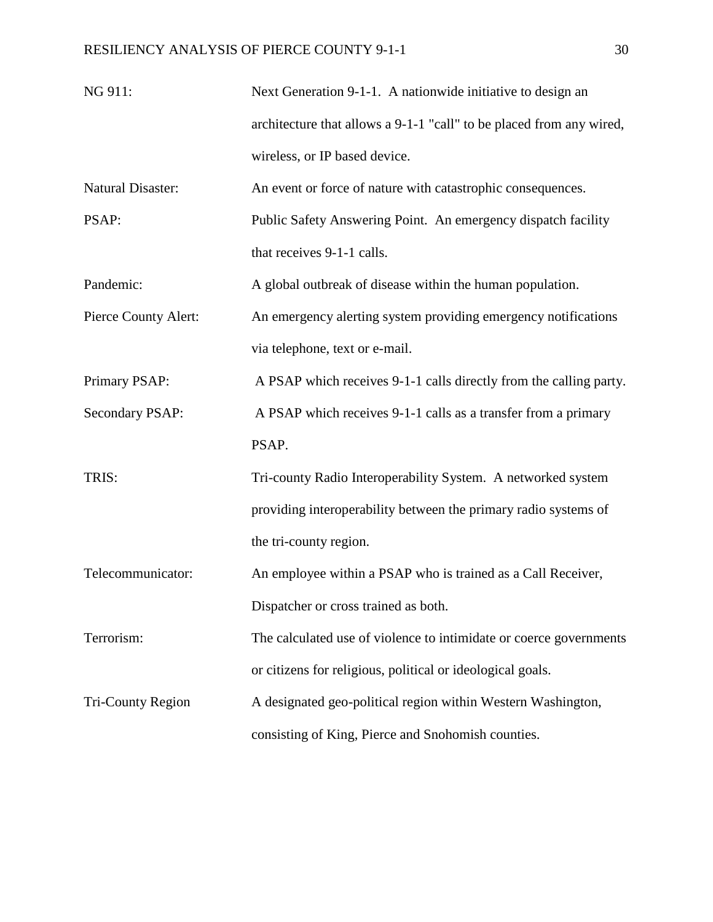| | |
|---|---|
| NG 911: | Next Generation 9-1-1. A nationwide initiative to design an architecture that allows a 9-1-1 "call" to be placed from any wired, wireless, or IP based device. |
| Natural Disaster: | An event or force of nature with catastrophic consequences. |
| PSAP: | Public Safety Answering Point. An emergency dispatch facility that receives 9-1-1 calls. |
| Pandemic: | A global outbreak of disease within the human population. |
| Pierce County Alert: | An emergency alerting system providing emergency notifications via telephone, text or e-mail. |
| Primary PSAP: | A PSAP which receives 9-1-1 calls directly from the calling party. |
| Secondary PSAP: | A PSAP which receives 9-1-1 calls as a transfer from a primary PSAP. |
| TRIS: | Tri-county Radio Interoperability System. A networked system providing interoperability between the primary radio systems of the tri-county region. |
| Telecommunicator: | An employee within a PSAP who is trained as a Call Receiver, Dispatcher or cross trained as both. |
| Terrorism: | The calculated use of violence to intimidate or coerce governments or citizens for religious, political or ideological goals. |
| Tri-County Region | A designated geo-political region within Western Washington, consisting of King, Pierce and Snohomish counties. |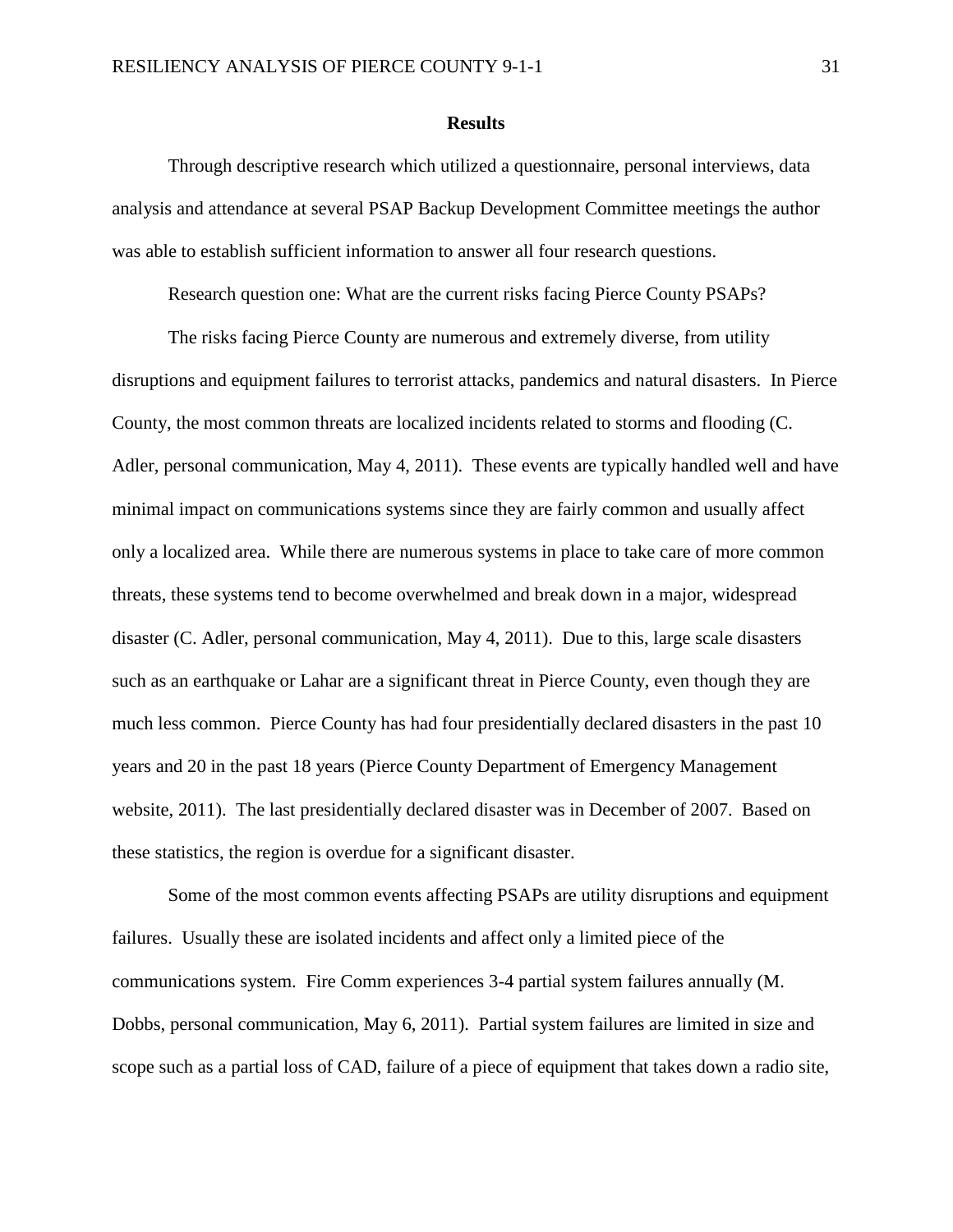## Results

Through descriptive research which utilized a questionnaire, personal interviews, data analysis and attendance at several PSAP Backup Development Committee meetings the author was able to establish sufficient information to answer all four research questions.

Research question one: What are the current risks facing Pierce County PSAPs?

The risks facing Pierce County are numerous and extremely diverse, from utility disruptions and equipment failures to terrorist attacks, pandemics and natural disasters. In Pierce County, the most common threats are localized incidents related to storms and flooding (C. Adler, personal communication, May 4, 2011). These events are typically handled well and have minimal impact on communications systems since they are fairly common and usually affect only a localized area. While there are numerous systems in place to take care of more common threats, these systems tend to become overwhelmed and break down in a major, widespread disaster (C. Adler, personal communication, May 4, 2011). Due to this, large scale disasters such as an earthquake or Lahar are a significant threat in Pierce County, even though they are much less common. Pierce County has had four presidentially declared disasters in the past 10 years and 20 in the past 18 years (Pierce County Department of Emergency Management website, 2011). The last presidentially declared disaster was in December of 2007. Based on these statistics, the region is overdue for a significant disaster.

Some of the most common events affecting PSAPs are utility disruptions and equipment failures. Usually these are isolated incidents and affect only a limited piece of the communications system. Fire Comm experiences 3-4 partial system failures annually (M. Dobbs, personal communication, May 6, 2011). Partial system failures are limited in size and scope such as a partial loss of CAD, failure of a piece of equipment that takes down a radio site,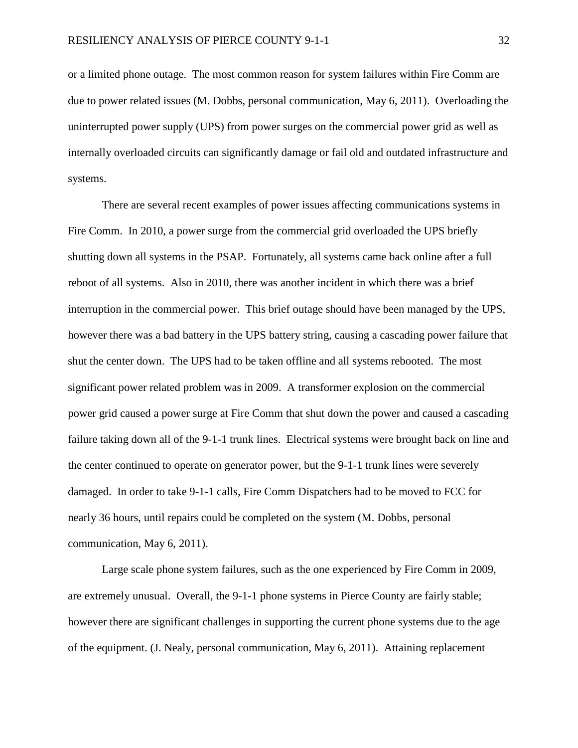or a limited phone outage. The most common reason for system failures within Fire Comm are due to power related issues (M. Dobbs, personal communication, May 6, 2011). Overloading the uninterrupted power supply (UPS) from power surges on the commercial power grid as well as internally overloaded circuits can significantly damage or fail old and outdated infrastructure and systems.

There are several recent examples of power issues affecting communications systems in Fire Comm. In 2010, a power surge from the commercial grid overloaded the UPS briefly shutting down all systems in the PSAP. Fortunately, all systems came back online after a full reboot of all systems. Also in 2010, there was another incident in which there was a brief interruption in the commercial power. This brief outage should have been managed by the UPS, however there was a bad battery in the UPS battery string, causing a cascading power failure that shut the center down. The UPS had to be taken offline and all systems rebooted. The most significant power related problem was in 2009. A transformer explosion on the commercial power grid caused a power surge at Fire Comm that shut down the power and caused a cascading failure taking down all of the 9-1-1 trunk lines. Electrical systems were brought back on line and the center continued to operate on generator power, but the 9-1-1 trunk lines were severely damaged. In order to take 9-1-1 calls, Fire Comm Dispatchers had to be moved to FCC for nearly 36 hours, until repairs could be completed on the system (M. Dobbs, personal communication, May 6, 2011).

Large scale phone system failures, such as the one experienced by Fire Comm in 2009, are extremely unusual. Overall, the 9-1-1 phone systems in Pierce County are fairly stable; however there are significant challenges in supporting the current phone systems due to the age of the equipment. (J. Nealy, personal communication, May 6, 2011). Attaining replacement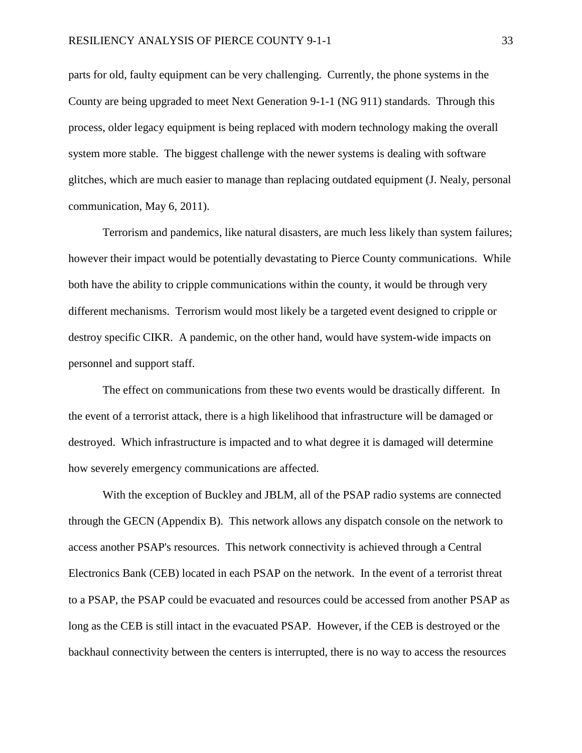parts for old, faulty equipment can be very challenging. Currently, the phone systems in the County are being upgraded to meet Next Generation 9-1-1 (NG 911) standards. Through this process, older legacy equipment is being replaced with modern technology making the overall system more stable. The biggest challenge with the newer systems is dealing with software glitches, which are much easier to manage than replacing outdated equipment (J. Nealy, personal communication, May 6, 2011).

Terrorism and pandemics, like natural disasters, are much less likely than system failures; however their impact would be potentially devastating to Pierce County communications. While both have the ability to cripple communications within the county, it would be through very different mechanisms. Terrorism would most likely be a targeted event designed to cripple or destroy specific CIKR. A pandemic, on the other hand, would have system-wide impacts on personnel and support staff.

The effect on communications from these two events would be drastically different. In the event of a terrorist attack, there is a high likelihood that infrastructure will be damaged or destroyed. Which infrastructure is impacted and to what degree it is damaged will determine how severely emergency communications are affected.

With the exception of Buckley and JBLM, all of the PSAP radio systems are connected through the GECN (Appendix B). This network allows any dispatch console on the network to access another PSAP's resources. This network connectivity is achieved through a Central Electronics Bank (CEB) located in each PSAP on the network. In the event of a terrorist threat to a PSAP, the PSAP could be evacuated and resources could be accessed from another PSAP as long as the CEB is still intact in the evacuated PSAP. However, if the CEB is destroyed or the backhaul connectivity between the centers is interrupted, there is no way to access the resources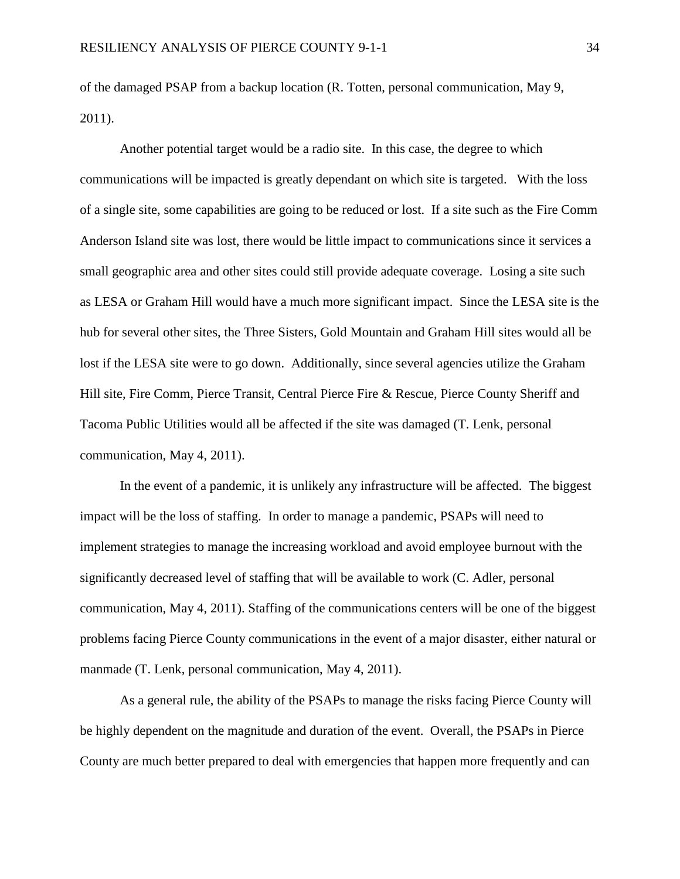of the damaged PSAP from a backup location (R. Totten, personal communication, May 9, 2011).

Another potential target would be a radio site. In this case, the degree to which communications will be impacted is greatly dependant on which site is targeted. With the loss of a single site, some capabilities are going to be reduced or lost. If a site such as the Fire Comm Anderson Island site was lost, there would be little impact to communications since it services a small geographic area and other sites could still provide adequate coverage. Losing a site such as LESA or Graham Hill would have a much more significant impact. Since the LESA site is the hub for several other sites, the Three Sisters, Gold Mountain and Graham Hill sites would all be lost if the LESA site were to go down. Additionally, since several agencies utilize the Graham Hill site, Fire Comm, Pierce Transit, Central Pierce Fire & Rescue, Pierce County Sheriff and Tacoma Public Utilities would all be affected if the site was damaged (T. Lenk, personal communication, May 4, 2011).

In the event of a pandemic, it is unlikely any infrastructure will be affected. The biggest impact will be the loss of staffing. In order to manage a pandemic, PSAPs will need to implement strategies to manage the increasing workload and avoid employee burnout with the significantly decreased level of staffing that will be available to work (C. Adler, personal communication, May 4, 2011). Staffing of the communications centers will be one of the biggest problems facing Pierce County communications in the event of a major disaster, either natural or manmade (T. Lenk, personal communication, May 4, 2011).

As a general rule, the ability of the PSAPs to manage the risks facing Pierce County will be highly dependent on the magnitude and duration of the event. Overall, the PSAPs in Pierce County are much better prepared to deal with emergencies that happen more frequently and can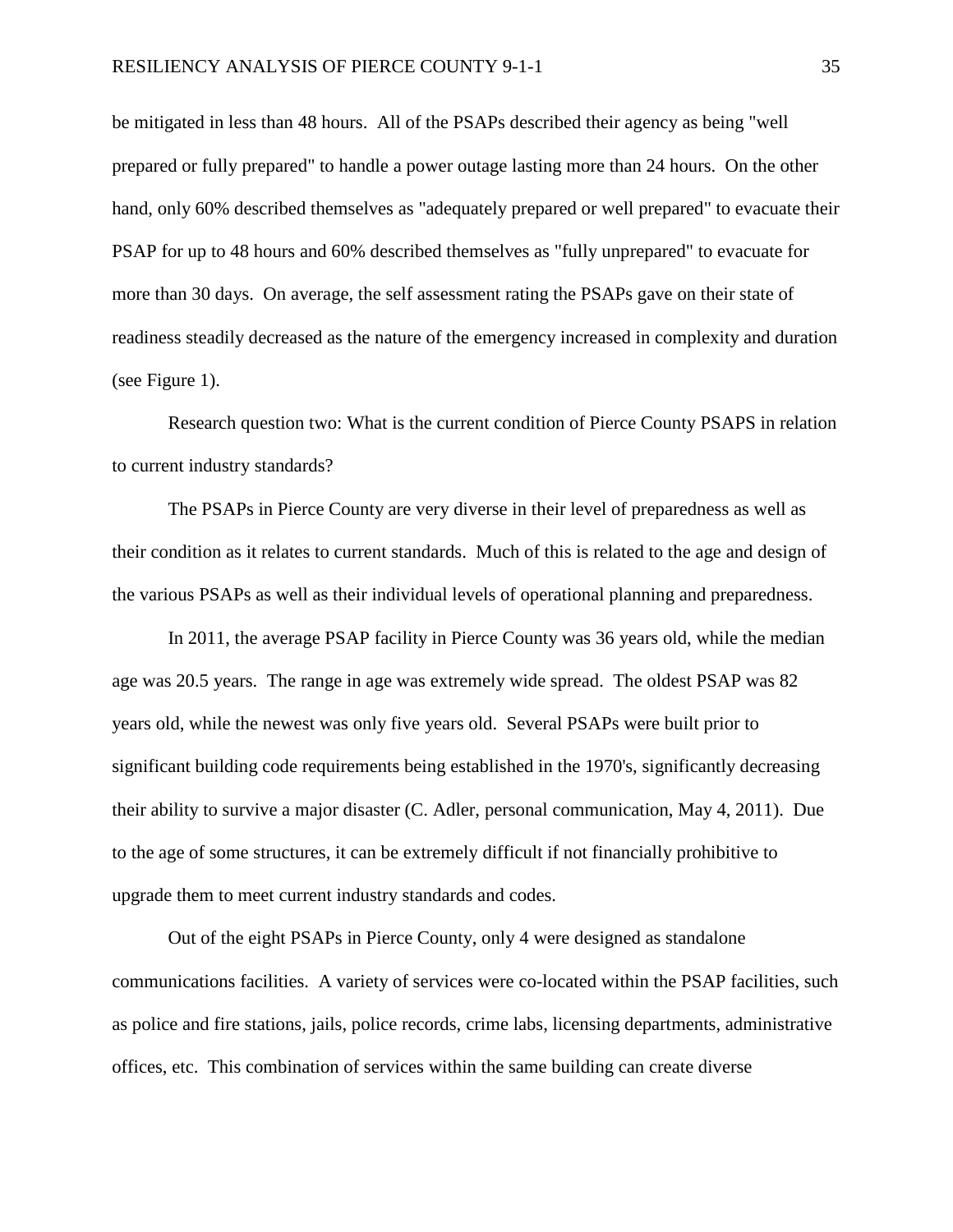be mitigated in less than 48 hours. All of the PSAPs described their agency as being "well prepared or fully prepared" to handle a power outage lasting more than 24 hours. On the other hand, only 60% described themselves as "adequately prepared or well prepared" to evacuate their PSAP for up to 48 hours and 60% described themselves as "fully unprepared" to evacuate for more than 30 days. On average, the self assessment rating the PSAPs gave on their state of readiness steadily decreased as the nature of the emergency increased in complexity and duration (see Figure 1).

Research question two: What is the current condition of Pierce County PSAPS in relation to current industry standards?

The PSAPs in Pierce County are very diverse in their level of preparedness as well as their condition as it relates to current standards. Much of this is related to the age and design of the various PSAPs as well as their individual levels of operational planning and preparedness.

In 2011, the average PSAP facility in Pierce County was 36 years old, while the median age was 20.5 years. The range in age was extremely wide spread. The oldest PSAP was 82 years old, while the newest was only five years old. Several PSAPs were built prior to significant building code requirements being established in the 1970's, significantly decreasing their ability to survive a major disaster (C. Adler, personal communication, May 4, 2011). Due to the age of some structures, it can be extremely difficult if not financially prohibitive to upgrade them to meet current industry standards and codes.

Out of the eight PSAPs in Pierce County, only 4 were designed as standalone communications facilities. A variety of services were co-located within the PSAP facilities, such as police and fire stations, jails, police records, crime labs, licensing departments, administrative offices, etc. This combination of services within the same building can create diverse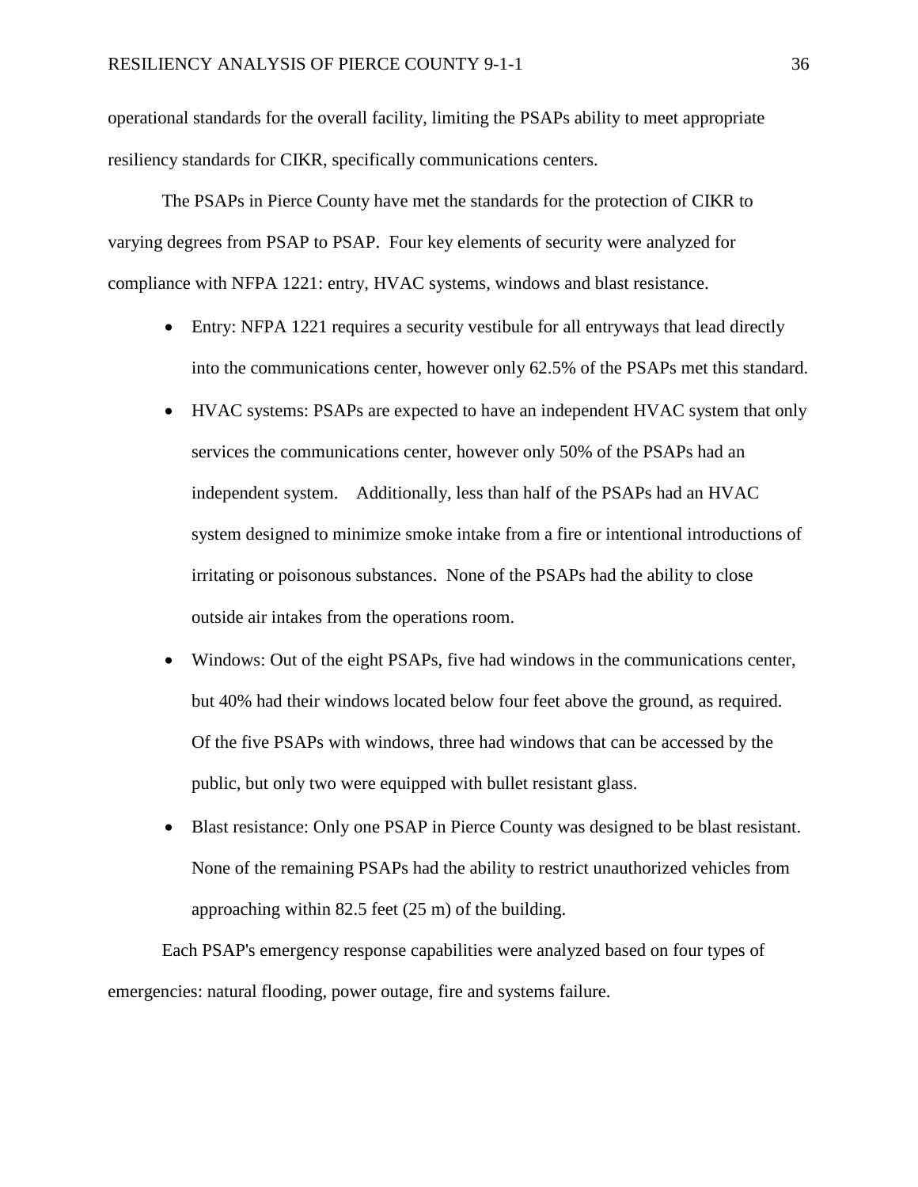operational standards for the overall facility, limiting the PSAPs ability to meet appropriate resiliency standards for CIKR, specifically communications centers.

The PSAPs in Pierce County have met the standards for the protection of CIKR to varying degrees from PSAP to PSAP. Four key elements of security were analyzed for compliance with NFPA 1221: entry, HVAC systems, windows and blast resistance.

- Entry: NFPA 1221 requires a security vestibule for all entryways that lead directly into the communications center, however only 62.5% of the PSAPs met this standard.
- HVAC systems: PSAPs are expected to have an independent HVAC system that only services the communications center, however only 50% of the PSAPs had an independent system. Additionally, less than half of the PSAPs had an HVAC system designed to minimize smoke intake from a fire or intentional introductions of irritating or poisonous substances. None of the PSAPs had the ability to close outside air intakes from the operations room.
- Windows: Out of the eight PSAPs, five had windows in the communications center, but 40% had their windows located below four feet above the ground, as required. Of the five PSAPs with windows, three had windows that can be accessed by the public, but only two were equipped with bullet resistant glass.
- Blast resistance: Only one PSAP in Pierce County was designed to be blast resistant. None of the remaining PSAPs had the ability to restrict unauthorized vehicles from approaching within 82.5 feet (25 m) of the building.

Each PSAP's emergency response capabilities were analyzed based on four types of emergencies: natural flooding, power outage, fire and systems failure.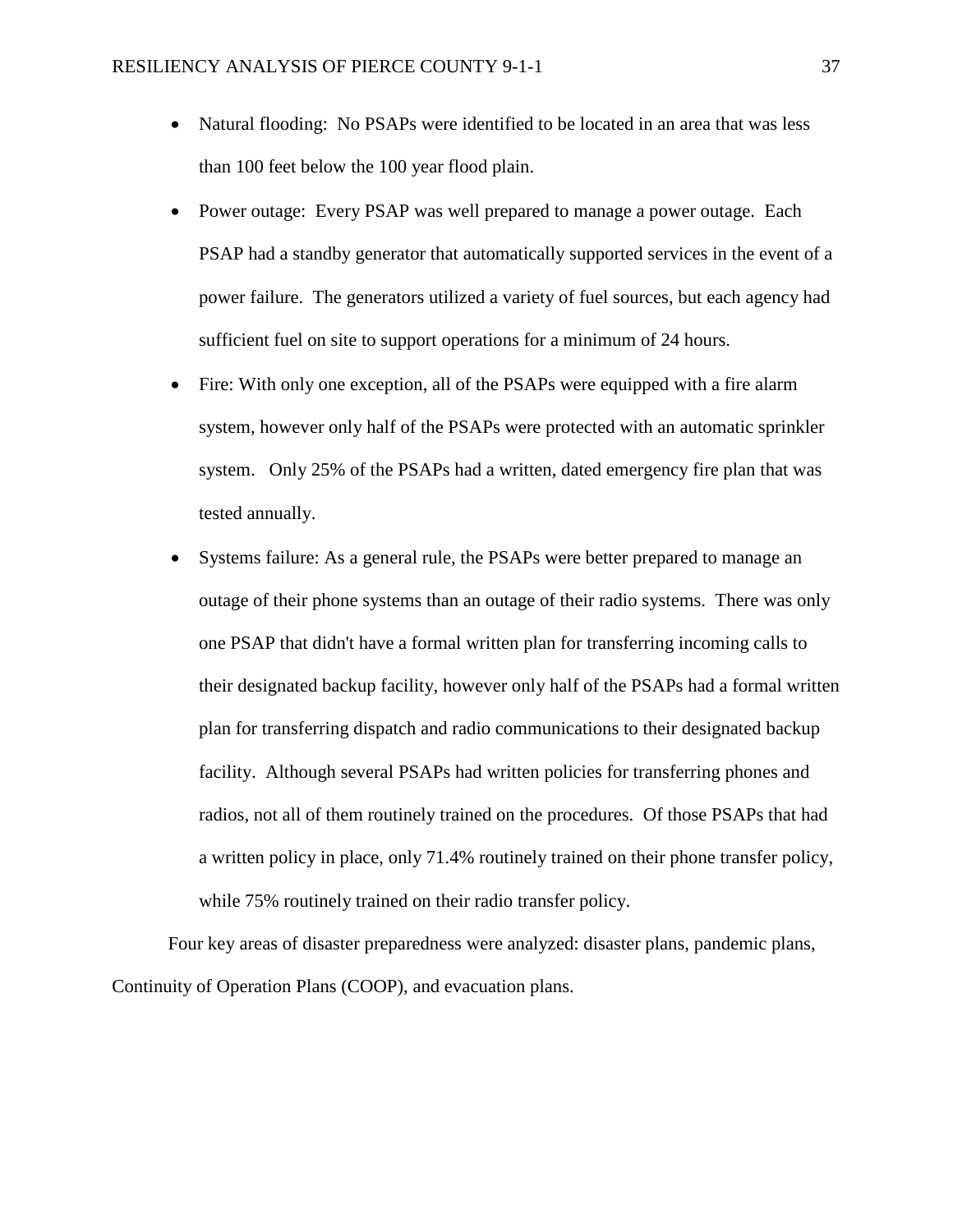- Natural flooding: No PSAPs were identified to be located in an area that was less than 100 feet below the 100 year flood plain.
- Power outage: Every PSAP was well prepared to manage a power outage. Each PSAP had a standby generator that automatically supported services in the event of a power failure. The generators utilized a variety of fuel sources, but each agency had sufficient fuel on site to support operations for a minimum of 24 hours.
- Fire: With only one exception, all of the PSAPs were equipped with a fire alarm system, however only half of the PSAPs were protected with an automatic sprinkler system. Only 25% of the PSAPs had a written, dated emergency fire plan that was tested annually.
- Systems failure: As a general rule, the PSAPs were better prepared to manage an outage of their phone systems than an outage of their radio systems. There was only one PSAP that didn't have a formal written plan for transferring incoming calls to their designated backup facility, however only half of the PSAPs had a formal written plan for transferring dispatch and radio communications to their designated backup facility. Although several PSAPs had written policies for transferring phones and radios, not all of them routinely trained on the procedures. Of those PSAPs that had a written policy in place, only 71.4% routinely trained on their phone transfer policy, while 75% routinely trained on their radio transfer policy.

Four key areas of disaster preparedness were analyzed: disaster plans, pandemic plans, Continuity of Operation Plans (COOP), and evacuation plans.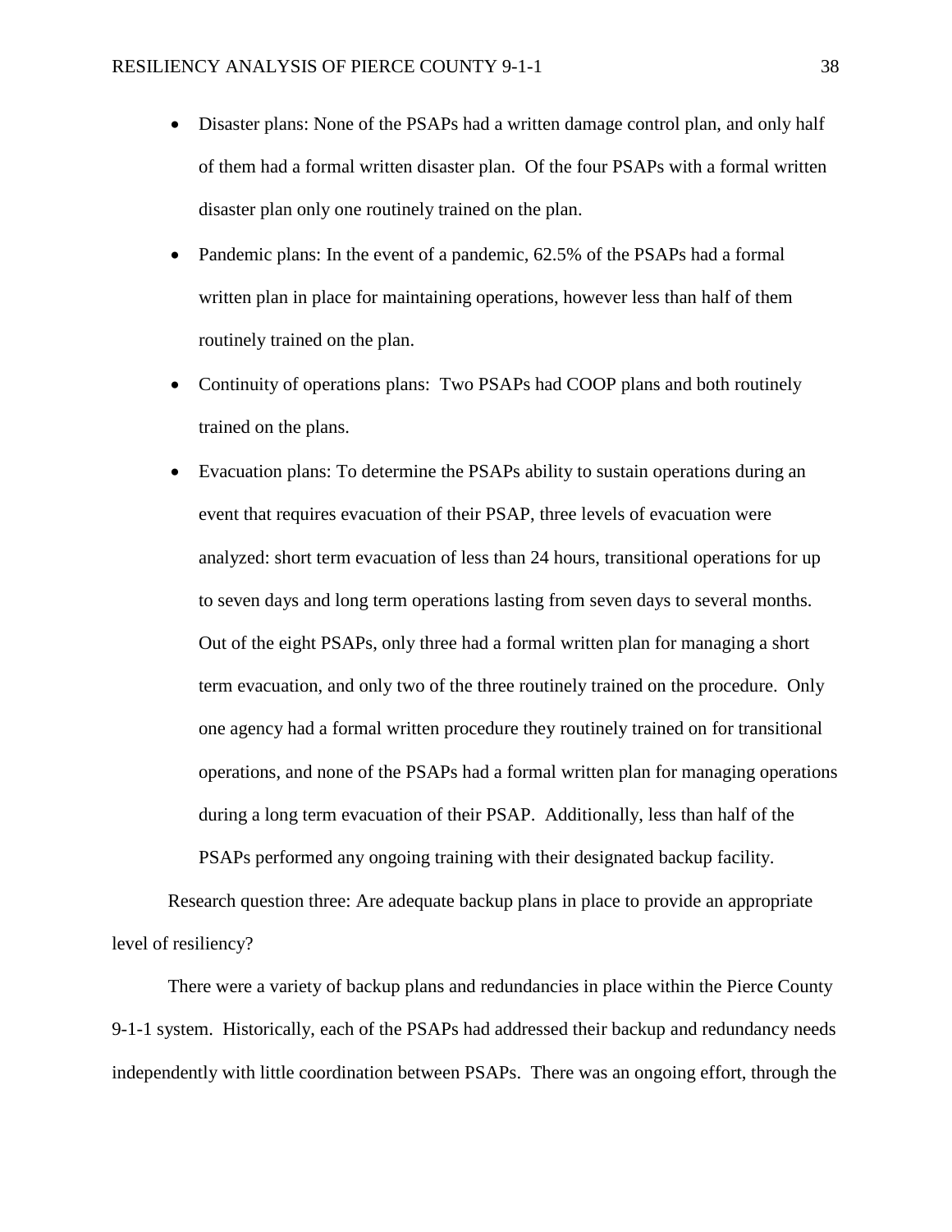- Disaster plans: None of the PSAPs had a written damage control plan, and only half of them had a formal written disaster plan. Of the four PSAPs with a formal written disaster plan only one routinely trained on the plan.
- Pandemic plans: In the event of a pandemic, 62.5% of the PSAPs had a formal written plan in place for maintaining operations, however less than half of them routinely trained on the plan.
- Continuity of operations plans: Two PSAPs had COOP plans and both routinely trained on the plans.
- Evacuation plans: To determine the PSAPs ability to sustain operations during an event that requires evacuation of their PSAP, three levels of evacuation were analyzed: short term evacuation of less than 24 hours, transitional operations for up to seven days and long term operations lasting from seven days to several months. Out of the eight PSAPs, only three had a formal written plan for managing a short term evacuation, and only two of the three routinely trained on the procedure. Only one agency had a formal written procedure they routinely trained on for transitional operations, and none of the PSAPs had a formal written plan for managing operations during a long term evacuation of their PSAP. Additionally, less than half of the PSAPs performed any ongoing training with their designated backup facility.

Research question three: Are adequate backup plans in place to provide an appropriate level of resiliency?

There were a variety of backup plans and redundancies in place within the Pierce County 9-1-1 system. Historically, each of the PSAPs had addressed their backup and redundancy needs independently with little coordination between PSAPs. There was an ongoing effort, through the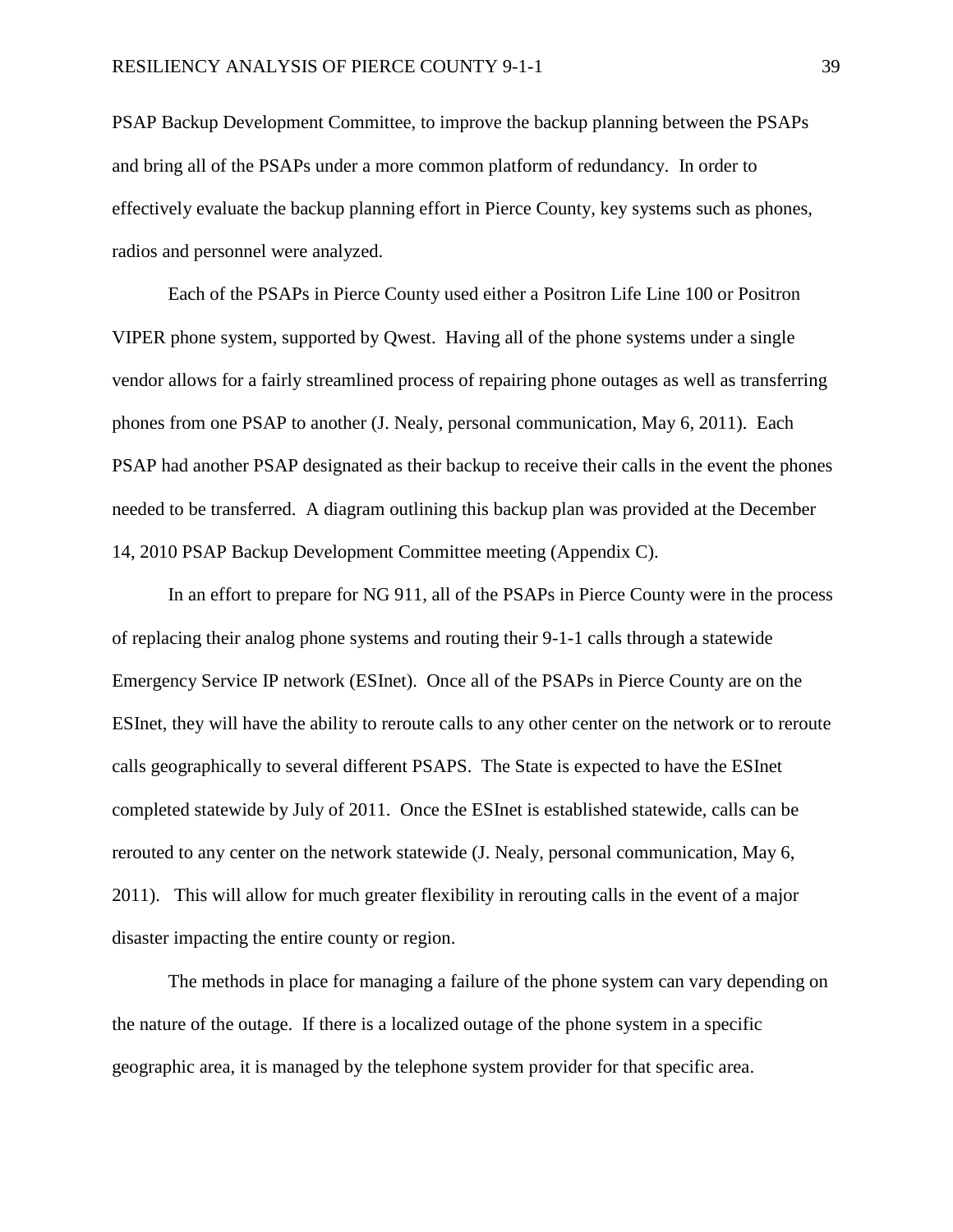PSAP Backup Development Committee, to improve the backup planning between the PSAPs and bring all of the PSAPs under a more common platform of redundancy. In order to effectively evaluate the backup planning effort in Pierce County, key systems such as phones, radios and personnel were analyzed.

Each of the PSAPs in Pierce County used either a Positron Life Line 100 or Positron VIPER phone system, supported by Qwest. Having all of the phone systems under a single vendor allows for a fairly streamlined process of repairing phone outages as well as transferring phones from one PSAP to another (J. Nealy, personal communication, May 6, 2011). Each PSAP had another PSAP designated as their backup to receive their calls in the event the phones needed to be transferred. A diagram outlining this backup plan was provided at the December 14, 2010 PSAP Backup Development Committee meeting (Appendix C).

In an effort to prepare for NG 911, all of the PSAPs in Pierce County were in the process of replacing their analog phone systems and routing their 9-1-1 calls through a statewide Emergency Service IP network (ESInet). Once all of the PSAPs in Pierce County are on the ESInet, they will have the ability to reroute calls to any other center on the network or to reroute calls geographically to several different PSAPS. The State is expected to have the ESInet completed statewide by July of 2011. Once the ESInet is established statewide, calls can be rerouted to any center on the network statewide (J. Nealy, personal communication, May 6, 2011). This will allow for much greater flexibility in rerouting calls in the event of a major disaster impacting the entire county or region.

The methods in place for managing a failure of the phone system can vary depending on the nature of the outage. If there is a localized outage of the phone system in a specific geographic area, it is managed by the telephone system provider for that specific area.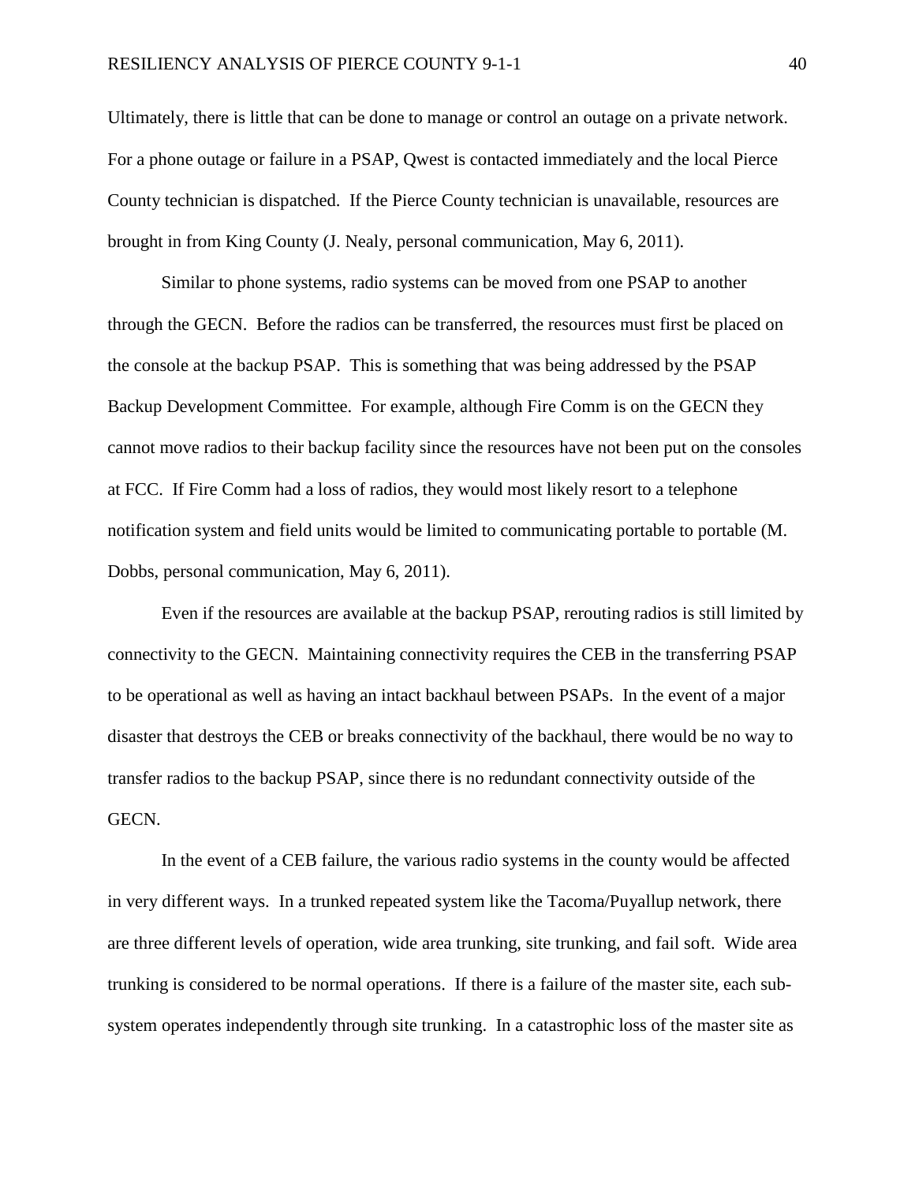Ultimately, there is little that can be done to manage or control an outage on a private network. For a phone outage or failure in a PSAP, Qwest is contacted immediately and the local Pierce County technician is dispatched. If the Pierce County technician is unavailable, resources are brought in from King County (J. Nealy, personal communication, May 6, 2011).

Similar to phone systems, radio systems can be moved from one PSAP to another through the GECN. Before the radios can be transferred, the resources must first be placed on the console at the backup PSAP. This is something that was being addressed by the PSAP Backup Development Committee. For example, although Fire Comm is on the GECN they cannot move radios to their backup facility since the resources have not been put on the consoles at FCC. If Fire Comm had a loss of radios, they would most likely resort to a telephone notification system and field units would be limited to communicating portable to portable (M. Dobbs, personal communication, May 6, 2011).

Even if the resources are available at the backup PSAP, rerouting radios is still limited by connectivity to the GECN. Maintaining connectivity requires the CEB in the transferring PSAP to be operational as well as having an intact backhaul between PSAPs. In the event of a major disaster that destroys the CEB or breaks connectivity of the backhaul, there would be no way to transfer radios to the backup PSAP, since there is no redundant connectivity outside of the GECN.

In the event of a CEB failure, the various radio systems in the county would be affected in very different ways. In a trunked repeated system like the Tacoma/Puyallup network, there are three different levels of operation, wide area trunking, site trunking, and fail soft. Wide area trunking is considered to be normal operations. If there is a failure of the master site, each sub-system operates independently through site trunking. In a catastrophic loss of the master site as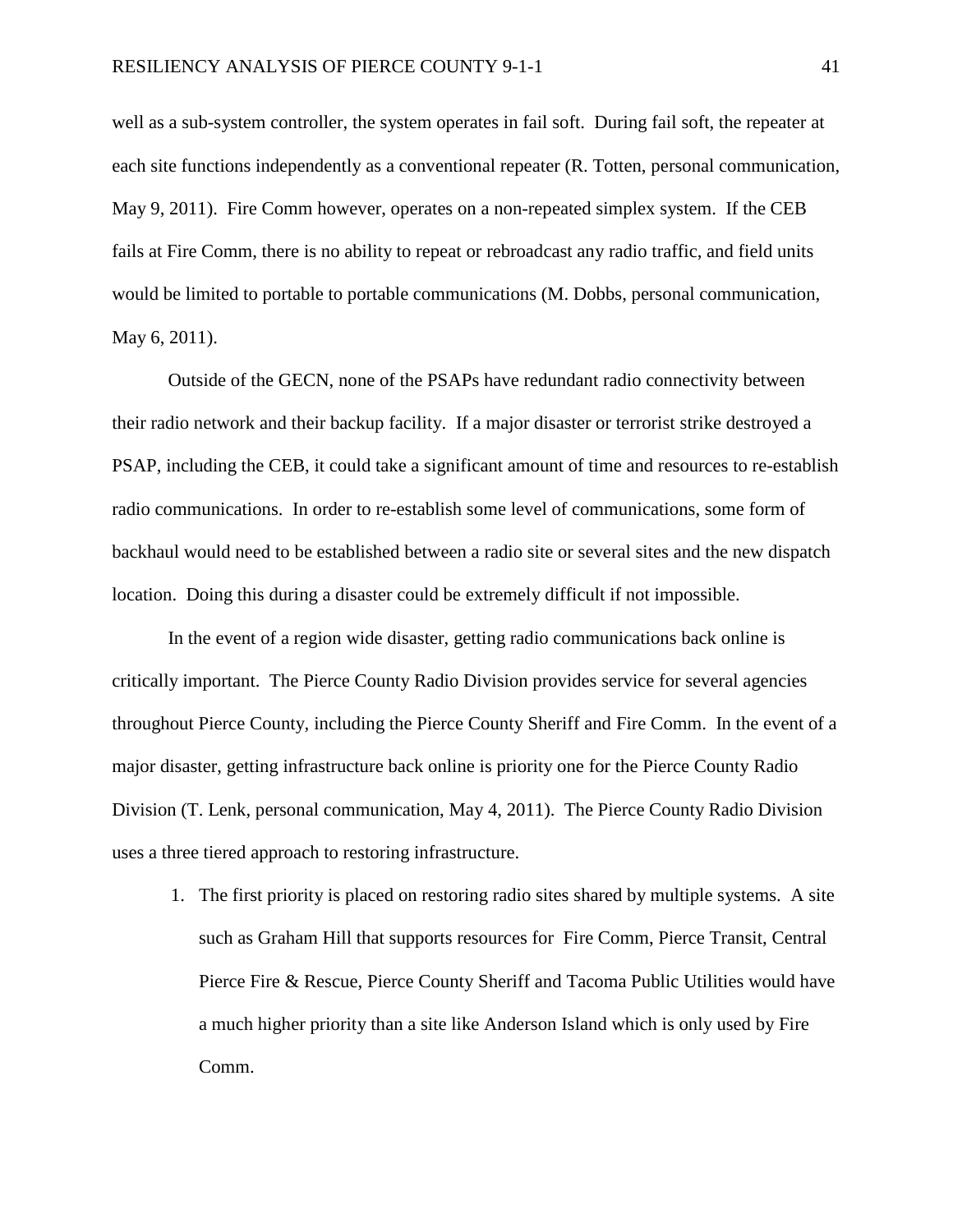well as a sub-system controller, the system operates in fail soft. During fail soft, the repeater at each site functions independently as a conventional repeater (R. Totten, personal communication, May 9, 2011). Fire Comm however, operates on a non-repeated simplex system. If the CEB fails at Fire Comm, there is no ability to repeat or rebroadcast any radio traffic, and field units would be limited to portable to portable communications (M. Dobbs, personal communication, May 6, 2011).

Outside of the GECN, none of the PSAPs have redundant radio connectivity between their radio network and their backup facility. If a major disaster or terrorist strike destroyed a PSAP, including the CEB, it could take a significant amount of time and resources to re-establish radio communications. In order to re-establish some level of communications, some form of backhaul would need to be established between a radio site or several sites and the new dispatch location. Doing this during a disaster could be extremely difficult if not impossible.

In the event of a region wide disaster, getting radio communications back online is critically important. The Pierce County Radio Division provides service for several agencies throughout Pierce County, including the Pierce County Sheriff and Fire Comm. In the event of a major disaster, getting infrastructure back online is priority one for the Pierce County Radio Division (T. Lenk, personal communication, May 4, 2011). The Pierce County Radio Division uses a three tiered approach to restoring infrastructure.

1. The first priority is placed on restoring radio sites shared by multiple systems. A site such as Graham Hill that supports resources for Fire Comm, Pierce Transit, Central Pierce Fire & Rescue, Pierce County Sheriff and Tacoma Public Utilities would have a much higher priority than a site like Anderson Island which is only used by Fire Comm.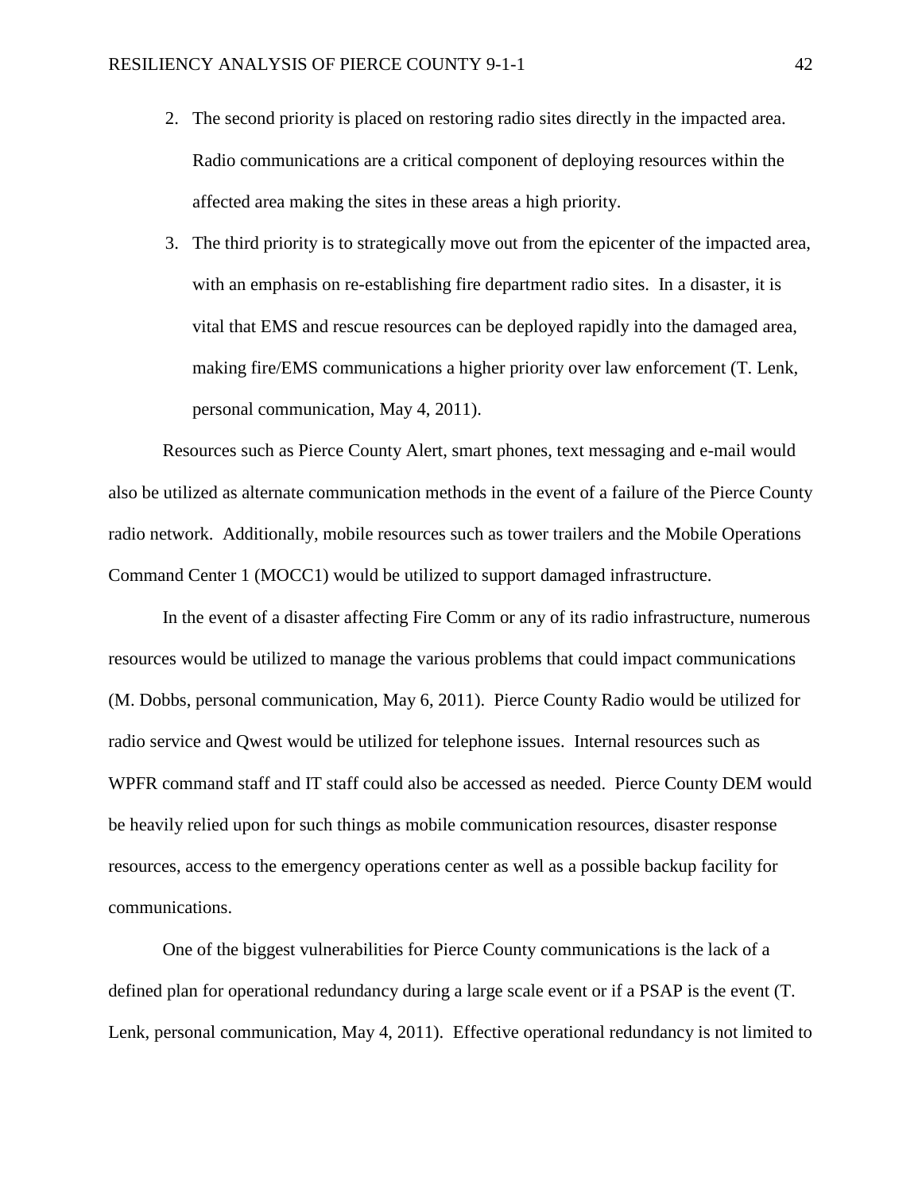2. The second priority is placed on restoring radio sites directly in the impacted area. Radio communications are a critical component of deploying resources within the affected area making the sites in these areas a high priority.
3. The third priority is to strategically move out from the epicenter of the impacted area, with an emphasis on re-establishing fire department radio sites. In a disaster, it is vital that EMS and rescue resources can be deployed rapidly into the damaged area, making fire/EMS communications a higher priority over law enforcement (T. Lenk, personal communication, May 4, 2011).

Resources such as Pierce County Alert, smart phones, text messaging and e-mail would also be utilized as alternate communication methods in the event of a failure of the Pierce County radio network. Additionally, mobile resources such as tower trailers and the Mobile Operations Command Center 1 (MOCC1) would be utilized to support damaged infrastructure.

In the event of a disaster affecting Fire Comm or any of its radio infrastructure, numerous resources would be utilized to manage the various problems that could impact communications (M. Dobbs, personal communication, May 6, 2011). Pierce County Radio would be utilized for radio service and Qwest would be utilized for telephone issues. Internal resources such as WPFR command staff and IT staff could also be accessed as needed. Pierce County DEM would be heavily relied upon for such things as mobile communication resources, disaster response resources, access to the emergency operations center as well as a possible backup facility for communications.

One of the biggest vulnerabilities for Pierce County communications is the lack of a defined plan for operational redundancy during a large scale event or if a PSAP is the event (T. Lenk, personal communication, May 4, 2011). Effective operational redundancy is not limited to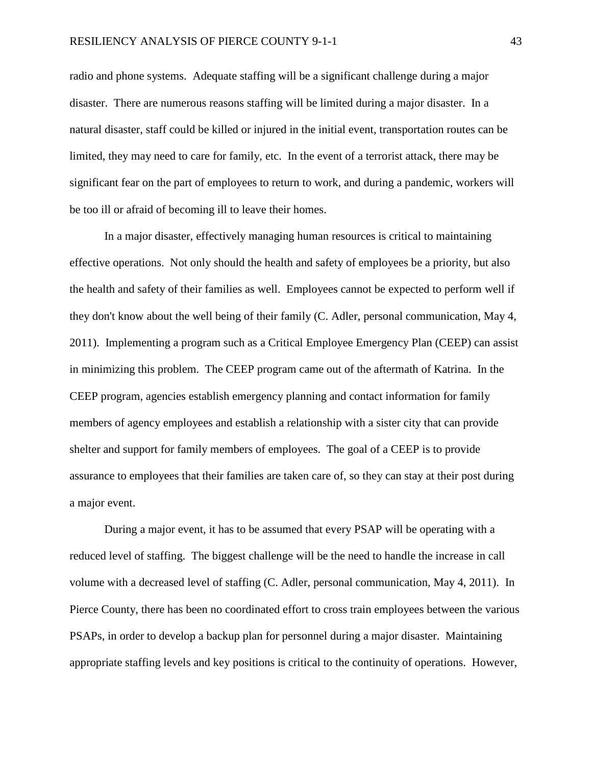radio and phone systems. Adequate staffing will be a significant challenge during a major disaster. There are numerous reasons staffing will be limited during a major disaster. In a natural disaster, staff could be killed or injured in the initial event, transportation routes can be limited, they may need to care for family, etc. In the event of a terrorist attack, there may be significant fear on the part of employees to return to work, and during a pandemic, workers will be too ill or afraid of becoming ill to leave their homes.

In a major disaster, effectively managing human resources is critical to maintaining effective operations. Not only should the health and safety of employees be a priority, but also the health and safety of their families as well. Employees cannot be expected to perform well if they don't know about the well being of their family (C. Adler, personal communication, May 4, 2011). Implementing a program such as a Critical Employee Emergency Plan (CEEP) can assist in minimizing this problem. The CEEP program came out of the aftermath of Katrina. In the CEEP program, agencies establish emergency planning and contact information for family members of agency employees and establish a relationship with a sister city that can provide shelter and support for family members of employees. The goal of a CEEP is to provide assurance to employees that their families are taken care of, so they can stay at their post during a major event.

During a major event, it has to be assumed that every PSAP will be operating with a reduced level of staffing. The biggest challenge will be the need to handle the increase in call volume with a decreased level of staffing (C. Adler, personal communication, May 4, 2011). In Pierce County, there has been no coordinated effort to cross train employees between the various PSAPs, in order to develop a backup plan for personnel during a major disaster. Maintaining appropriate staffing levels and key positions is critical to the continuity of operations. However,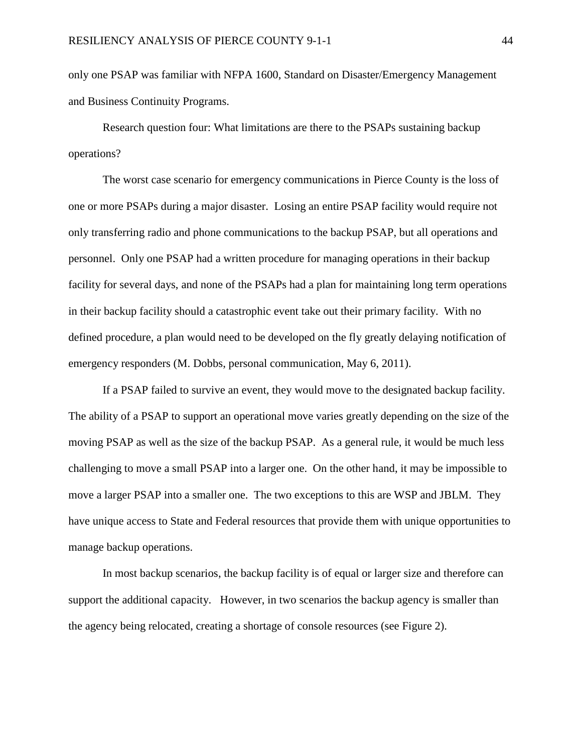only one PSAP was familiar with NFPA 1600, Standard on Disaster/Emergency Management and Business Continuity Programs.

Research question four: What limitations are there to the PSAPs sustaining backup operations?

The worst case scenario for emergency communications in Pierce County is the loss of one or more PSAPs during a major disaster. Losing an entire PSAP facility would require not only transferring radio and phone communications to the backup PSAP, but all operations and personnel. Only one PSAP had a written procedure for managing operations in their backup facility for several days, and none of the PSAPs had a plan for maintaining long term operations in their backup facility should a catastrophic event take out their primary facility. With no defined procedure, a plan would need to be developed on the fly greatly delaying notification of emergency responders (M. Dobbs, personal communication, May 6, 2011).

If a PSAP failed to survive an event, they would move to the designated backup facility. The ability of a PSAP to support an operational move varies greatly depending on the size of the moving PSAP as well as the size of the backup PSAP. As a general rule, it would be much less challenging to move a small PSAP into a larger one. On the other hand, it may be impossible to move a larger PSAP into a smaller one. The two exceptions to this are WSP and JBLM. They have unique access to State and Federal resources that provide them with unique opportunities to manage backup operations.

In most backup scenarios, the backup facility is of equal or larger size and therefore can support the additional capacity. However, in two scenarios the backup agency is smaller than the agency being relocated, creating a shortage of console resources (see Figure 2).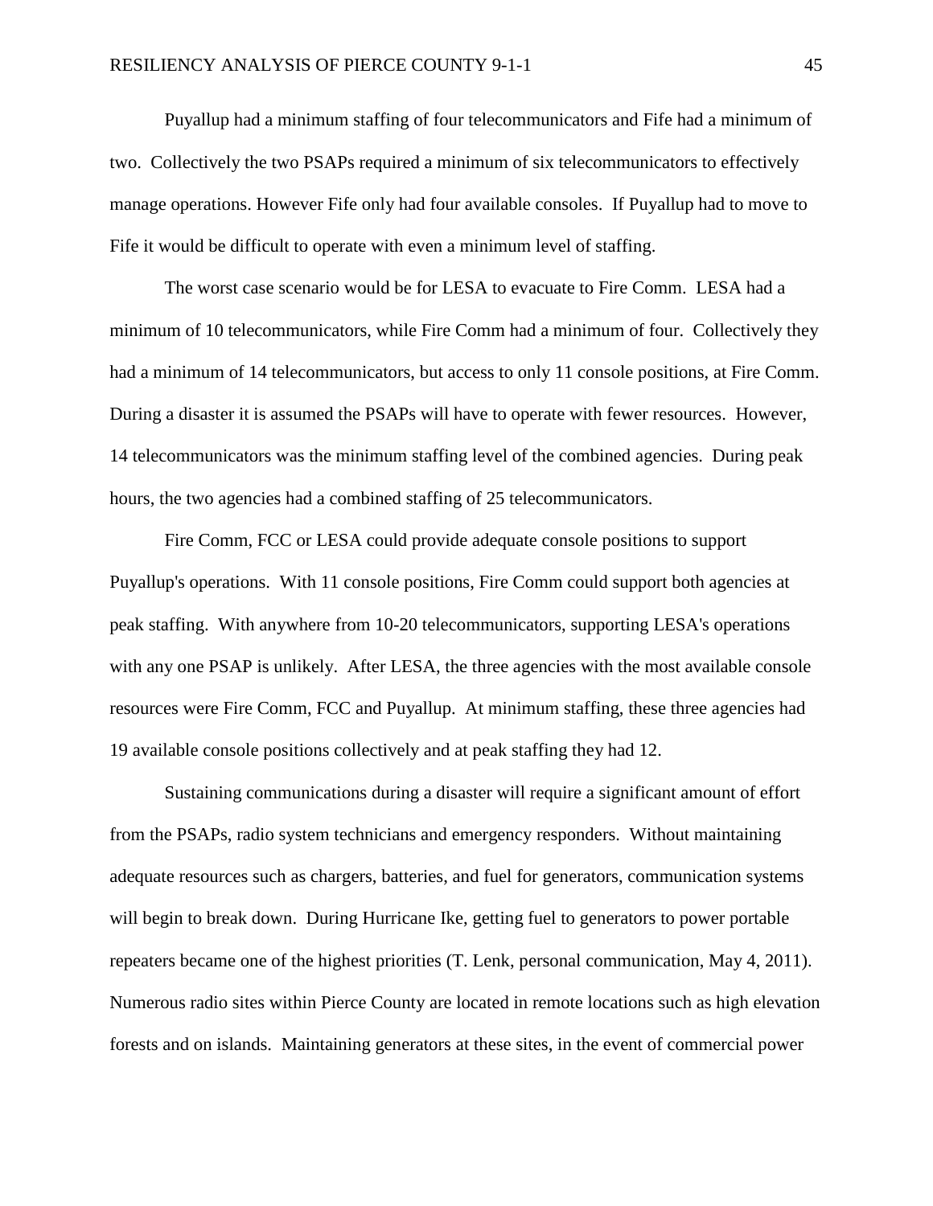Puyallup had a minimum staffing of four telecommunicators and Fife had a minimum of two. Collectively the two PSAPs required a minimum of six telecommunicators to effectively manage operations. However Fife only had four available consoles. If Puyallup had to move to Fife it would be difficult to operate with even a minimum level of staffing.

The worst case scenario would be for LESA to evacuate to Fire Comm. LESA had a minimum of 10 telecommunicators, while Fire Comm had a minimum of four. Collectively they had a minimum of 14 telecommunicators, but access to only 11 console positions, at Fire Comm. During a disaster it is assumed the PSAPs will have to operate with fewer resources. However, 14 telecommunicators was the minimum staffing level of the combined agencies. During peak hours, the two agencies had a combined staffing of 25 telecommunicators.

Fire Comm, FCC or LESA could provide adequate console positions to support Puyallup's operations. With 11 console positions, Fire Comm could support both agencies at peak staffing. With anywhere from 10-20 telecommunicators, supporting LESA's operations with any one PSAP is unlikely. After LESA, the three agencies with the most available console resources were Fire Comm, FCC and Puyallup. At minimum staffing, these three agencies had 19 available console positions collectively and at peak staffing they had 12.

Sustaining communications during a disaster will require a significant amount of effort from the PSAPs, radio system technicians and emergency responders. Without maintaining adequate resources such as chargers, batteries, and fuel for generators, communication systems will begin to break down. During Hurricane Ike, getting fuel to generators to power portable repeaters became one of the highest priorities (T. Lenk, personal communication, May 4, 2011). Numerous radio sites within Pierce County are located in remote locations such as high elevation forests and on islands. Maintaining generators at these sites, in the event of commercial power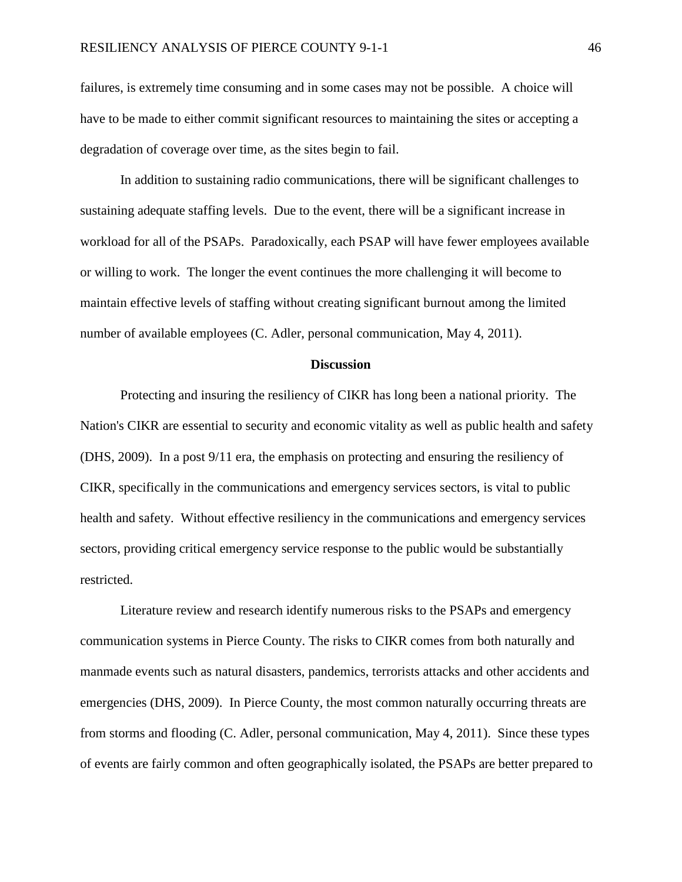failures, is extremely time consuming and in some cases may not be possible. A choice will have to be made to either commit significant resources to maintaining the sites or accepting a degradation of coverage over time, as the sites begin to fail.

In addition to sustaining radio communications, there will be significant challenges to sustaining adequate staffing levels. Due to the event, there will be a significant increase in workload for all of the PSAPs. Paradoxically, each PSAP will have fewer employees available or willing to work. The longer the event continues the more challenging it will become to maintain effective levels of staffing without creating significant burnout among the limited number of available employees (C. Adler, personal communication, May 4, 2011).

## Discussion

Protecting and insuring the resiliency of CIKR has long been a national priority. The Nation's CIKR are essential to security and economic vitality as well as public health and safety (DHS, 2009). In a post 9/11 era, the emphasis on protecting and ensuring the resiliency of CIKR, specifically in the communications and emergency services sectors, is vital to public health and safety. Without effective resiliency in the communications and emergency services sectors, providing critical emergency service response to the public would be substantially restricted.

Literature review and research identify numerous risks to the PSAPs and emergency communication systems in Pierce County. The risks to CIKR comes from both naturally and manmade events such as natural disasters, pandemics, terrorists attacks and other accidents and emergencies (DHS, 2009). In Pierce County, the most common naturally occurring threats are from storms and flooding (C. Adler, personal communication, May 4, 2011). Since these types of events are fairly common and often geographically isolated, the PSAPs are better prepared to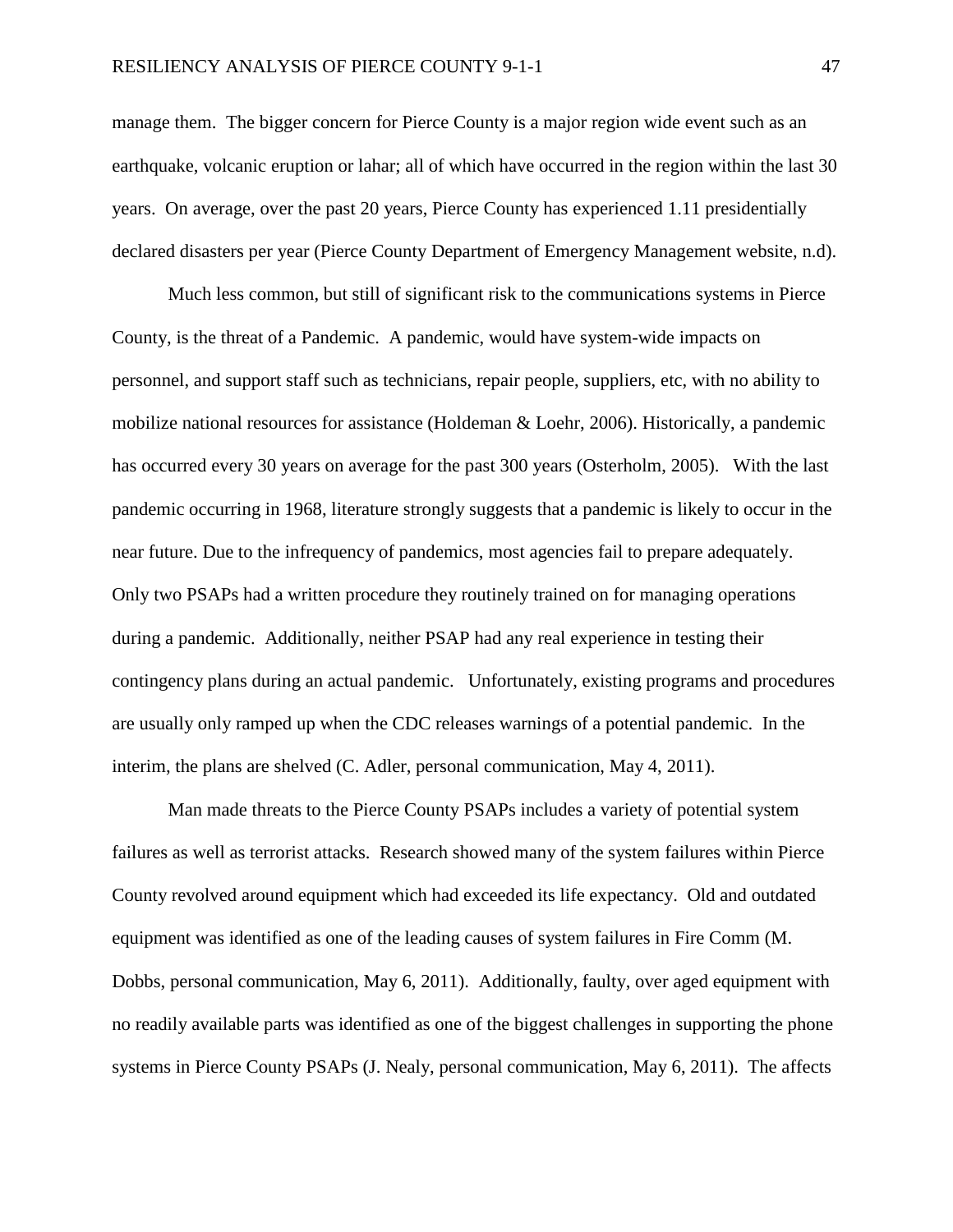manage them. The bigger concern for Pierce County is a major region wide event such as an earthquake, volcanic eruption or lahar; all of which have occurred in the region within the last 30 years. On average, over the past 20 years, Pierce County has experienced 1.11 presidentially declared disasters per year (Pierce County Department of Emergency Management website, n.d).

Much less common, but still of significant risk to the communications systems in Pierce County, is the threat of a Pandemic. A pandemic, would have system-wide impacts on personnel, and support staff such as technicians, repair people, suppliers, etc, with no ability to mobilize national resources for assistance (Holdeman & Loehr, 2006). Historically, a pandemic has occurred every 30 years on average for the past 300 years (Osterholm, 2005). With the last pandemic occurring in 1968, literature strongly suggests that a pandemic is likely to occur in the near future. Due to the infrequency of pandemics, most agencies fail to prepare adequately. Only two PSAPs had a written procedure they routinely trained on for managing operations during a pandemic. Additionally, neither PSAP had any real experience in testing their contingency plans during an actual pandemic. Unfortunately, existing programs and procedures are usually only ramped up when the CDC releases warnings of a potential pandemic. In the interim, the plans are shelved (C. Adler, personal communication, May 4, 2011).

Man made threats to the Pierce County PSAPs includes a variety of potential system failures as well as terrorist attacks. Research showed many of the system failures within Pierce County revolved around equipment which had exceeded its life expectancy. Old and outdated equipment was identified as one of the leading causes of system failures in Fire Comm (M. Dobbs, personal communication, May 6, 2011). Additionally, faulty, over aged equipment with no readily available parts was identified as one of the biggest challenges in supporting the phone systems in Pierce County PSAPs (J. Nealy, personal communication, May 6, 2011). The affects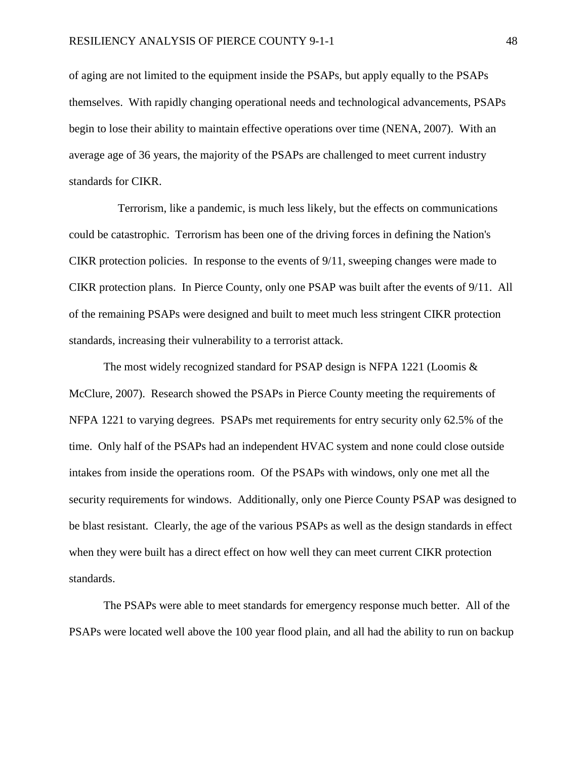of aging are not limited to the equipment inside the PSAPs, but apply equally to the PSAPs themselves. With rapidly changing operational needs and technological advancements, PSAPs begin to lose their ability to maintain effective operations over time (NENA, 2007). With an average age of 36 years, the majority of the PSAPs are challenged to meet current industry standards for CIKR.

Terrorism, like a pandemic, is much less likely, but the effects on communications could be catastrophic. Terrorism has been one of the driving forces in defining the Nation's CIKR protection policies. In response to the events of 9/11, sweeping changes were made to CIKR protection plans. In Pierce County, only one PSAP was built after the events of 9/11. All of the remaining PSAPs were designed and built to meet much less stringent CIKR protection standards, increasing their vulnerability to a terrorist attack.

The most widely recognized standard for PSAP design is NFPA 1221 (Loomis & McClure, 2007). Research showed the PSAPs in Pierce County meeting the requirements of NFPA 1221 to varying degrees. PSAPs met requirements for entry security only 62.5% of the time. Only half of the PSAPs had an independent HVAC system and none could close outside intakes from inside the operations room. Of the PSAPs with windows, only one met all the security requirements for windows. Additionally, only one Pierce County PSAP was designed to be blast resistant. Clearly, the age of the various PSAPs as well as the design standards in effect when they were built has a direct effect on how well they can meet current CIKR protection standards.

The PSAPs were able to meet standards for emergency response much better. All of the PSAPs were located well above the 100 year flood plain, and all had the ability to run on backup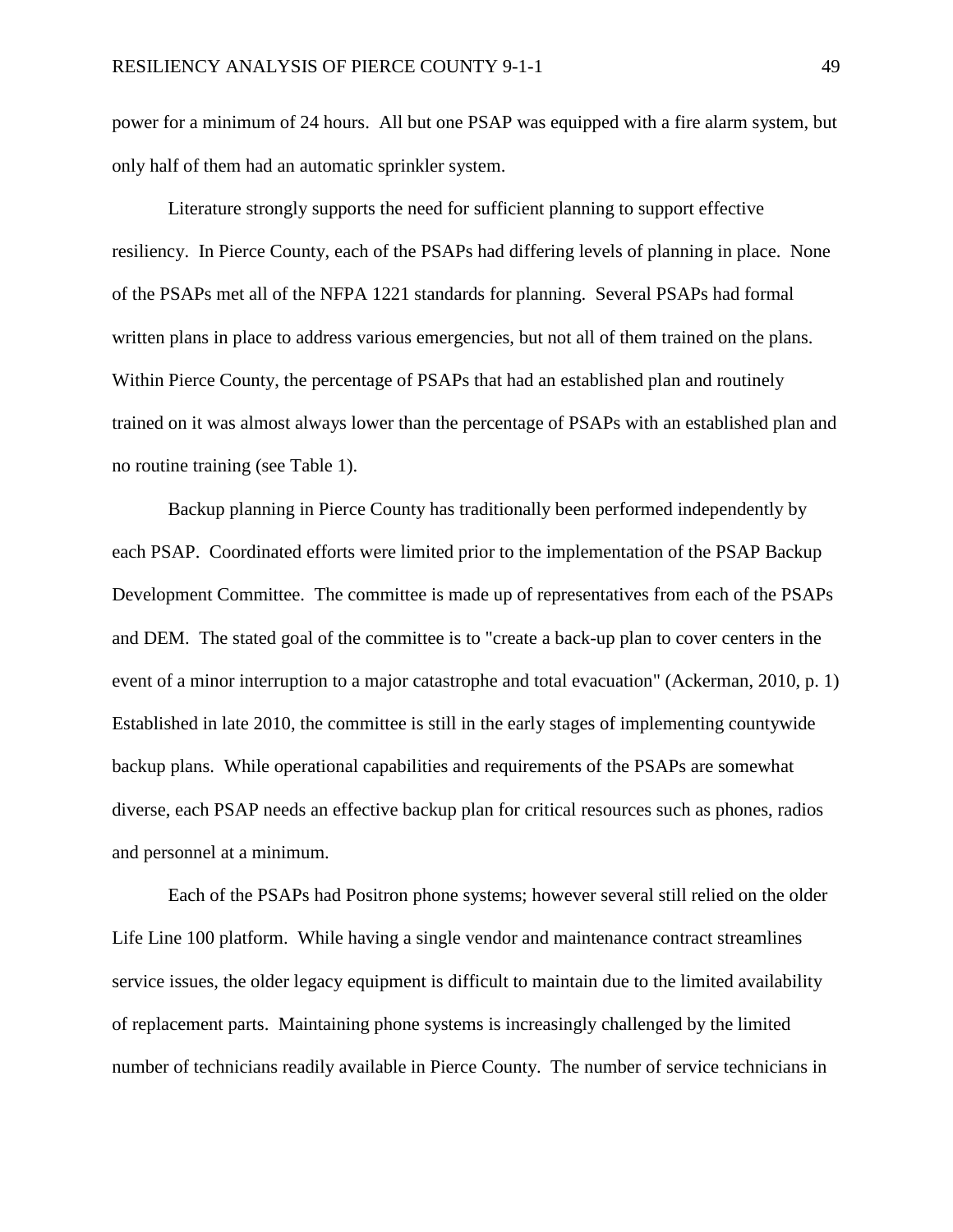power for a minimum of 24 hours. All but one PSAP was equipped with a fire alarm system, but only half of them had an automatic sprinkler system.

Literature strongly supports the need for sufficient planning to support effective resiliency. In Pierce County, each of the PSAPs had differing levels of planning in place. None of the PSAPs met all of the NFPA 1221 standards for planning. Several PSAPs had formal written plans in place to address various emergencies, but not all of them trained on the plans. Within Pierce County, the percentage of PSAPs that had an established plan and routinely trained on it was almost always lower than the percentage of PSAPs with an established plan and no routine training (see Table 1).

Backup planning in Pierce County has traditionally been performed independently by each PSAP. Coordinated efforts were limited prior to the implementation of the PSAP Backup Development Committee. The committee is made up of representatives from each of the PSAPs and DEM. The stated goal of the committee is to "create a back-up plan to cover centers in the event of a minor interruption to a major catastrophe and total evacuation" (Ackerman, 2010, p. 1) Established in late 2010, the committee is still in the early stages of implementing countywide backup plans. While operational capabilities and requirements of the PSAPs are somewhat diverse, each PSAP needs an effective backup plan for critical resources such as phones, radios and personnel at a minimum.

Each of the PSAPs had Positron phone systems; however several still relied on the older Life Line 100 platform. While having a single vendor and maintenance contract streamlines service issues, the older legacy equipment is difficult to maintain due to the limited availability of replacement parts. Maintaining phone systems is increasingly challenged by the limited number of technicians readily available in Pierce County. The number of service technicians in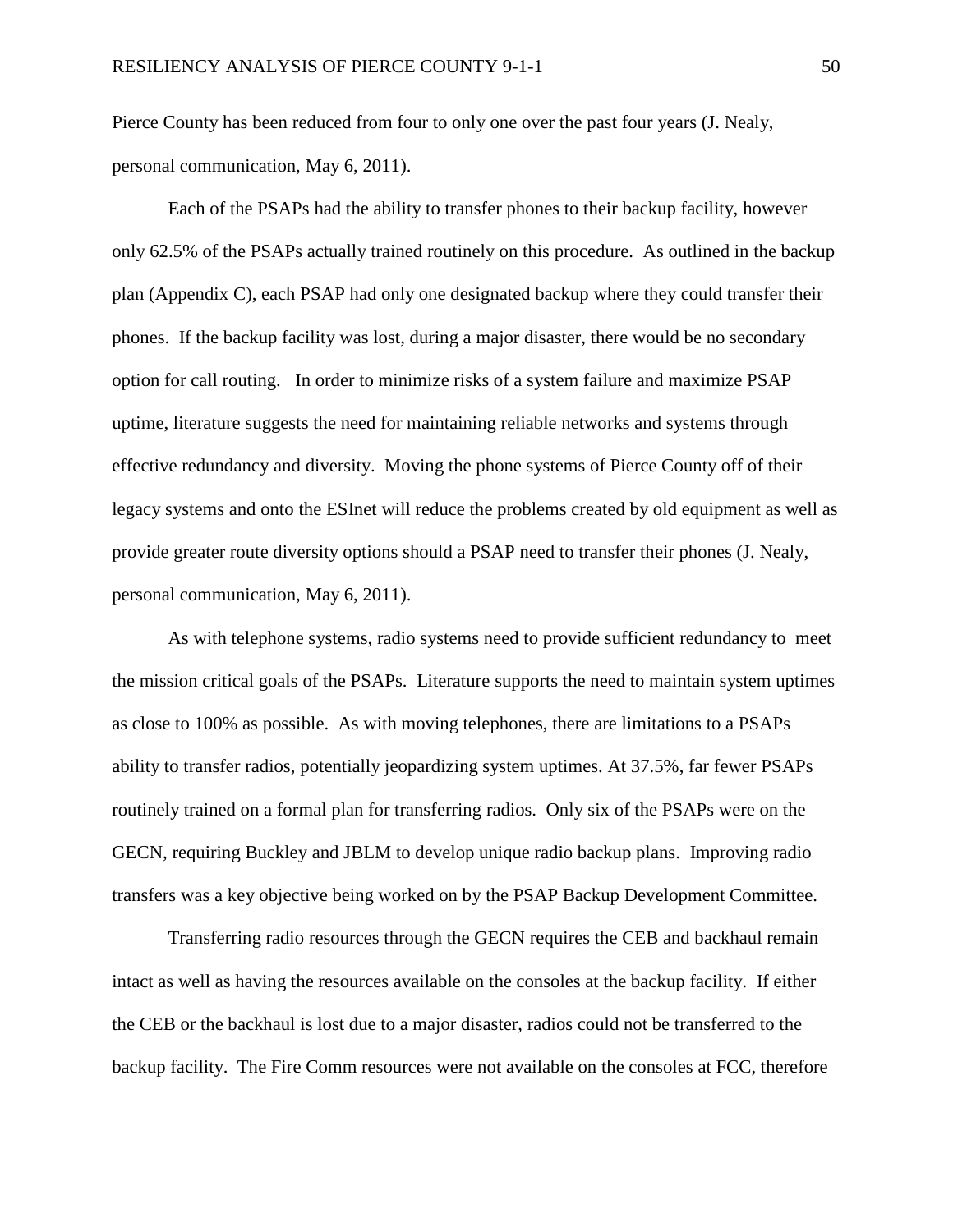Pierce County has been reduced from four to only one over the past four years (J. Nealy, personal communication, May 6, 2011).

Each of the PSAPs had the ability to transfer phones to their backup facility, however only 62.5% of the PSAPs actually trained routinely on this procedure. As outlined in the backup plan (Appendix C), each PSAP had only one designated backup where they could transfer their phones. If the backup facility was lost, during a major disaster, there would be no secondary option for call routing. In order to minimize risks of a system failure and maximize PSAP uptime, literature suggests the need for maintaining reliable networks and systems through effective redundancy and diversity. Moving the phone systems of Pierce County off of their legacy systems and onto the ESInet will reduce the problems created by old equipment as well as provide greater route diversity options should a PSAP need to transfer their phones (J. Nealy, personal communication, May 6, 2011).

As with telephone systems, radio systems need to provide sufficient redundancy to meet the mission critical goals of the PSAPs. Literature supports the need to maintain system uptimes as close to 100% as possible. As with moving telephones, there are limitations to a PSAPs ability to transfer radios, potentially jeopardizing system uptimes. At 37.5%, far fewer PSAPs routinely trained on a formal plan for transferring radios. Only six of the PSAPs were on the GECN, requiring Buckley and JBLM to develop unique radio backup plans. Improving radio transfers was a key objective being worked on by the PSAP Backup Development Committee.

Transferring radio resources through the GECN requires the CEB and backhaul remain intact as well as having the resources available on the consoles at the backup facility. If either the CEB or the backhaul is lost due to a major disaster, radios could not be transferred to the backup facility. The Fire Comm resources were not available on the consoles at FCC, therefore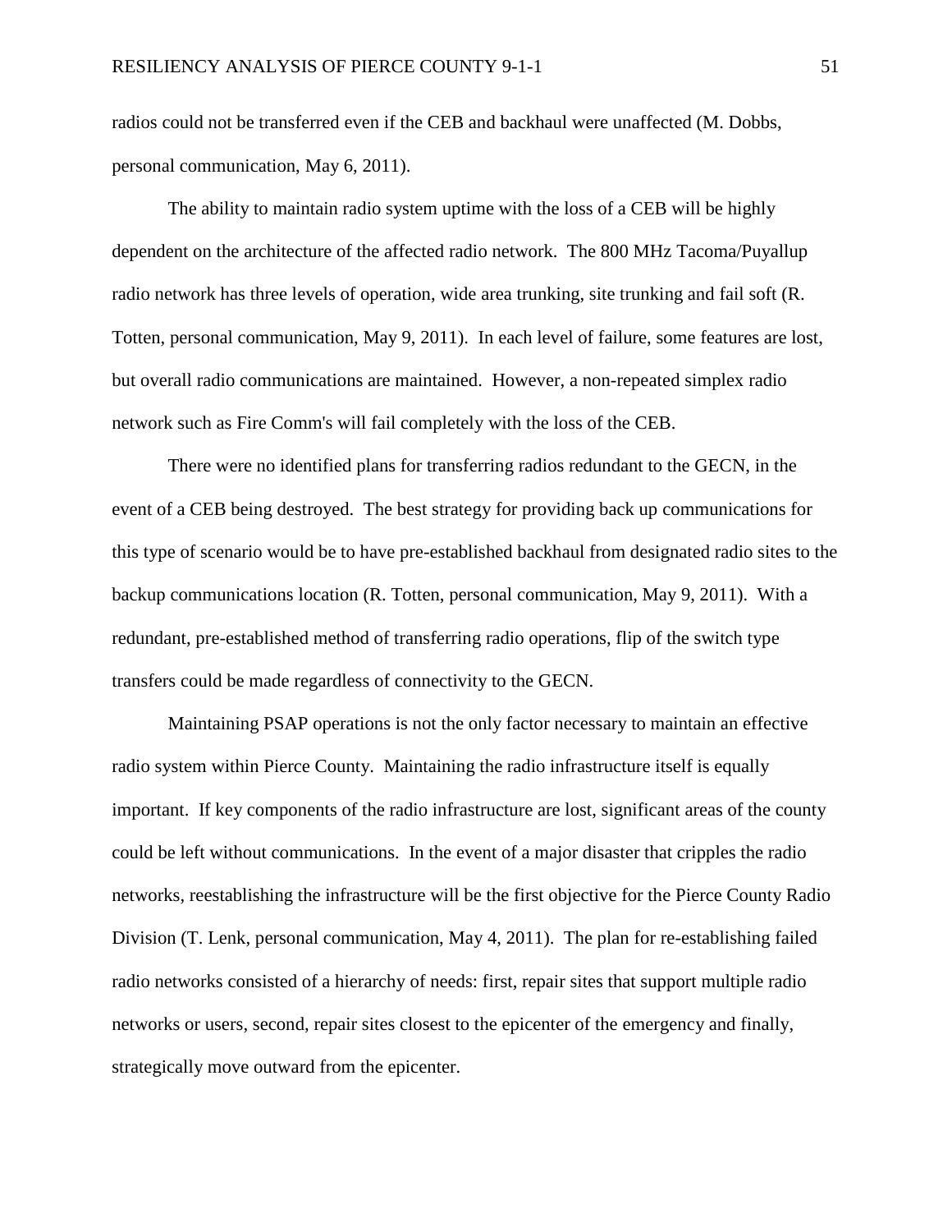radios could not be transferred even if the CEB and backhaul were unaffected (M. Dobbs, personal communication, May 6, 2011).

The ability to maintain radio system uptime with the loss of a CEB will be highly dependent on the architecture of the affected radio network. The 800 MHz Tacoma/Puyallup radio network has three levels of operation, wide area trunking, site trunking and fail soft (R. Totten, personal communication, May 9, 2011). In each level of failure, some features are lost, but overall radio communications are maintained. However, a non-repeated simplex radio network such as Fire Comm's will fail completely with the loss of the CEB.

There were no identified plans for transferring radios redundant to the GECN, in the event of a CEB being destroyed. The best strategy for providing back up communications for this type of scenario would be to have pre-established backhaul from designated radio sites to the backup communications location (R. Totten, personal communication, May 9, 2011). With a redundant, pre-established method of transferring radio operations, flip of the switch type transfers could be made regardless of connectivity to the GECN.

Maintaining PSAP operations is not the only factor necessary to maintain an effective radio system within Pierce County. Maintaining the radio infrastructure itself is equally important. If key components of the radio infrastructure are lost, significant areas of the county could be left without communications. In the event of a major disaster that cripples the radio networks, reestablishing the infrastructure will be the first objective for the Pierce County Radio Division (T. Lenk, personal communication, May 4, 2011). The plan for re-establishing failed radio networks consisted of a hierarchy of needs: first, repair sites that support multiple radio networks or users, second, repair sites closest to the epicenter of the emergency and finally, strategically move outward from the epicenter.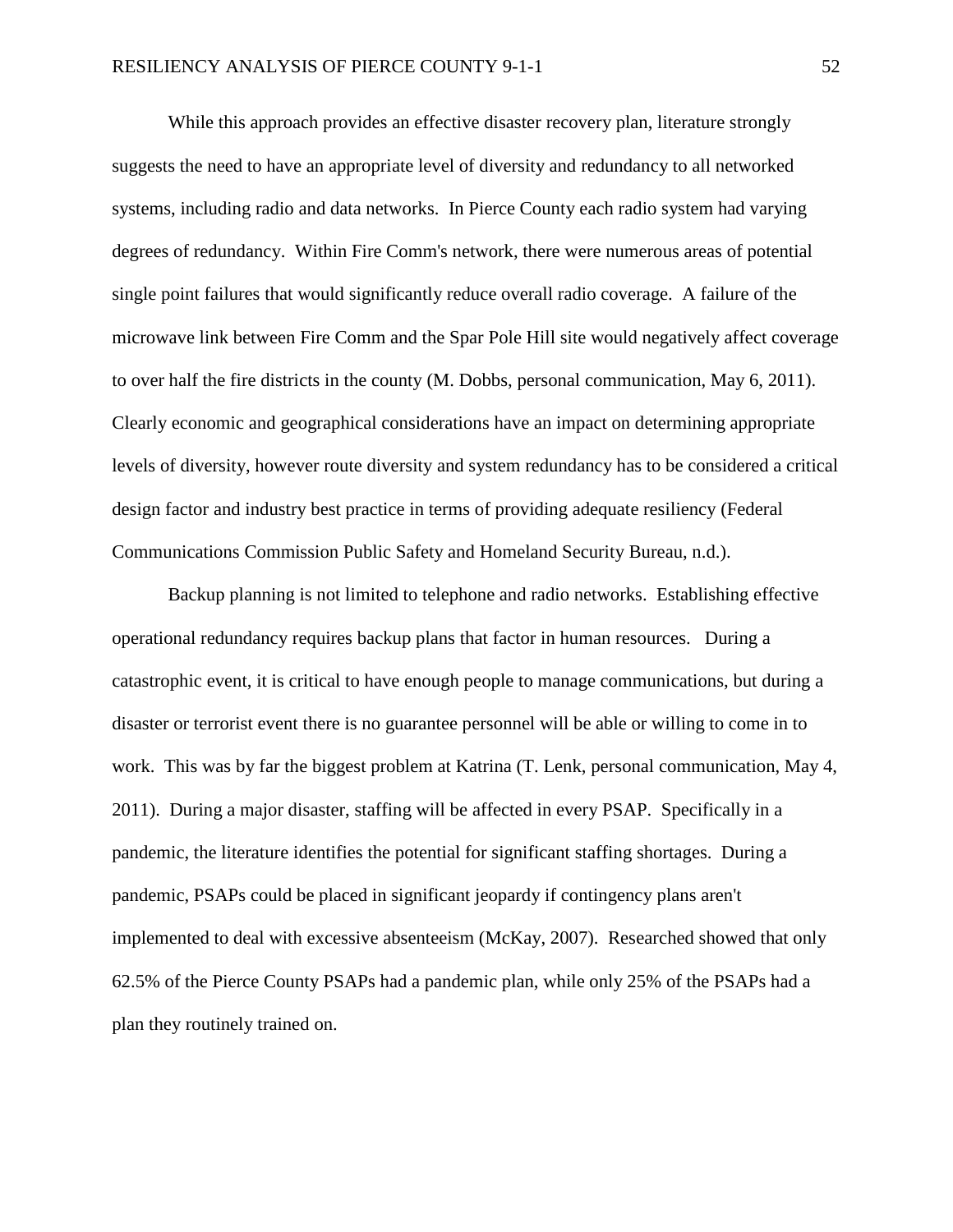While this approach provides an effective disaster recovery plan, literature strongly suggests the need to have an appropriate level of diversity and redundancy to all networked systems, including radio and data networks. In Pierce County each radio system had varying degrees of redundancy. Within Fire Comm's network, there were numerous areas of potential single point failures that would significantly reduce overall radio coverage. A failure of the microwave link between Fire Comm and the Spar Pole Hill site would negatively affect coverage to over half the fire districts in the county (M. Dobbs, personal communication, May 6, 2011). Clearly economic and geographical considerations have an impact on determining appropriate levels of diversity, however route diversity and system redundancy has to be considered a critical design factor and industry best practice in terms of providing adequate resiliency (Federal Communications Commission Public Safety and Homeland Security Bureau, n.d.).

Backup planning is not limited to telephone and radio networks. Establishing effective operational redundancy requires backup plans that factor in human resources. During a catastrophic event, it is critical to have enough people to manage communications, but during a disaster or terrorist event there is no guarantee personnel will be able or willing to come in to work. This was by far the biggest problem at Katrina (T. Lenk, personal communication, May 4, 2011). During a major disaster, staffing will be affected in every PSAP. Specifically in a pandemic, the literature identifies the potential for significant staffing shortages. During a pandemic, PSAPs could be placed in significant jeopardy if contingency plans aren't implemented to deal with excessive absenteeism (McKay, 2007). Researched showed that only 62.5% of the Pierce County PSAPs had a pandemic plan, while only 25% of the PSAPs had a plan they routinely trained on.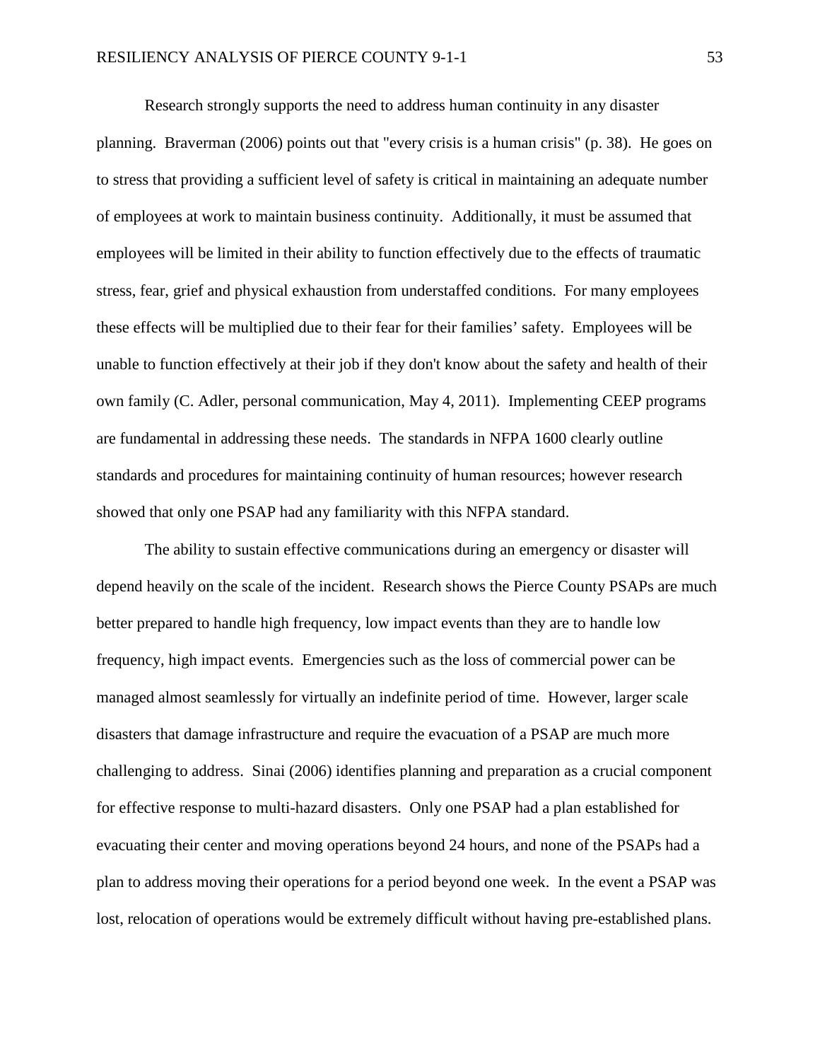Research strongly supports the need to address human continuity in any disaster planning. Braverman (2006) points out that "every crisis is a human crisis" (p. 38). He goes on to stress that providing a sufficient level of safety is critical in maintaining an adequate number of employees at work to maintain business continuity. Additionally, it must be assumed that employees will be limited in their ability to function effectively due to the effects of traumatic stress, fear, grief and physical exhaustion from understaffed conditions. For many employees these effects will be multiplied due to their fear for their families' safety. Employees will be unable to function effectively at their job if they don't know about the safety and health of their own family (C. Adler, personal communication, May 4, 2011). Implementing CEEP programs are fundamental in addressing these needs. The standards in NFPA 1600 clearly outline standards and procedures for maintaining continuity of human resources; however research showed that only one PSAP had any familiarity with this NFPA standard.

The ability to sustain effective communications during an emergency or disaster will depend heavily on the scale of the incident. Research shows the Pierce County PSAPs are much better prepared to handle high frequency, low impact events than they are to handle low frequency, high impact events. Emergencies such as the loss of commercial power can be managed almost seamlessly for virtually an indefinite period of time. However, larger scale disasters that damage infrastructure and require the evacuation of a PSAP are much more challenging to address. Sinai (2006) identifies planning and preparation as a crucial component for effective response to multi-hazard disasters. Only one PSAP had a plan established for evacuating their center and moving operations beyond 24 hours, and none of the PSAPs had a plan to address moving their operations for a period beyond one week. In the event a PSAP was lost, relocation of operations would be extremely difficult without having pre-established plans.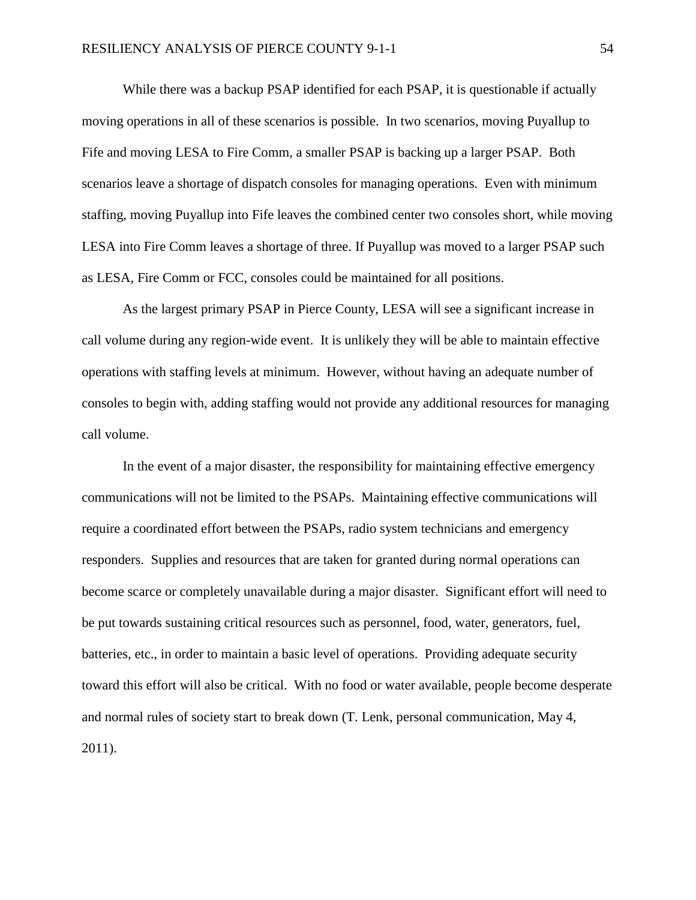While there was a backup PSAP identified for each PSAP, it is questionable if actually moving operations in all of these scenarios is possible. In two scenarios, moving Puyallup to Fife and moving LESA to Fire Comm, a smaller PSAP is backing up a larger PSAP. Both scenarios leave a shortage of dispatch consoles for managing operations. Even with minimum staffing, moving Puyallup into Fife leaves the combined center two consoles short, while moving LESA into Fire Comm leaves a shortage of three. If Puyallup was moved to a larger PSAP such as LESA, Fire Comm or FCC, consoles could be maintained for all positions.

As the largest primary PSAP in Pierce County, LESA will see a significant increase in call volume during any region-wide event. It is unlikely they will be able to maintain effective operations with staffing levels at minimum. However, without having an adequate number of consoles to begin with, adding staffing would not provide any additional resources for managing call volume.

In the event of a major disaster, the responsibility for maintaining effective emergency communications will not be limited to the PSAPs. Maintaining effective communications will require a coordinated effort between the PSAPs, radio system technicians and emergency responders. Supplies and resources that are taken for granted during normal operations can become scarce or completely unavailable during a major disaster. Significant effort will need to be put towards sustaining critical resources such as personnel, food, water, generators, fuel, batteries, etc., in order to maintain a basic level of operations. Providing adequate security toward this effort will also be critical. With no food or water available, people become desperate and normal rules of society start to break down (T. Lenk, personal communication, May 4, 2011).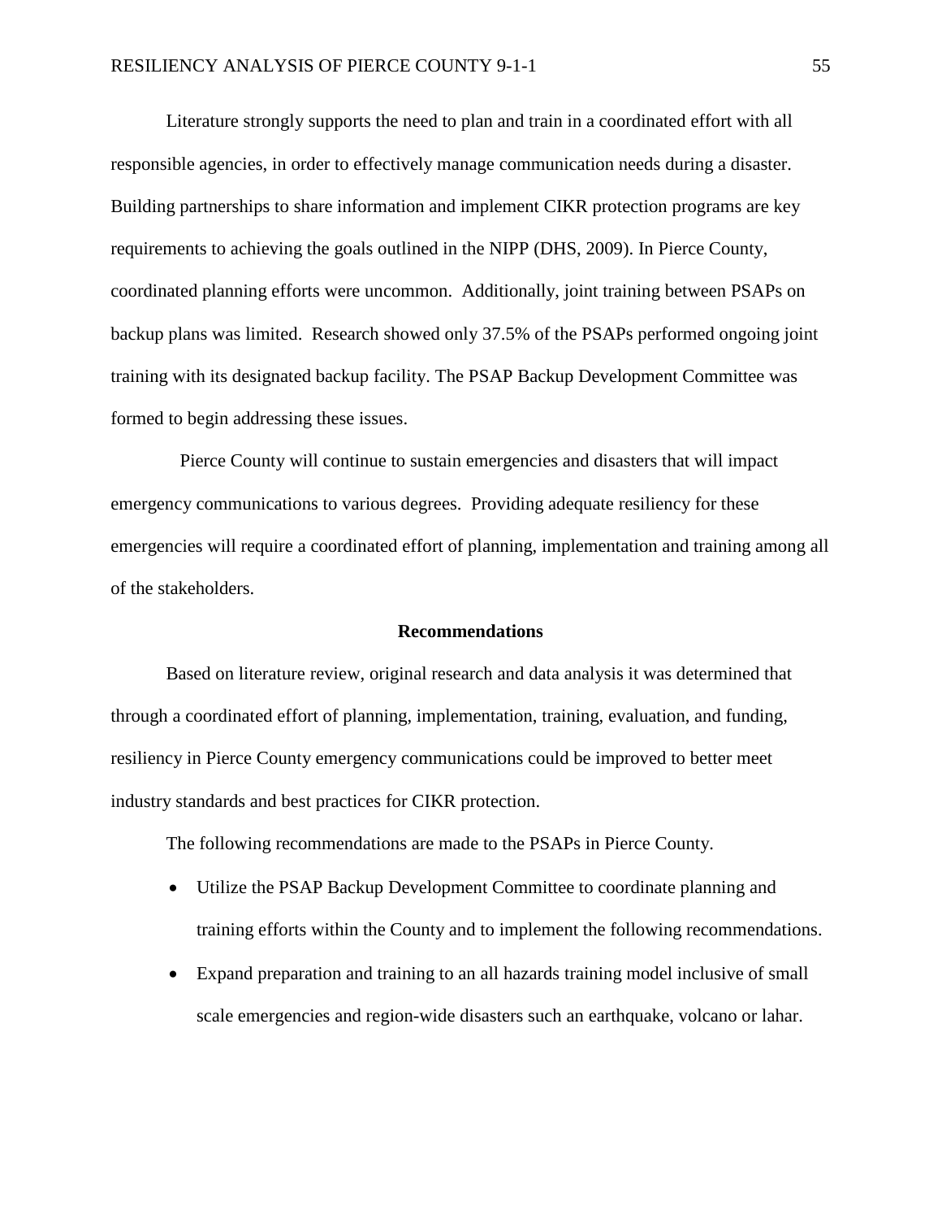Literature strongly supports the need to plan and train in a coordinated effort with all responsible agencies, in order to effectively manage communication needs during a disaster. Building partnerships to share information and implement CIKR protection programs are key requirements to achieving the goals outlined in the NIPP (DHS, 2009). In Pierce County, coordinated planning efforts were uncommon. Additionally, joint training between PSAPs on backup plans was limited. Research showed only 37.5% of the PSAPs performed ongoing joint training with its designated backup facility. The PSAP Backup Development Committee was formed to begin addressing these issues.

Pierce County will continue to sustain emergencies and disasters that will impact emergency communications to various degrees. Providing adequate resiliency for these emergencies will require a coordinated effort of planning, implementation and training among all of the stakeholders.

## Recommendations

Based on literature review, original research and data analysis it was determined that through a coordinated effort of planning, implementation, training, evaluation, and funding, resiliency in Pierce County emergency communications could be improved to better meet industry standards and best practices for CIKR protection.

The following recommendations are made to the PSAPs in Pierce County.

- Utilize the PSAP Backup Development Committee to coordinate planning and training efforts within the County and to implement the following recommendations.
- Expand preparation and training to an all hazards training model inclusive of small scale emergencies and region-wide disasters such an earthquake, volcano or lahar.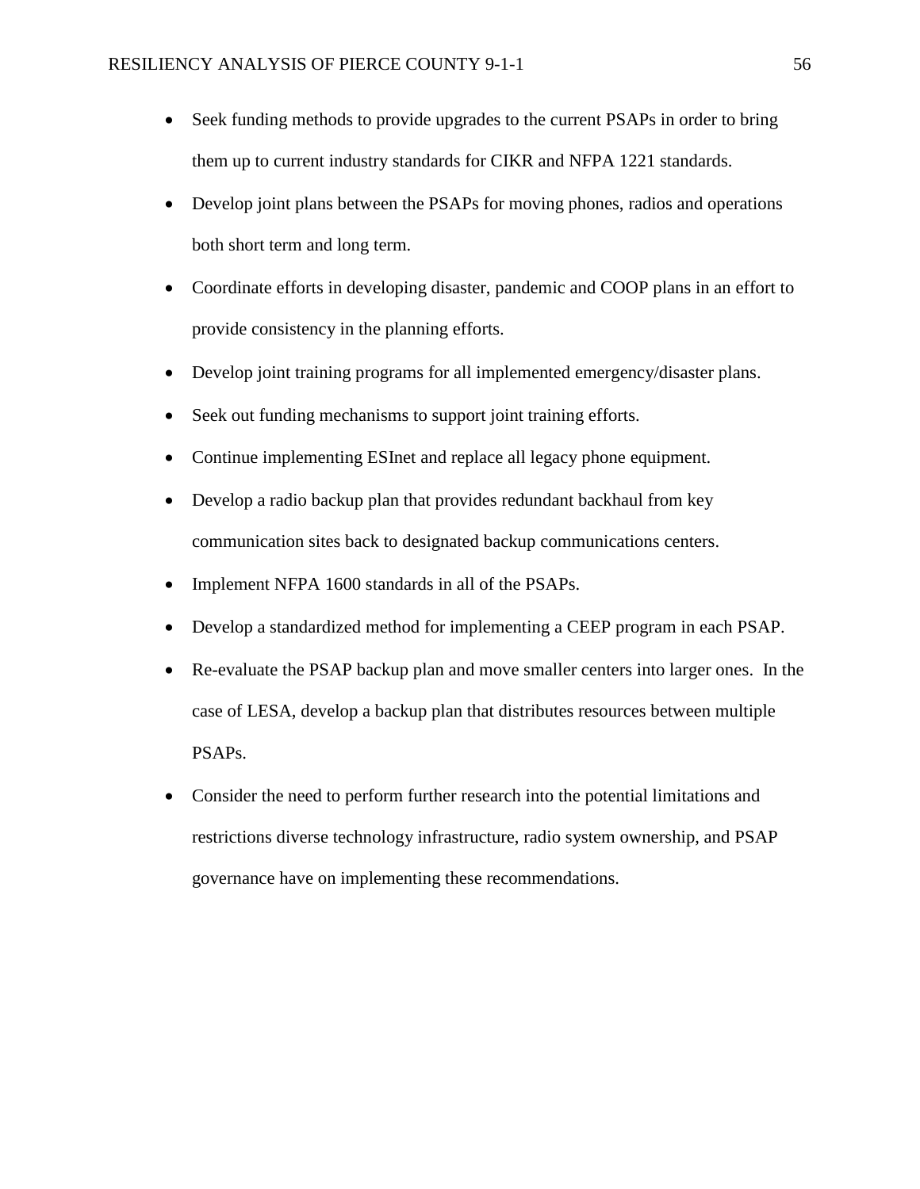- Seek funding methods to provide upgrades to the current PSAPs in order to bring them up to current industry standards for CIKR and NFPA 1221 standards.
- Develop joint plans between the PSAPs for moving phones, radios and operations both short term and long term.
- Coordinate efforts in developing disaster, pandemic and COOP plans in an effort to provide consistency in the planning efforts.
- Develop joint training programs for all implemented emergency/disaster plans.
- Seek out funding mechanisms to support joint training efforts.
- Continue implementing ESInet and replace all legacy phone equipment.
- Develop a radio backup plan that provides redundant backhaul from key communication sites back to designated backup communications centers.
- Implement NFPA 1600 standards in all of the PSAPs.
- Develop a standardized method for implementing a CEEP program in each PSAP.
- Re-evaluate the PSAP backup plan and move smaller centers into larger ones. In the case of LESA, develop a backup plan that distributes resources between multiple PSAPs.
- Consider the need to perform further research into the potential limitations and restrictions diverse technology infrastructure, radio system ownership, and PSAP governance have on implementing these recommendations.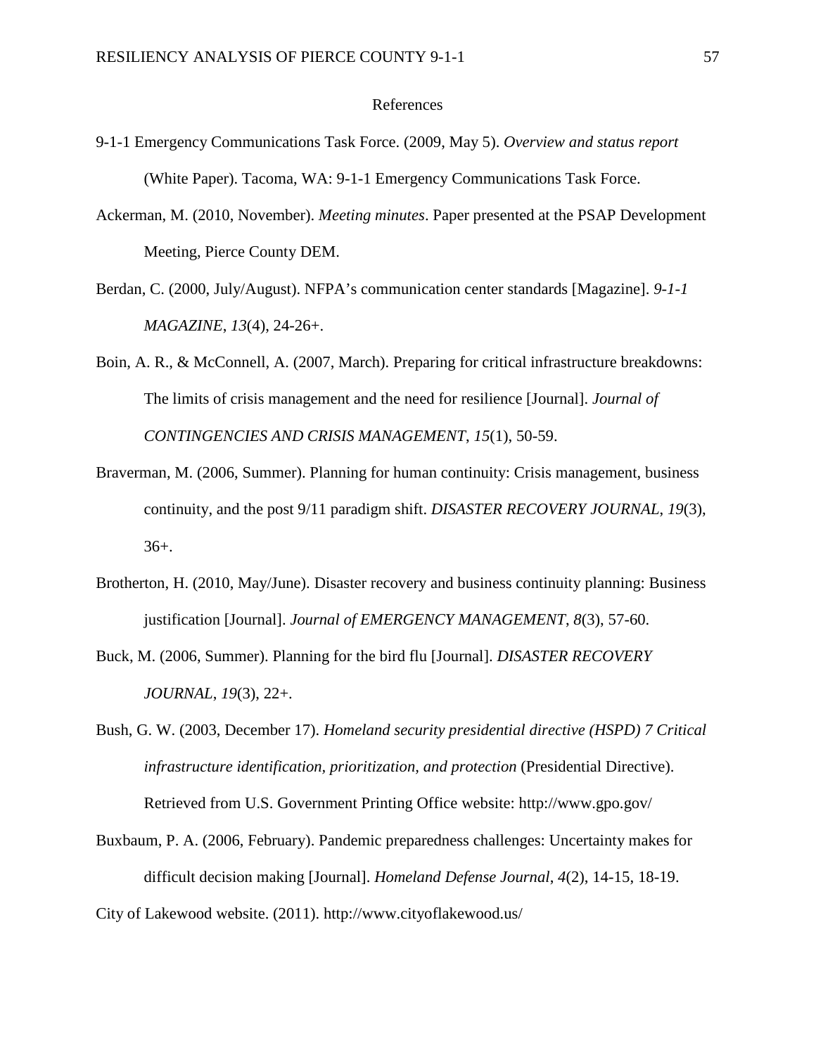# References

9-1-1 Emergency Communications Task Force. (2009, May 5). *Overview and status report* (White Paper). Tacoma, WA: 9-1-1 Emergency Communications Task Force.

Ackerman, M. (2010, November). *Meeting minutes*. Paper presented at the PSAP Development Meeting, Pierce County DEM.

Berdan, C. (2000, July/August). NFPA's communication center standards [Magazine]. *9-1-1 MAGAZINE*, *13*(4), 24-26+.

Boin, A. R., & McConnell, A. (2007, March). Preparing for critical infrastructure breakdowns: The limits of crisis management and the need for resilience [Journal]. *Journal of CONTINGENCIES AND CRISIS MANAGEMENT*, *15*(1), 50-59.

Braverman, M. (2006, Summer). Planning for human continuity: Crisis management, business continuity, and the post 9/11 paradigm shift. *DISASTER RECOVERY JOURNAL*, *19*(3), 36+.

Brotherton, H. (2010, May/June). Disaster recovery and business continuity planning: Business justification [Journal]. *Journal of EMERGENCY MANAGEMENT*, *8*(3), 57-60.

Buck, M. (2006, Summer). Planning for the bird flu [Journal]. *DISASTER RECOVERY JOURNAL*, *19*(3), 22+.

Bush, G. W. (2003, December 17). *Homeland security presidential directive (HSPD) 7 Critical infrastructure identification, prioritization, and protection* (Presidential Directive). Retrieved from U.S. Government Printing Office website: http://www.gpo.gov/

Buxbaum, P. A. (2006, February). Pandemic preparedness challenges: Uncertainty makes for difficult decision making [Journal]. *Homeland Defense Journal*, *4*(2), 14-15, 18-19.

City of Lakewood website. (2011). http://www.cityoflakewood.us/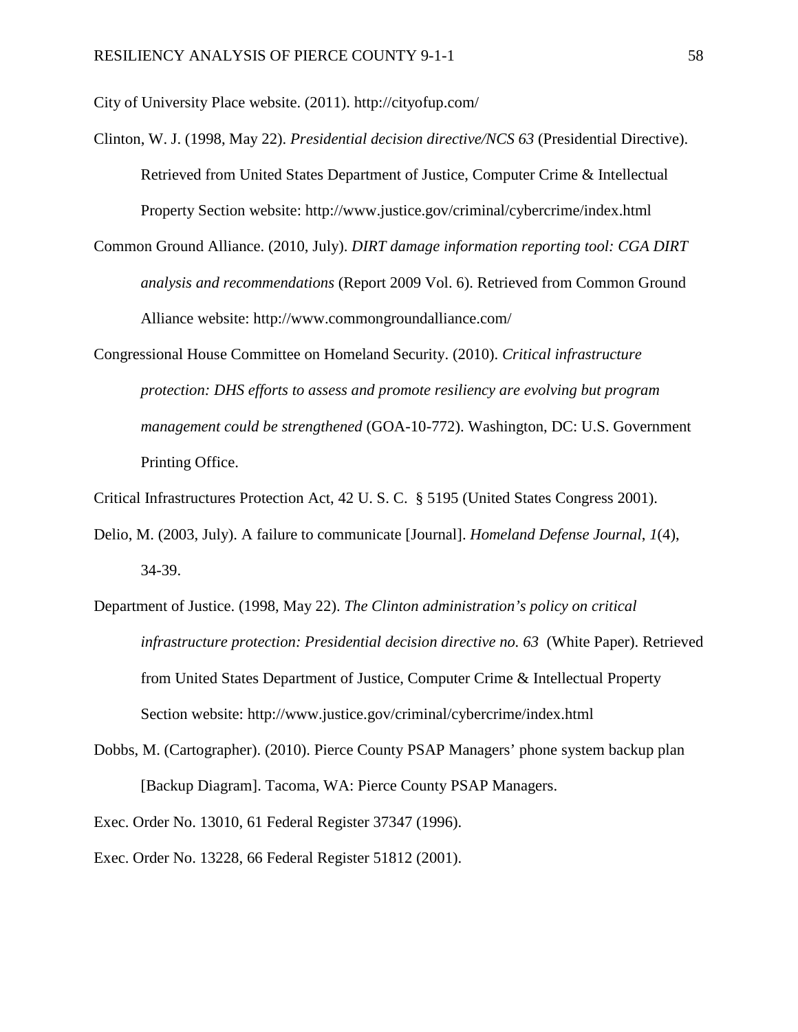City of University Place website. (2011). http://cityofup.com/

Clinton, W. J. (1998, May 22). *Presidential decision directive/NCS 63* (Presidential Directive). Retrieved from United States Department of Justice, Computer Crime & Intellectual Property Section website: http://www.justice.gov/criminal/cybercrime/index.html

Common Ground Alliance. (2010, July). *DIRT damage information reporting tool: CGA DIRT analysis and recommendations* (Report 2009 Vol. 6). Retrieved from Common Ground Alliance website: http://www.commongroundalliance.com/

Congressional House Committee on Homeland Security. (2010). *Critical infrastructure protection: DHS efforts to assess and promote resiliency are evolving but program management could be strengthened* (GOA-10-772). Washington, DC: U.S. Government Printing Office.

Critical Infrastructures Protection Act, 42 U. S. C. § 5195 (United States Congress 2001).

Delio, M. (2003, July). A failure to communicate [Journal]. *Homeland Defense Journal*, *1*(4), 34-39.

Department of Justice. (1998, May 22). *The Clinton administration's policy on critical infrastructure protection: Presidential decision directive no. 63* (White Paper). Retrieved from United States Department of Justice, Computer Crime & Intellectual Property Section website: http://www.justice.gov/criminal/cybercrime/index.html

Dobbs, M. (Cartographer). (2010). Pierce County PSAP Managers' phone system backup plan [Backup Diagram]. Tacoma, WA: Pierce County PSAP Managers.

Exec. Order No. 13010, 61 Federal Register 37347 (1996).

Exec. Order No. 13228, 66 Federal Register 51812 (2001).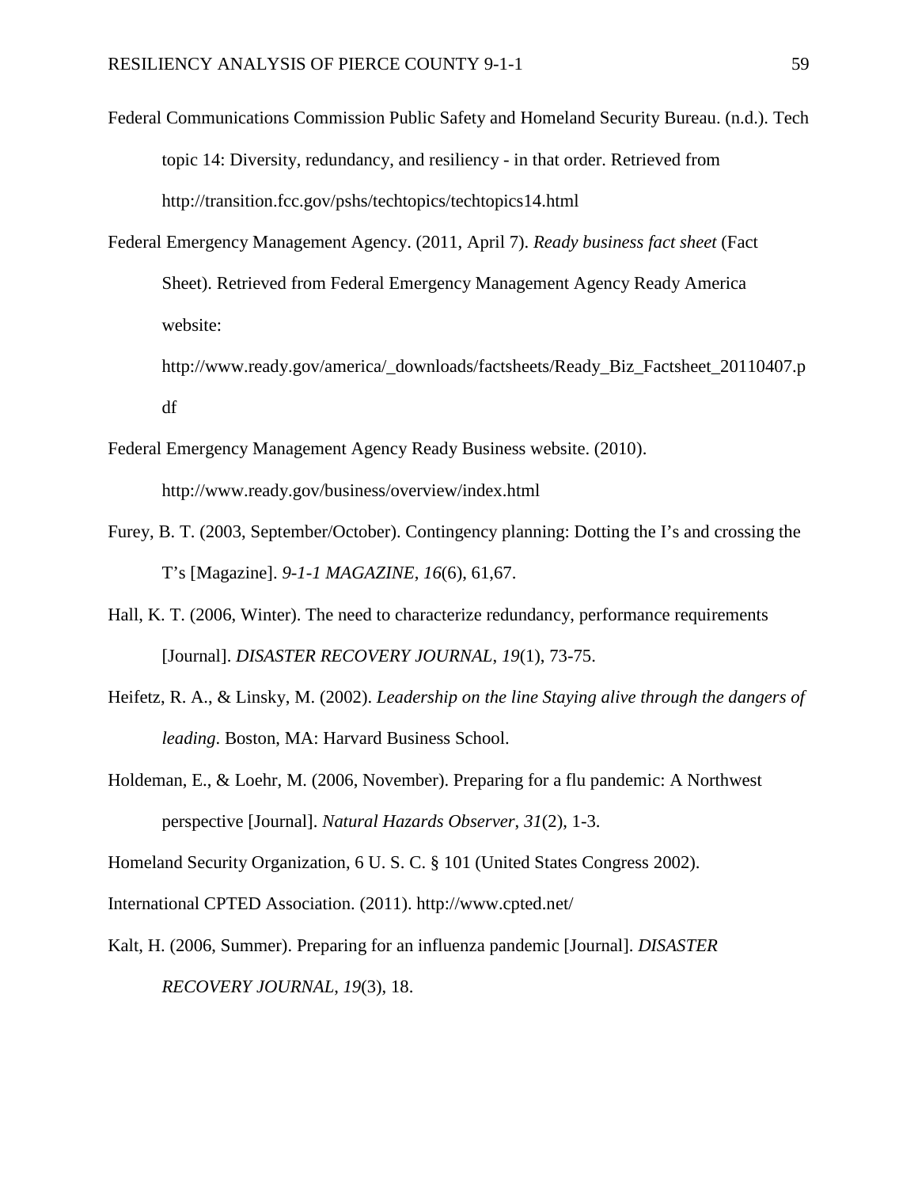Federal Communications Commission Public Safety and Homeland Security Bureau. (n.d.). Tech topic 14: Diversity, redundancy, and resiliency - in that order. Retrieved from http://transition.fcc.gov/pshs/techtopics/techtopics14.html

Federal Emergency Management Agency. (2011, April 7). *Ready business fact sheet* (Fact Sheet). Retrieved from Federal Emergency Management Agency Ready America website: http://www.ready.gov/america/_downloads/factsheets/Ready_Biz_Factsheet_20110407.pdf

Federal Emergency Management Agency Ready Business website. (2010). http://www.ready.gov/business/overview/index.html

Furey, B. T. (2003, September/October). Contingency planning: Dotting the I's and crossing the T's [Magazine]. *9-1-1 MAGAZINE*, *16*(6), 61,67.

Hall, K. T. (2006, Winter). The need to characterize redundancy, performance requirements [Journal]. *DISASTER RECOVERY JOURNAL*, *19*(1), 73-75.

Heifetz, R. A., & Linsky, M. (2002). *Leadership on the line Staying alive through the dangers of leading*. Boston, MA: Harvard Business School.

Holdeman, E., & Loehr, M. (2006, November). Preparing for a flu pandemic: A Northwest perspective [Journal]. *Natural Hazards Observer*, *31*(2), 1-3.

Homeland Security Organization, 6 U. S. C. § 101 (United States Congress 2002).

International CPTED Association. (2011). http://www.cpted.net/

Kalt, H. (2006, Summer). Preparing for an influenza pandemic [Journal]. *DISASTER RECOVERY JOURNAL*, *19*(3), 18.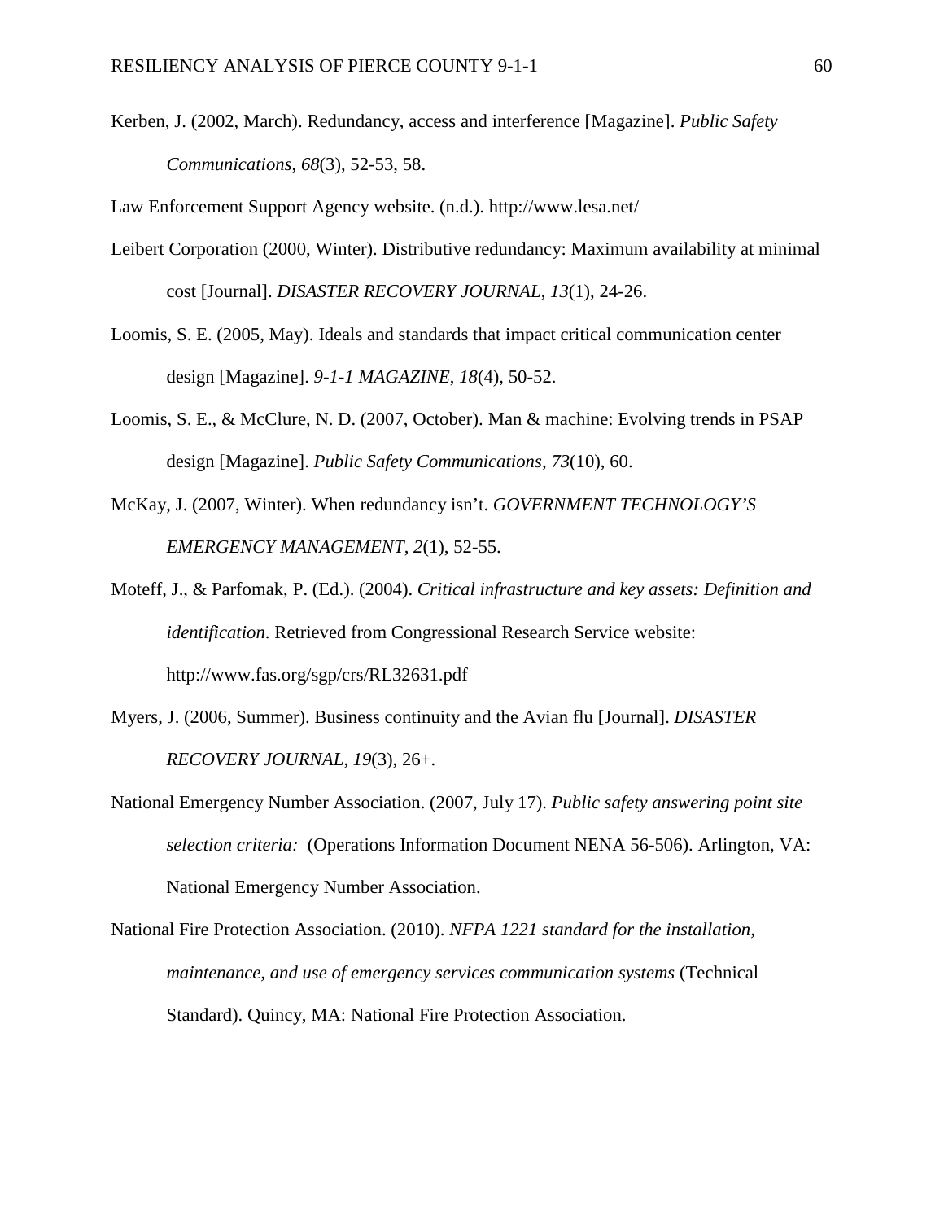Kerben, J. (2002, March). Redundancy, access and interference [Magazine]. *Public Safety Communications*, *68*(3), 52-53, 58.

Law Enforcement Support Agency website. (n.d.). http://www.lesa.net/

Leibert Corporation (2000, Winter). Distributive redundancy: Maximum availability at minimal cost [Journal]. *DISASTER RECOVERY JOURNAL*, *13*(1), 24-26.

Loomis, S. E. (2005, May). Ideals and standards that impact critical communication center design [Magazine]. *9-1-1 MAGAZINE*, *18*(4), 50-52.

Loomis, S. E., & McClure, N. D. (2007, October). Man & machine: Evolving trends in PSAP design [Magazine]. *Public Safety Communications*, *73*(10), 60.

McKay, J. (2007, Winter). When redundancy isn't. *GOVERNMENT TECHNOLOGY'S EMERGENCY MANAGEMENT*, *2*(1), 52-55.

Moteff, J., & Parfomak, P. (Ed.). (2004). *Critical infrastructure and key assets: Definition and identification*. Retrieved from Congressional Research Service website: http://www.fas.org/sgp/crs/RL32631.pdf

Myers, J. (2006, Summer). Business continuity and the Avian flu [Journal]. *DISASTER RECOVERY JOURNAL*, *19*(3), 26+.

National Emergency Number Association. (2007, July 17). *Public safety answering point site selection criteria:* (Operations Information Document NENA 56-506). Arlington, VA: National Emergency Number Association.

National Fire Protection Association. (2010). *NFPA 1221 standard for the installation, maintenance, and use of emergency services communication systems* (Technical Standard). Quincy, MA: National Fire Protection Association.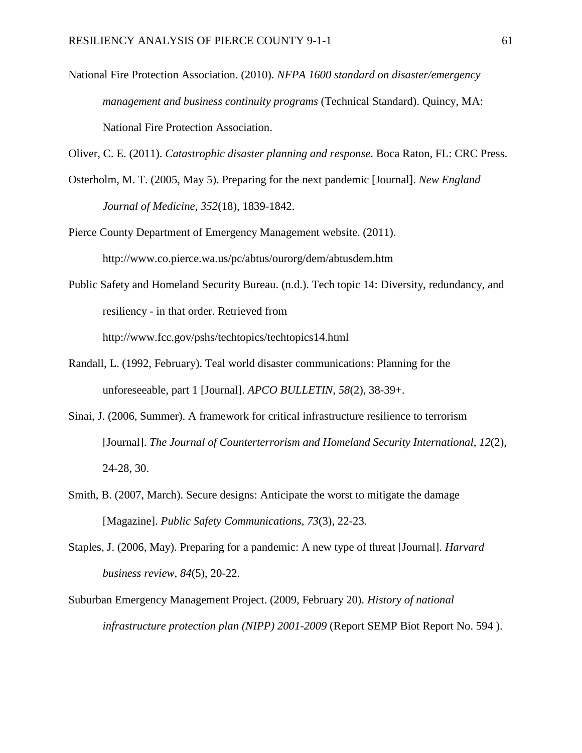National Fire Protection Association. (2010). *NFPA 1600 standard on disaster/emergency management and business continuity programs* (Technical Standard). Quincy, MA: National Fire Protection Association.

Oliver, C. E. (2011). *Catastrophic disaster planning and response*. Boca Raton, FL: CRC Press.

Osterholm, M. T. (2005, May 5). Preparing for the next pandemic [Journal]. *New England Journal of Medicine*, *352*(18), 1839-1842.

Pierce County Department of Emergency Management website. (2011). http://www.co.pierce.wa.us/pc/abtus/ourorg/dem/abtusdem.htm

Public Safety and Homeland Security Bureau. (n.d.). Tech topic 14: Diversity, redundancy, and resiliency - in that order. Retrieved from http://www.fcc.gov/pshs/techtopics/techtopics14.html

Randall, L. (1992, February). Teal world disaster communications: Planning for the unforeseeable, part 1 [Journal]. *APCO BULLETIN*, *58*(2), 38-39+.

Sinai, J. (2006, Summer). A framework for critical infrastructure resilience to terrorism [Journal]. *The Journal of Counterterrorism and Homeland Security International*, *12*(2), 24-28, 30.

Smith, B. (2007, March). Secure designs: Anticipate the worst to mitigate the damage [Magazine]. *Public Safety Communications*, *73*(3), 22-23.

Staples, J. (2006, May). Preparing for a pandemic: A new type of threat [Journal]. *Harvard business review*, *84*(5), 20-22.

Suburban Emergency Management Project. (2009, February 20). *History of national infrastructure protection plan (NIPP) 2001-2009* (Report SEMP Biot Report No. 594 ).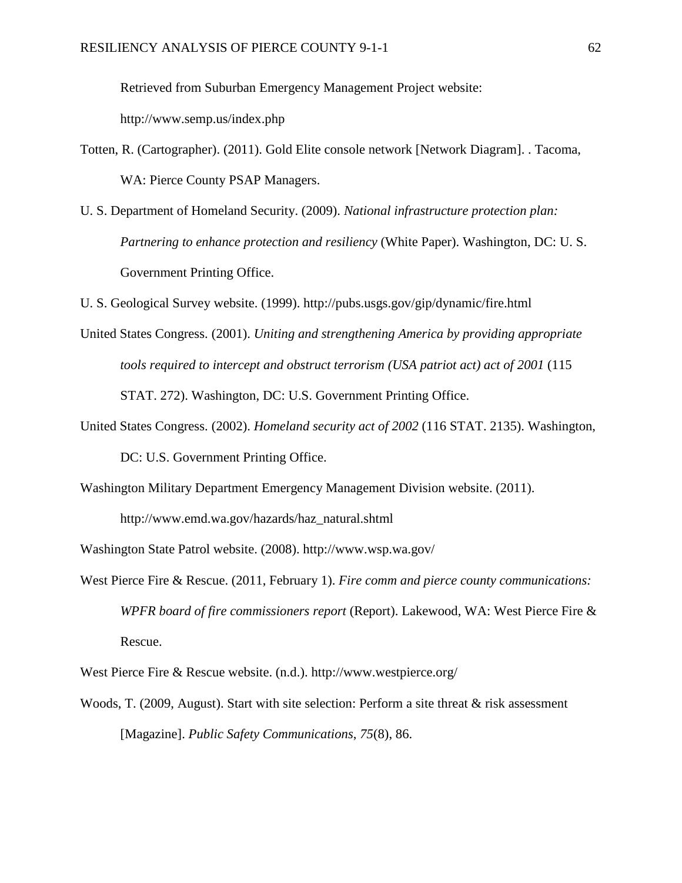Retrieved from Suburban Emergency Management Project website: http://www.semp.us/index.php

Totten, R. (Cartographer). (2011). Gold Elite console network [Network Diagram]. . Tacoma, WA: Pierce County PSAP Managers.

U. S. Department of Homeland Security. (2009). *National infrastructure protection plan: Partnering to enhance protection and resiliency* (White Paper). Washington, DC: U. S. Government Printing Office.

U. S. Geological Survey website. (1999). http://pubs.usgs.gov/gip/dynamic/fire.html

United States Congress. (2001). *Uniting and strengthening America by providing appropriate tools required to intercept and obstruct terrorism (USA patriot act) act of 2001* (115 STAT. 272). Washington, DC: U.S. Government Printing Office.

United States Congress. (2002). *Homeland security act of 2002* (116 STAT. 2135). Washington, DC: U.S. Government Printing Office.

Washington Military Department Emergency Management Division website. (2011). http://www.emd.wa.gov/hazards/haz_natural.shtml

Washington State Patrol website. (2008). http://www.wsp.wa.gov/

West Pierce Fire & Rescue. (2011, February 1). *Fire comm and pierce county communications: WPFR board of fire commissioners report* (Report). Lakewood, WA: West Pierce Fire & Rescue.

West Pierce Fire & Rescue website. (n.d.). http://www.westpierce.org/

Woods, T. (2009, August). Start with site selection: Perform a site threat & risk assessment [Magazine]. *Public Safety Communications*, *75*(8), 86.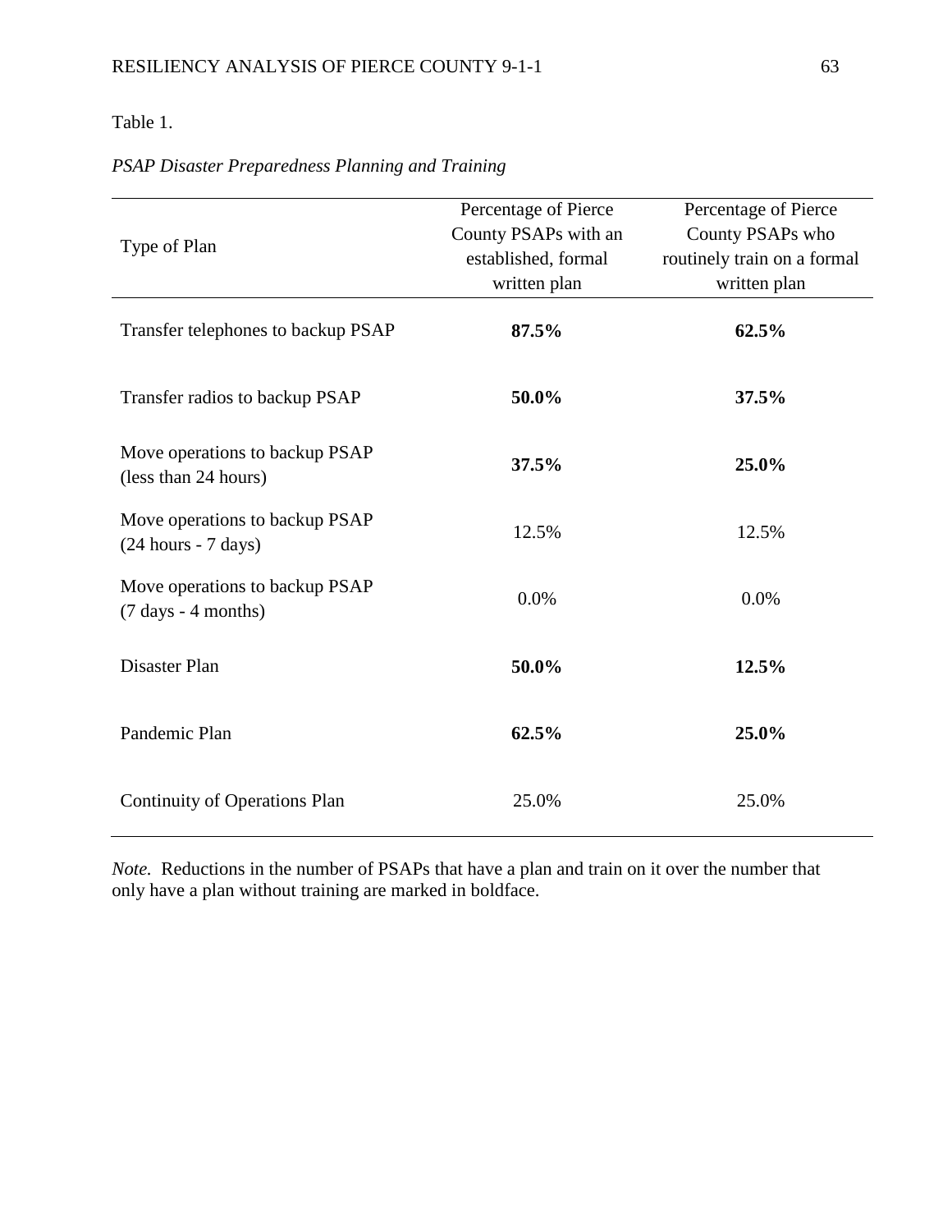Table 1.

*PSAP Disaster Preparedness Planning and Training*

| Type of Plan | Percentage of Pierce County PSAPs with an established, formal written plan | Percentage of Pierce County PSAPs who routinely train on a formal written plan |
|---|---|---|
| Transfer telephones to backup PSAP | **87.5%** | **62.5%** |
| Transfer radios to backup PSAP | **50.0%** | **37.5%** |
| Move operations to backup PSAP (less than 24 hours) | **37.5%** | **25.0%** |
| Move operations to backup PSAP (24 hours - 7 days) | 12.5% | 12.5% |
| Move operations to backup PSAP (7 days - 4 months) | 0.0% | 0.0% |
| Disaster Plan | **50.0%** | **12.5%** |
| Pandemic Plan | **62.5%** | **25.0%** |
| Continuity of Operations Plan | 25.0% | 25.0% |

*Note.* Reductions in the number of PSAPs that have a plan and train on it over the number that only have a plan without training are marked in boldface.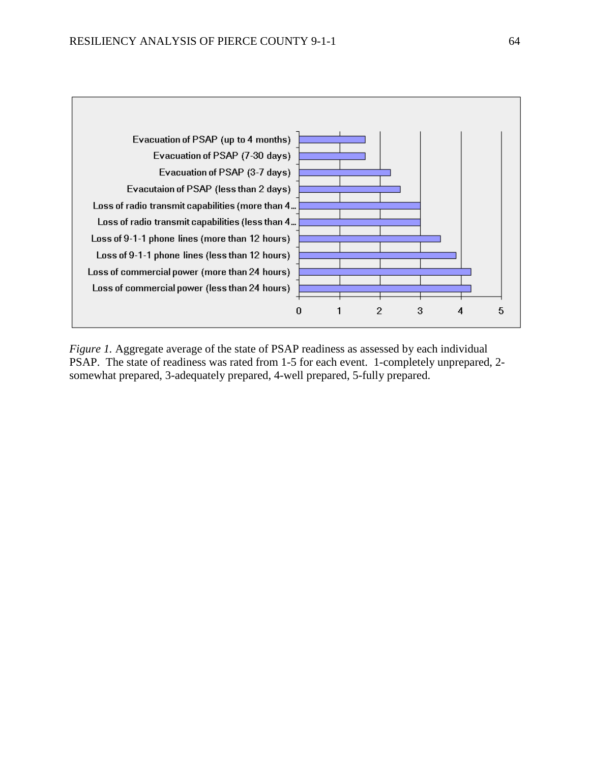Evacuation of PSAP (up to 4 months)
Evacuation of PSAP (7-30 days)
Evacuation of PSAP (3-7 days)
Evacutaion of PSAP (less than 2 days)
Loss of radio transmit capabilities (more than 4...
Loss of radio transmit capabilities (less than 4...
Loss of 9-1-1 phone lines (more than 12 hours)
Loss of 9-1-1 phone lines (less than 12 hours)
Loss of commercial power (more than 24 hours)
Loss of commercial power (less than 24 hours)

0 1 2 3 4 5

*Figure 1.* Aggregate average of the state of PSAP readiness as assessed by each individual PSAP. The state of readiness was rated from 1-5 for each event. 1-completely unprepared, 2-somewhat prepared, 3-adequately prepared, 4-well prepared, 5-fully prepared.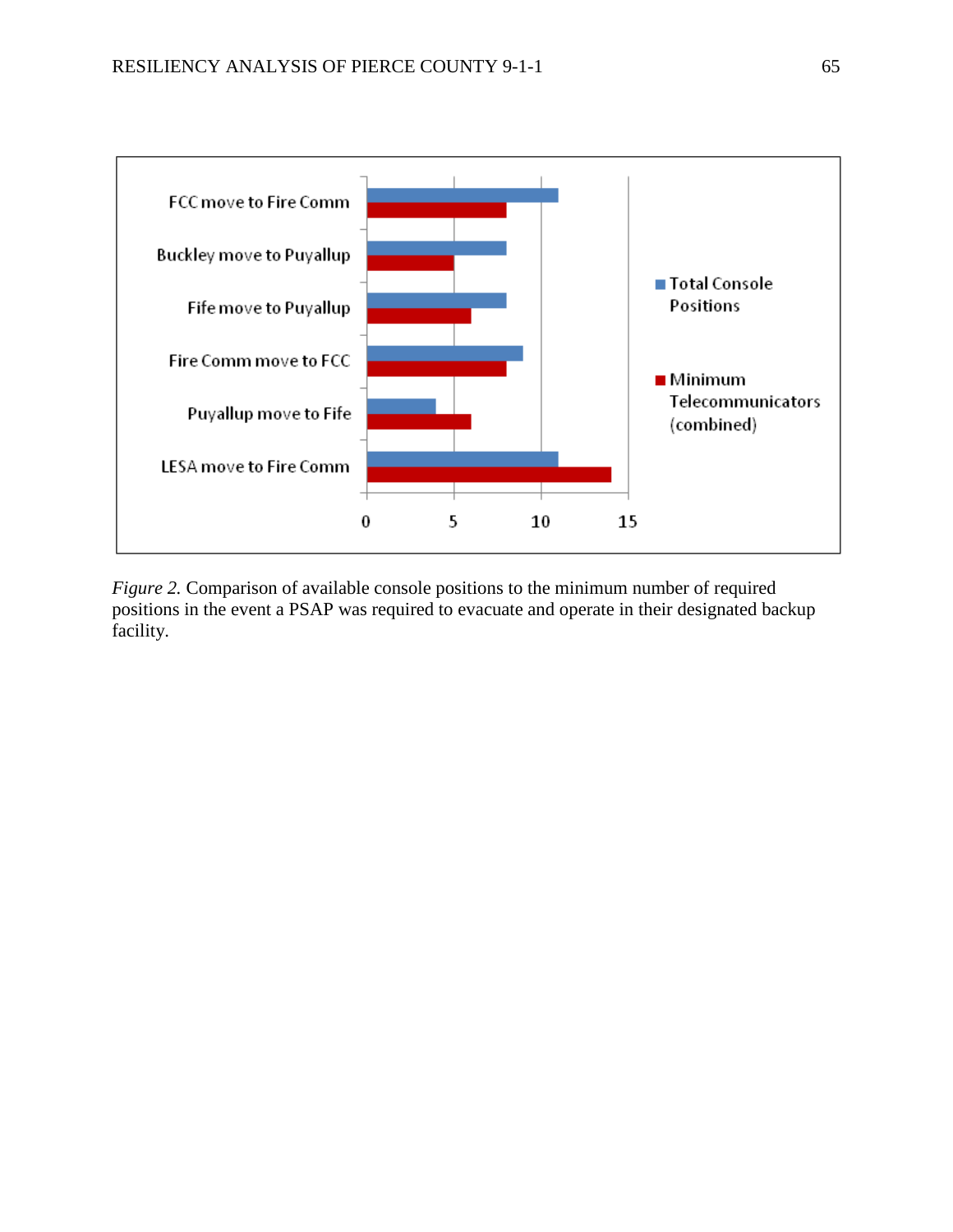| | Total Console Positions | Minimum Telecommunicators (combined) |
|---|---|---|
| FCC move to Fire Comm | 11 | 8 |
| Buckley move to Puyallup | 8 | 5 |
| Fife move to Puyallup | 8 | 6 |
| Fire Comm move to FCC | 9 | 8 |
| Puyallup move to Fife | 4 | 6 |
| LESA move to Fire Comm | 11 | 14 |

*Figure 2.* Comparison of available console positions to the minimum number of required positions in the event a PSAP was required to evacuate and operate in their designated backup facility.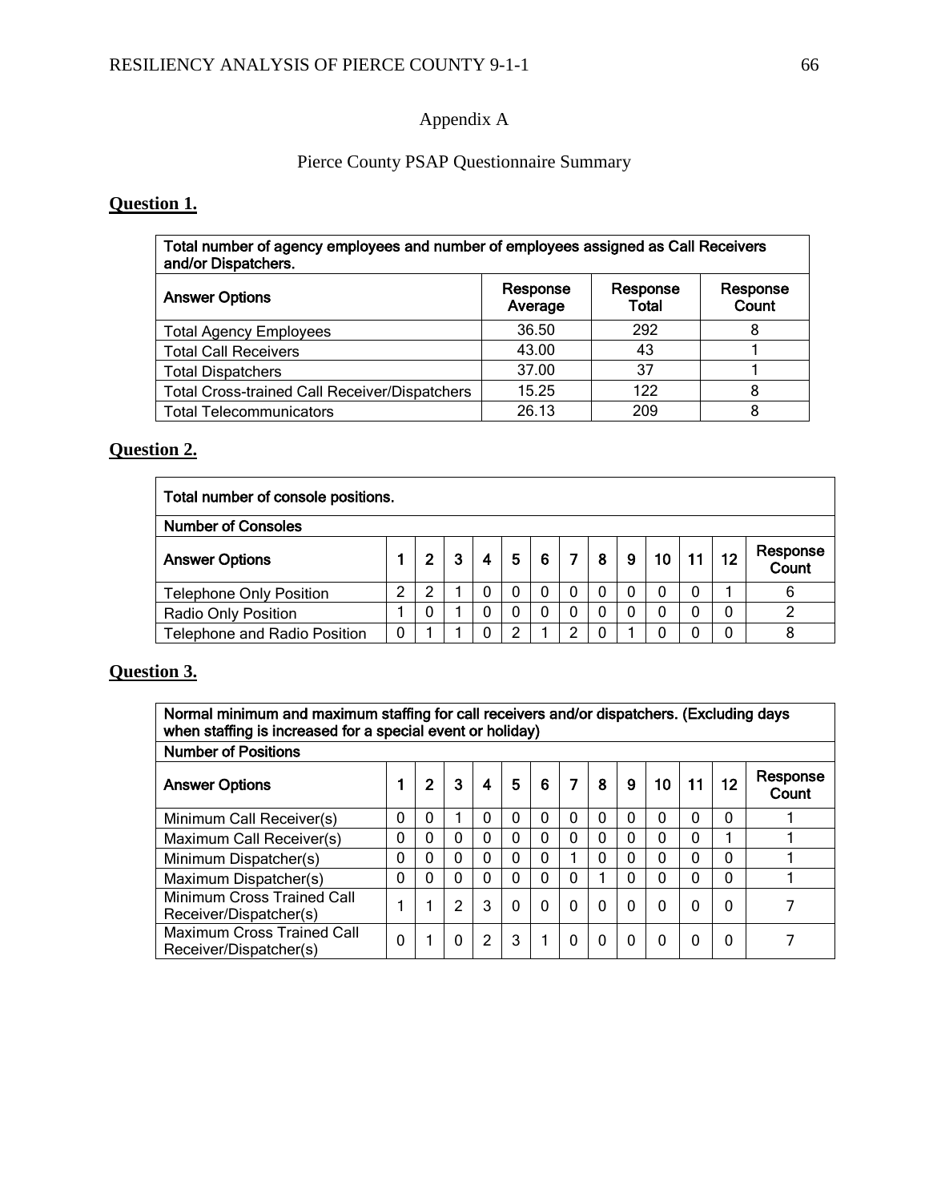# Appendix A

## Pierce County PSAP Questionnaire Summary

**Question 1.**

| Total number of agency employees and number of employees assigned as Call Receivers and/or Dispatchers. | | | |
|---|---|---|---|
| **Answer Options** | **Response Average** | **Response Total** | **Response Count** |
| Total Agency Employees | 36.50 | 292 | 8 |
| Total Call Receivers | 43.00 | 43 | 1 |
| Total Dispatchers | 37.00 | 37 | 1 |
| Total Cross-trained Call Receiver/Dispatchers | 15.25 | 122 | 8 |
| Total Telecommunicators | 26.13 | 209 | 8 |

**Question 2.**

| Total number of console positions. | | | | | | | | | | | | | |
|---|---|---|---|---|---|---|---|---|---|---|---|---|---|
| **Number of Consoles** | | | | | | | | | | | | | |
| **Answer Options** | **1** | **2** | **3** | **4** | **5** | **6** | **7** | **8** | **9** | **10** | **11** | **12** | **Response Count** |
| Telephone Only Position | 2 | 2 | 1 | 0 | 0 | 0 | 0 | 0 | 0 | 0 | 0 | 1 | 6 |
| Radio Only Position | 1 | 0 | 1 | 0 | 0 | 0 | 0 | 0 | 0 | 0 | 0 | 0 | 2 |
| Telephone and Radio Position | 0 | 1 | 1 | 0 | 2 | 1 | 2 | 0 | 1 | 0 | 0 | 0 | 8 |

**Question 3.**

| Normal minimum and maximum staffing for call receivers and/or dispatchers. (Excluding days when staffing is increased for a special event or holiday) | | | | | | | | | | | | | |
|---|---|---|---|---|---|---|---|---|---|---|---|---|---|
| **Number of Positions** | | | | | | | | | | | | | |
| **Answer Options** | **1** | **2** | **3** | **4** | **5** | **6** | **7** | **8** | **9** | **10** | **11** | **12** | **Response Count** |
| Minimum Call Receiver(s) | 0 | 0 | 1 | 0 | 0 | 0 | 0 | 0 | 0 | 0 | 0 | 0 | 1 |
| Maximum Call Receiver(s) | 0 | 0 | 0 | 0 | 0 | 0 | 0 | 0 | 0 | 0 | 0 | 1 | 1 |
| Minimum Dispatcher(s) | 0 | 0 | 0 | 0 | 0 | 0 | 1 | 0 | 0 | 0 | 0 | 0 | 1 |
| Maximum Dispatcher(s) | 0 | 0 | 0 | 0 | 0 | 0 | 0 | 1 | 0 | 0 | 0 | 0 | 1 |
| Minimum Cross Trained Call Receiver/Dispatcher(s) | 1 | 1 | 2 | 3 | 0 | 0 | 0 | 0 | 0 | 0 | 0 | 0 | 7 |
| Maximum Cross Trained Call Receiver/Dispatcher(s) | 0 | 1 | 0 | 2 | 3 | 1 | 0 | 0 | 0 | 0 | 0 | 0 | 7 |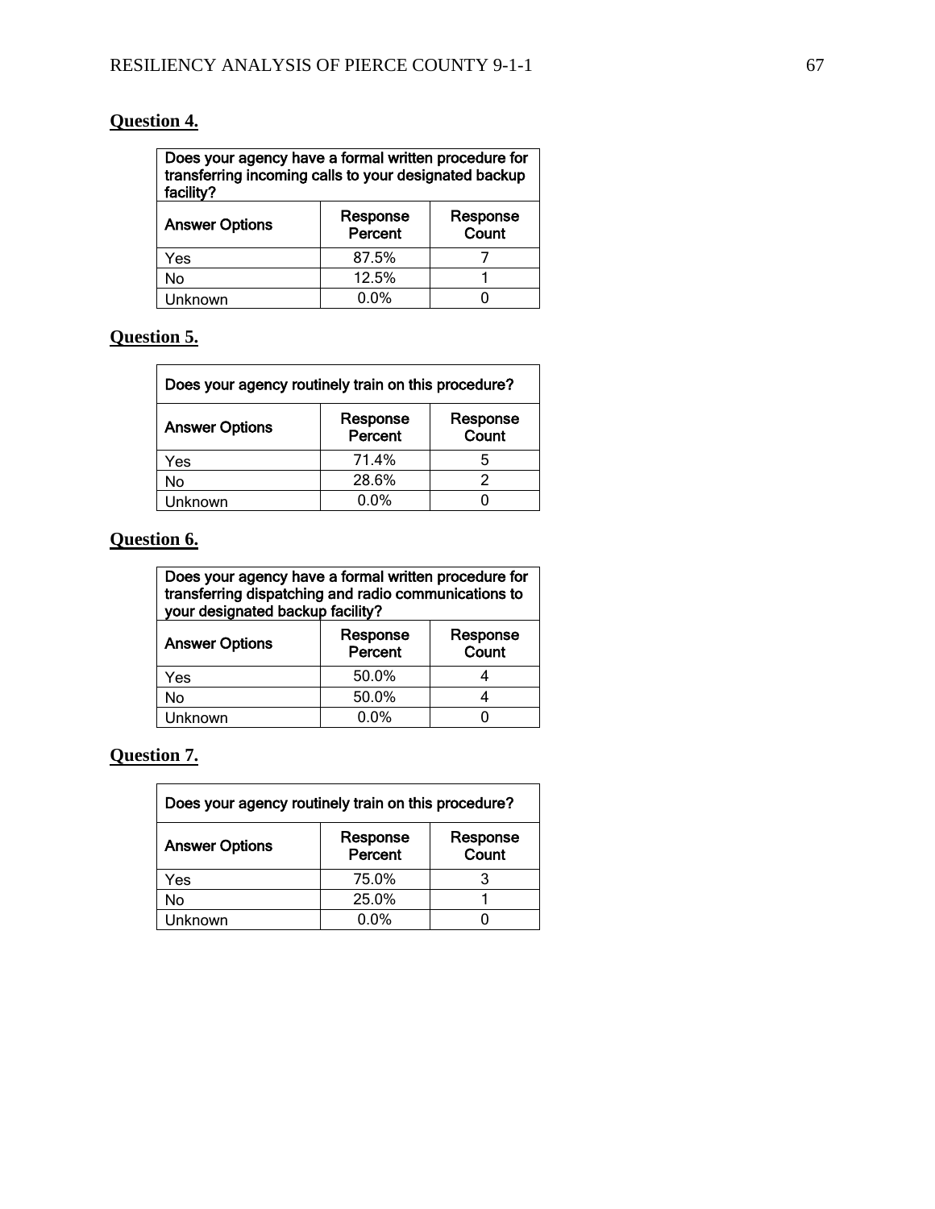**Question 4.**

| Does your agency have a formal written procedure for transferring incoming calls to your designated backup facility? | | |
|---|---|---|
| **Answer Options** | **Response Percent** | **Response Count** |
| Yes | 87.5% | 7 |
| No | 12.5% | 1 |
| Unknown | 0.0% | 0 |

**Question 5.**

| Does your agency routinely train on this procedure? | | |
|---|---|---|
| **Answer Options** | **Response Percent** | **Response Count** |
| Yes | 71.4% | 5 |
| No | 28.6% | 2 |
| Unknown | 0.0% | 0 |

**Question 6.**

| Does your agency have a formal written procedure for transferring dispatching and radio communications to your designated backup facility? | | |
|---|---|---|
| **Answer Options** | **Response Percent** | **Response Count** |
| Yes | 50.0% | 4 |
| No | 50.0% | 4 |
| Unknown | 0.0% | 0 |

**Question 7.**

| Does your agency routinely train on this procedure? | | |
|---|---|---|
| **Answer Options** | **Response Percent** | **Response Count** |
| Yes | 75.0% | 3 |
| No | 25.0% | 1 |
| Unknown | 0.0% | 0 |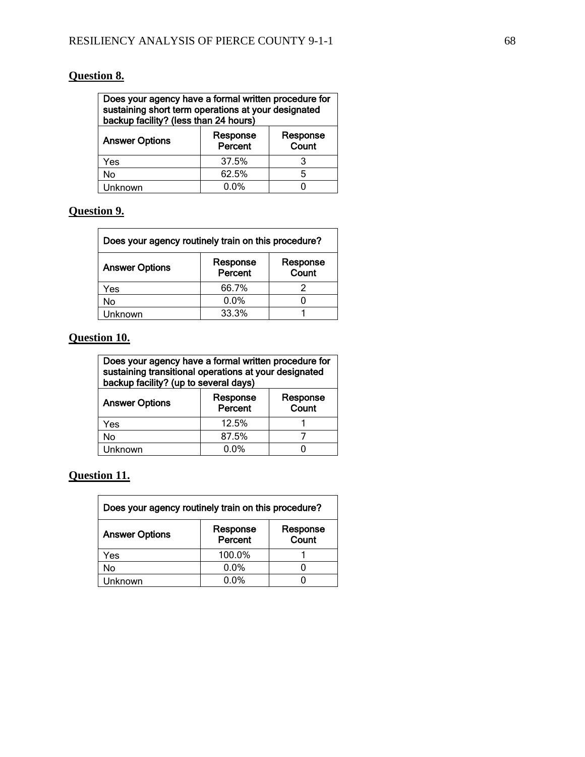**Question 8.**

| Does your agency have a formal written procedure for sustaining short term operations at your designated backup facility? (less than 24 hours) | | |
|---|---|---|
| **Answer Options** | **Response Percent** | **Response Count** |
| Yes | 37.5% | 3 |
| No | 62.5% | 5 |
| Unknown | 0.0% | 0 |

**Question 9.**

| Does your agency routinely train on this procedure? | | |
|---|---|---|
| **Answer Options** | **Response Percent** | **Response Count** |
| Yes | 66.7% | 2 |
| No | 0.0% | 0 |
| Unknown | 33.3% | 1 |

**Question 10.**

| Does your agency have a formal written procedure for sustaining transitional operations at your designated backup facility? (up to several days) | | |
|---|---|---|
| **Answer Options** | **Response Percent** | **Response Count** |
| Yes | 12.5% | 1 |
| No | 87.5% | 7 |
| Unknown | 0.0% | 0 |

**Question 11.**

| Does your agency routinely train on this procedure? | | |
|---|---|---|
| **Answer Options** | **Response Percent** | **Response Count** |
| Yes | 100.0% | 1 |
| No | 0.0% | 0 |
| Unknown | 0.0% | 0 |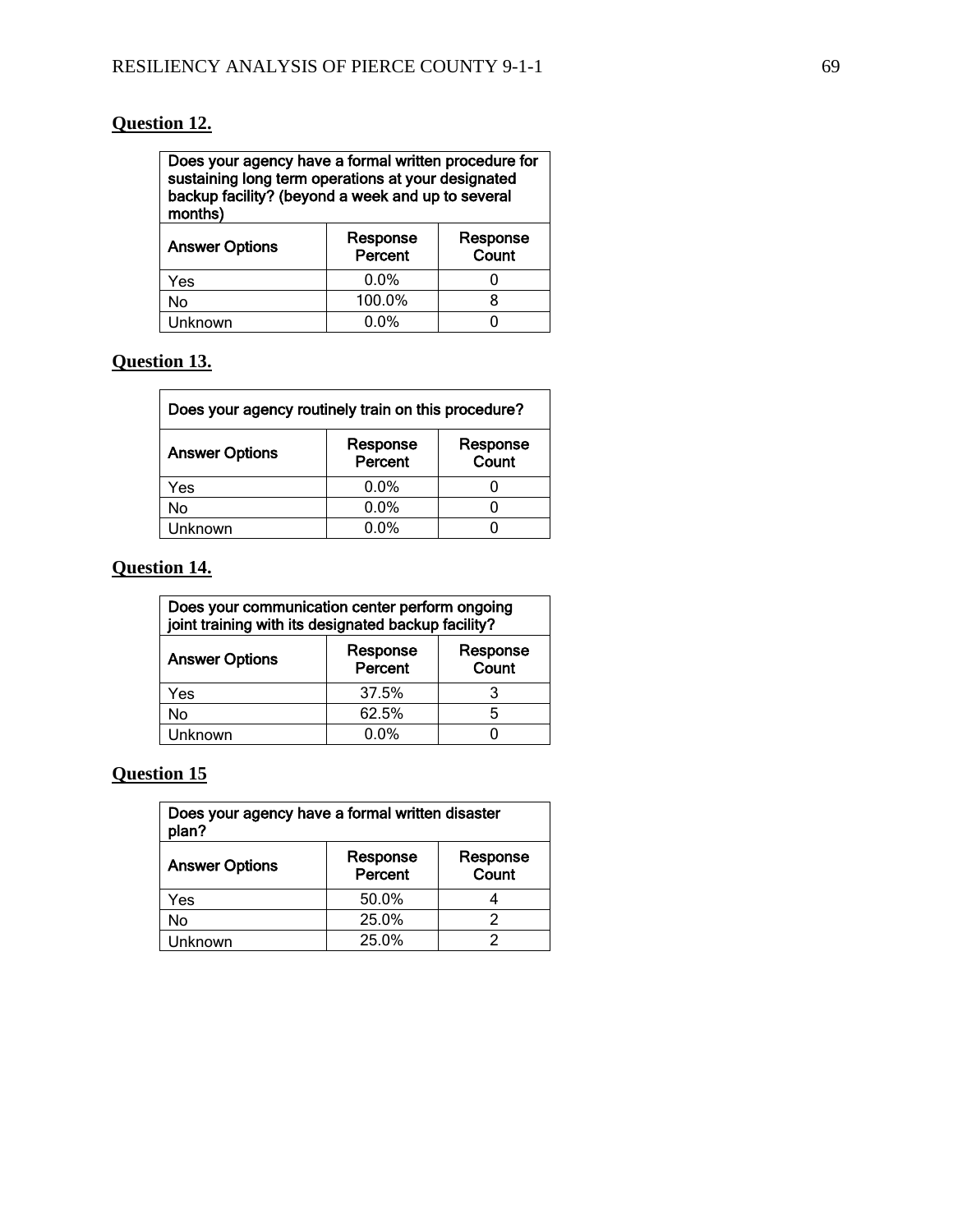**Question 12.**

| Does your agency have a formal written procedure for sustaining long term operations at your designated backup facility? (beyond a week and up to several months) | | |
|---|---|---|
| **Answer Options** | **Response Percent** | **Response Count** |
| Yes | 0.0% | 0 |
| No | 100.0% | 8 |
| Unknown | 0.0% | 0 |

**Question 13.**

| Does your agency routinely train on this procedure? | | |
|---|---|---|
| **Answer Options** | **Response Percent** | **Response Count** |
| Yes | 0.0% | 0 |
| No | 0.0% | 0 |
| Unknown | 0.0% | 0 |

**Question 14.**

| Does your communication center perform ongoing joint training with its designated backup facility? | | |
|---|---|---|
| **Answer Options** | **Response Percent** | **Response Count** |
| Yes | 37.5% | 3 |
| No | 62.5% | 5 |
| Unknown | 0.0% | 0 |

**Question 15**

| Does your agency have a formal written disaster plan? | | |
|---|---|---|
| **Answer Options** | **Response Percent** | **Response Count** |
| Yes | 50.0% | 4 |
| No | 25.0% | 2 |
| Unknown | 25.0% | 2 |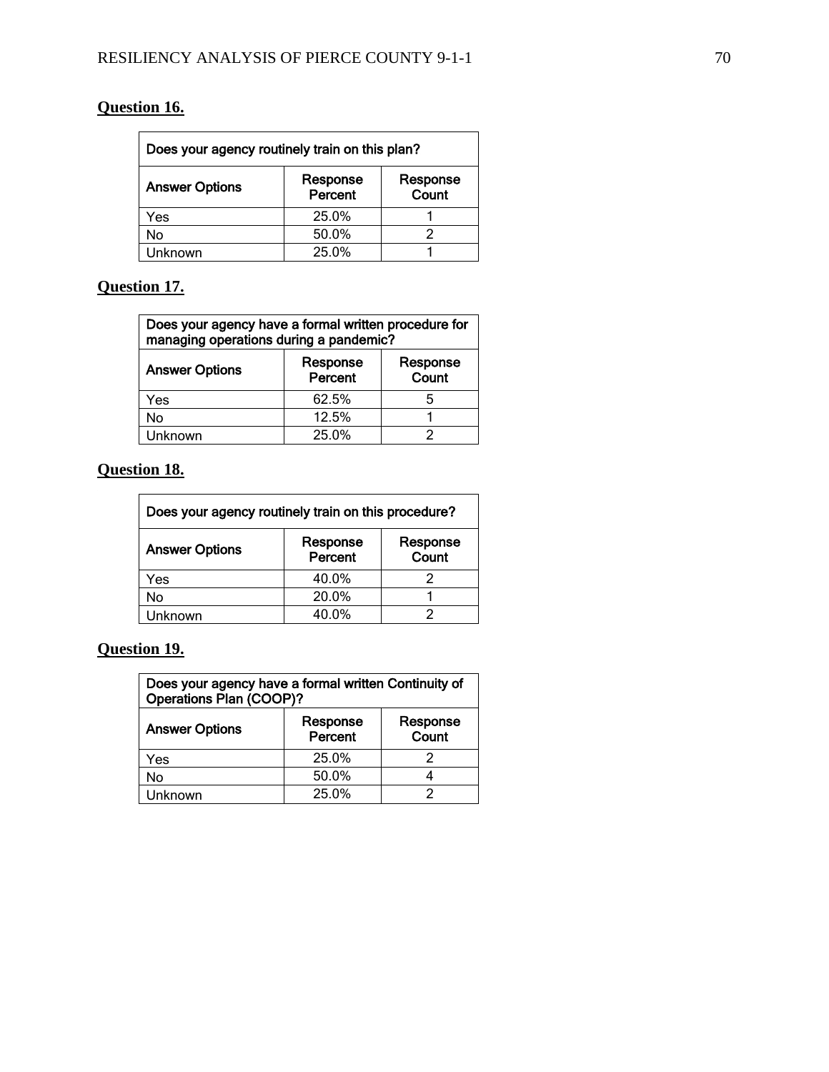**Question 16.**

| Does your agency routinely train on this plan? | | |
|---|---|---|
| **Answer Options** | **Response Percent** | **Response Count** |
| Yes | 25.0% | 1 |
| No | 50.0% | 2 |
| Unknown | 25.0% | 1 |

**Question 17.**

| Does your agency have a formal written procedure for managing operations during a pandemic? | | |
|---|---|---|
| **Answer Options** | **Response Percent** | **Response Count** |
| Yes | 62.5% | 5 |
| No | 12.5% | 1 |
| Unknown | 25.0% | 2 |

**Question 18.**

| Does your agency routinely train on this procedure? | | |
|---|---|---|
| **Answer Options** | **Response Percent** | **Response Count** |
| Yes | 40.0% | 2 |
| No | 20.0% | 1 |
| Unknown | 40.0% | 2 |

**Question 19.**

| Does your agency have a formal written Continuity of Operations Plan (COOP)? | | |
|---|---|---|
| **Answer Options** | **Response Percent** | **Response Count** |
| Yes | 25.0% | 2 |
| No | 50.0% | 4 |
| Unknown | 25.0% | 2 |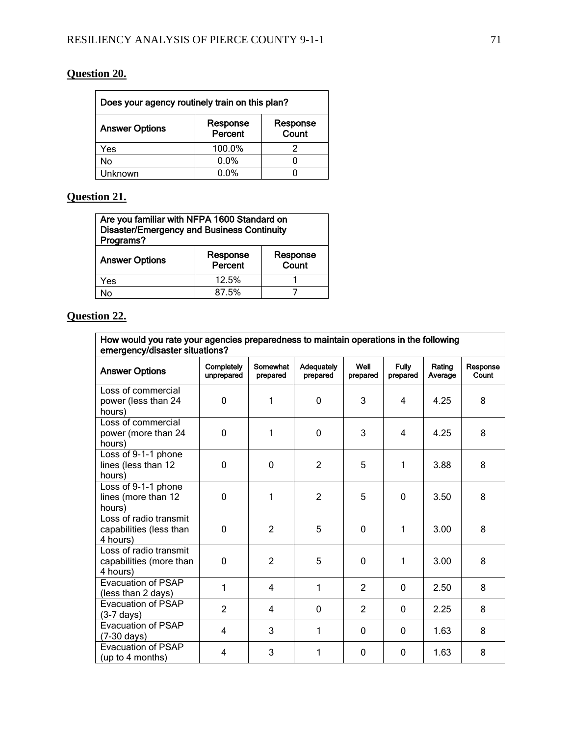**Question 20.**

| Does your agency routinely train on this plan? | | |
|---|---|---|
| **Answer Options** | **Response Percent** | **Response Count** |
| Yes | 100.0% | 2 |
| No | 0.0% | 0 |
| Unknown | 0.0% | 0 |

**Question 21.**

| Are you familiar with NFPA 1600 Standard on Disaster/Emergency and Business Continuity Programs? | | |
|---|---|---|
| **Answer Options** | **Response Percent** | **Response Count** |
| Yes | 12.5% | 1 |
| No | 87.5% | 7 |

**Question 22.**

| How would you rate your agencies preparedness to maintain operations in the following emergency/disaster situations? | | | | | | | |
|---|---|---|---|---|---|---|---|
| **Answer Options** | **Completely unprepared** | **Somewhat prepared** | **Adequately prepared** | **Well prepared** | **Fully prepared** | **Rating Average** | **Response Count** |
| Loss of commercial power (less than 24 hours) | 0 | 1 | 0 | 3 | 4 | 4.25 | 8 |
| Loss of commercial power (more than 24 hours) | 0 | 1 | 0 | 3 | 4 | 4.25 | 8 |
| Loss of 9-1-1 phone lines (less than 12 hours) | 0 | 0 | 2 | 5 | 1 | 3.88 | 8 |
| Loss of 9-1-1 phone lines (more than 12 hours) | 0 | 1 | 2 | 5 | 0 | 3.50 | 8 |
| Loss of radio transmit capabilities (less than 4 hours) | 0 | 2 | 5 | 0 | 1 | 3.00 | 8 |
| Loss of radio transmit capabilities (more than 4 hours) | 0 | 2 | 5 | 0 | 1 | 3.00 | 8 |
| Evacuation of PSAP (less than 2 days) | 1 | 4 | 1 | 2 | 0 | 2.50 | 8 |
| Evacuation of PSAP (3-7 days) | 2 | 4 | 0 | 2 | 0 | 2.25 | 8 |
| Evacuation of PSAP (7-30 days) | 4 | 3 | 1 | 0 | 0 | 1.63 | 8 |
| Evacuation of PSAP (up to 4 months) | 4 | 3 | 1 | 0 | 0 | 1.63 | 8 |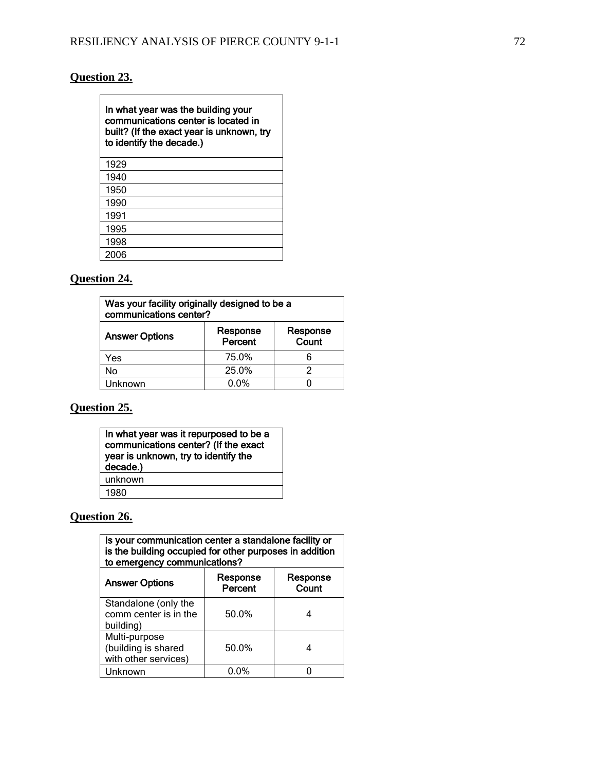**Question 23.**

| In what year was the building your communications center is located in built? (If the exact year is unknown, try to identify the decade.) |
|---|
| 1929 |
| 1940 |
| 1950 |
| 1990 |
| 1991 |
| 1995 |
| 1998 |
| 2006 |

**Question 24.**

| Was your facility originally designed to be a communications center? | | |
|---|---|---|
| **Answer Options** | **Response Percent** | **Response Count** |
| Yes | 75.0% | 6 |
| No | 25.0% | 2 |
| Unknown | 0.0% | 0 |

**Question 25.**

| In what year was it repurposed to be a communications center? (If the exact year is unknown, try to identify the decade.) |
|---|
| unknown |
| 1980 |

**Question 26.**

| Is your communication center a standalone facility or is the building occupied for other purposes in addition to emergency communications? | | |
|---|---|---|
| **Answer Options** | **Response Percent** | **Response Count** |
| Standalone (only the comm center is in the building) | 50.0% | 4 |
| Multi-purpose (building is shared with other services) | 50.0% | 4 |
| Unknown | 0.0% | 0 |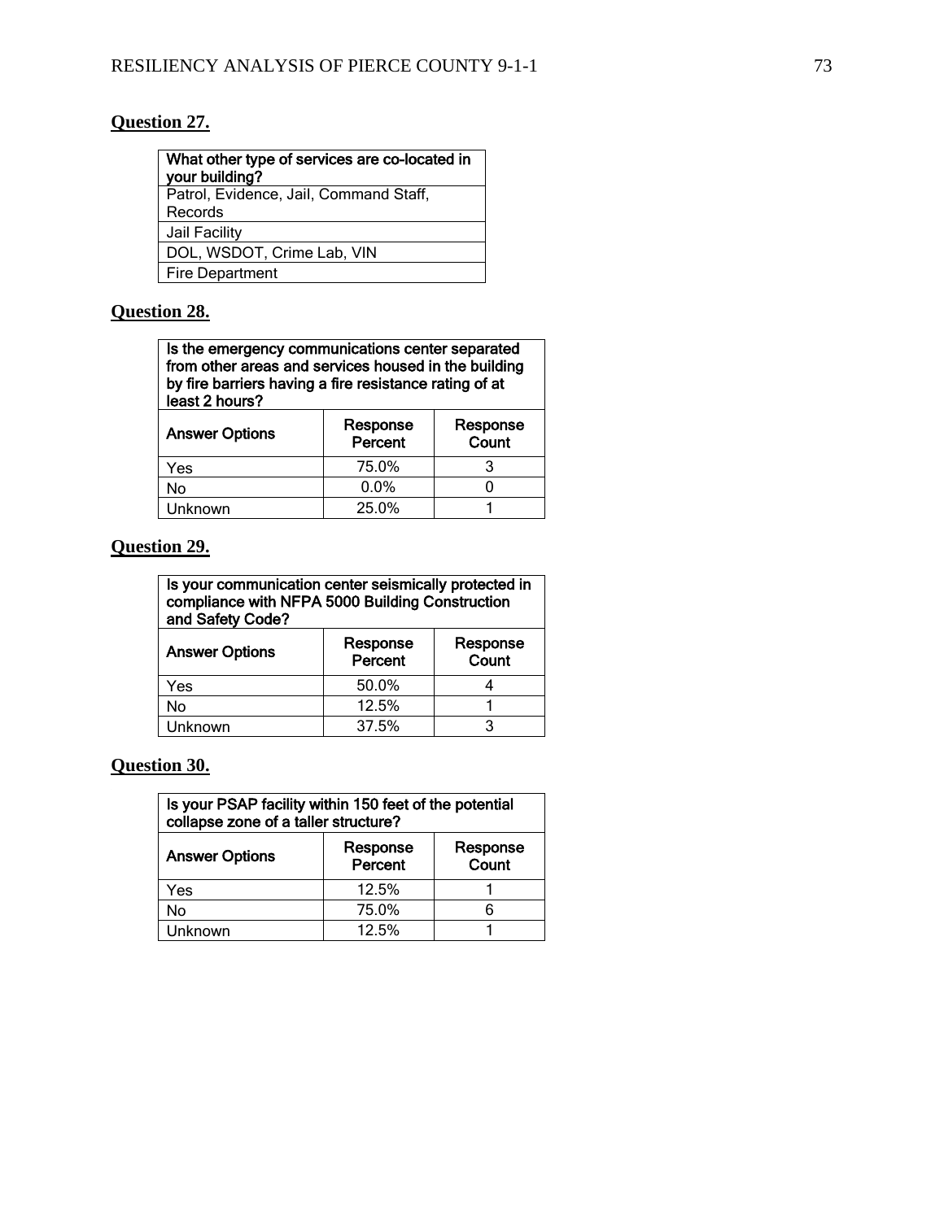**Question 27.**

| What other type of services are co-located in your building? |
|---|
| Patrol, Evidence, Jail, Command Staff, Records |
| Jail Facility |
| DOL, WSDOT, Crime Lab, VIN |
| Fire Department |

**Question 28.**

| Is the emergency communications center separated from other areas and services housed in the building by fire barriers having a fire resistance rating of at least 2 hours? | | |
|---|---|---|
| **Answer Options** | **Response Percent** | **Response Count** |
| Yes | 75.0% | 3 |
| No | 0.0% | 0 |
| Unknown | 25.0% | 1 |

**Question 29.**

| Is your communication center seismically protected in compliance with NFPA 5000 Building Construction and Safety Code? | | |
|---|---|---|
| **Answer Options** | **Response Percent** | **Response Count** |
| Yes | 50.0% | 4 |
| No | 12.5% | 1 |
| Unknown | 37.5% | 3 |

**Question 30.**

| Is your PSAP facility within 150 feet of the potential collapse zone of a taller structure? | | |
|---|---|---|
| **Answer Options** | **Response Percent** | **Response Count** |
| Yes | 12.5% | 1 |
| No | 75.0% | 6 |
| Unknown | 12.5% | 1 |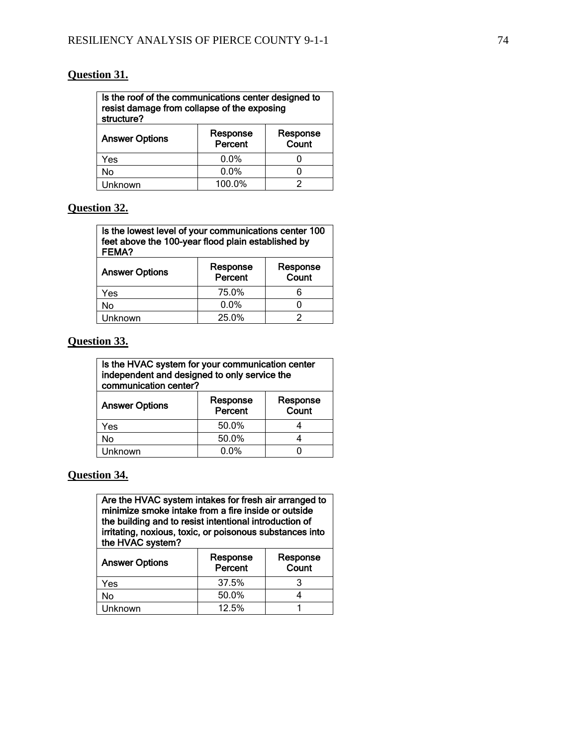**Question 31.**

| Is the roof of the communications center designed to resist damage from collapse of the exposing structure? | | |
|---|---|---|
| **Answer Options** | **Response Percent** | **Response Count** |
| Yes | 0.0% | 0 |
| No | 0.0% | 0 |
| Unknown | 100.0% | 2 |

**Question 32.**

| Is the lowest level of your communications center 100 feet above the 100-year flood plain established by FEMA? | | |
|---|---|---|
| **Answer Options** | **Response Percent** | **Response Count** |
| Yes | 75.0% | 6 |
| No | 0.0% | 0 |
| Unknown | 25.0% | 2 |

**Question 33.**

| Is the HVAC system for your communication center independent and designed to only service the communication center? | | |
|---|---|---|
| **Answer Options** | **Response Percent** | **Response Count** |
| Yes | 50.0% | 4 |
| No | 50.0% | 4 |
| Unknown | 0.0% | 0 |

**Question 34.**

| Are the HVAC system intakes for fresh air arranged to minimize smoke intake from a fire inside or outside the building and to resist intentional introduction of irritating, noxious, toxic, or poisonous substances into the HVAC system? | | |
|---|---|---|
| **Answer Options** | **Response Percent** | **Response Count** |
| Yes | 37.5% | 3 |
| No | 50.0% | 4 |
| Unknown | 12.5% | 1 |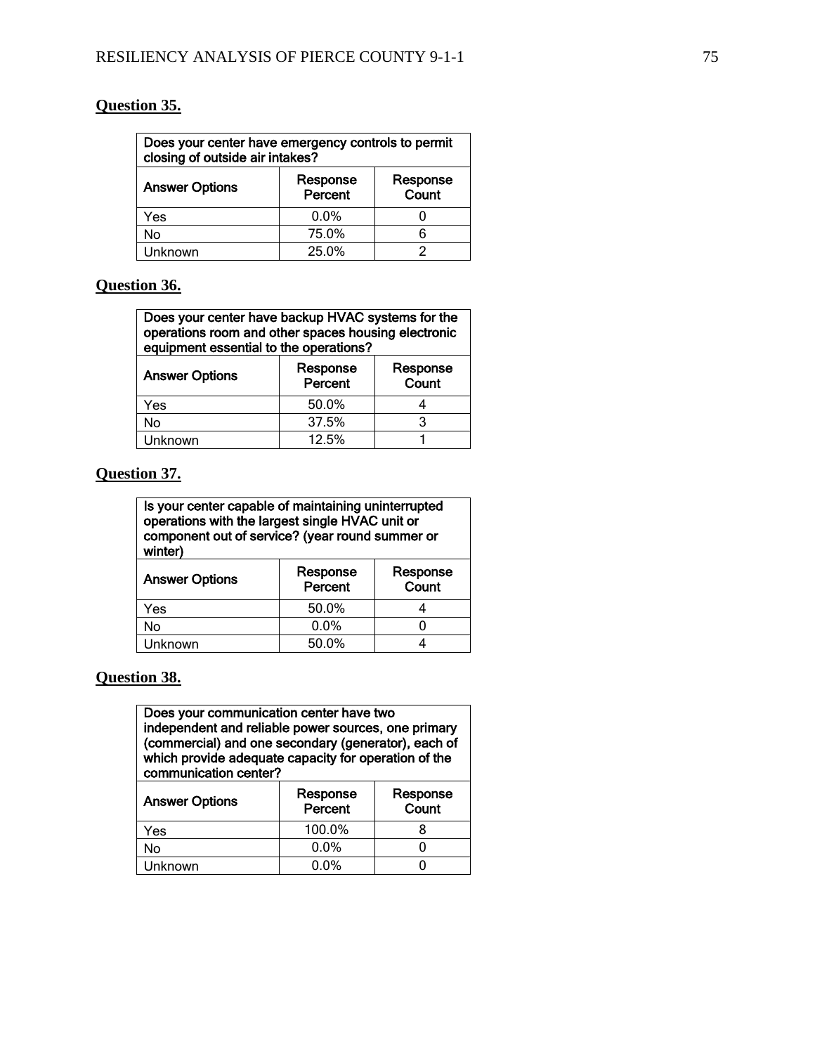**Question 35.**

| Does your center have emergency controls to permit closing of outside air intakes? | | |
|---|---|---|
| **Answer Options** | **Response Percent** | **Response Count** |
| Yes | 0.0% | 0 |
| No | 75.0% | 6 |
| Unknown | 25.0% | 2 |

**Question 36.**

| Does your center have backup HVAC systems for the operations room and other spaces housing electronic equipment essential to the operations? | | |
|---|---|---|
| **Answer Options** | **Response Percent** | **Response Count** |
| Yes | 50.0% | 4 |
| No | 37.5% | 3 |
| Unknown | 12.5% | 1 |

**Question 37.**

| Is your center capable of maintaining uninterrupted operations with the largest single HVAC unit or component out of service? (year round summer or winter) | | |
|---|---|---|
| **Answer Options** | **Response Percent** | **Response Count** |
| Yes | 50.0% | 4 |
| No | 0.0% | 0 |
| Unknown | 50.0% | 4 |

**Question 38.**

| Does your communication center have two independent and reliable power sources, one primary (commercial) and one secondary (generator), each of which provide adequate capacity for operation of the communication center? | | |
|---|---|---|
| **Answer Options** | **Response Percent** | **Response Count** |
| Yes | 100.0% | 8 |
| No | 0.0% | 0 |
| Unknown | 0.0% | 0 |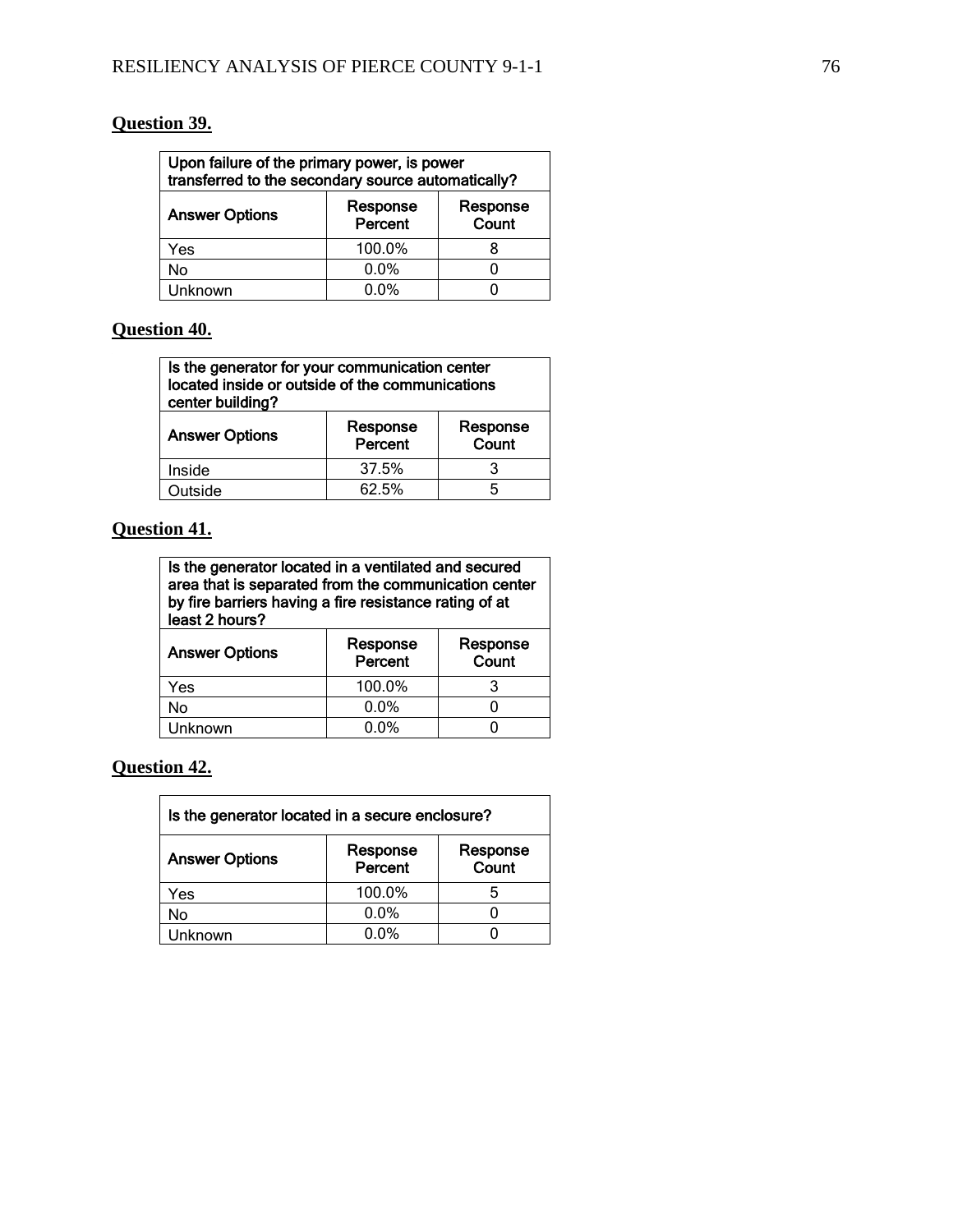**Question 39.**

| Upon failure of the primary power, is power transferred to the secondary source automatically? | | |
|---|---|---|
| **Answer Options** | **Response Percent** | **Response Count** |
| Yes | 100.0% | 8 |
| No | 0.0% | 0 |
| Unknown | 0.0% | 0 |

**Question 40.**

| Is the generator for your communication center located inside or outside of the communications center building? | | |
|---|---|---|
| **Answer Options** | **Response Percent** | **Response Count** |
| Inside | 37.5% | 3 |
| Outside | 62.5% | 5 |

**Question 41.**

| Is the generator located in a ventilated and secured area that is separated from the communication center by fire barriers having a fire resistance rating of at least 2 hours? | | |
|---|---|---|
| **Answer Options** | **Response Percent** | **Response Count** |
| Yes | 100.0% | 3 |
| No | 0.0% | 0 |
| Unknown | 0.0% | 0 |

**Question 42.**

| Is the generator located in a secure enclosure? | | |
|---|---|---|
| **Answer Options** | **Response Percent** | **Response Count** |
| Yes | 100.0% | 5 |
| No | 0.0% | 0 |
| Unknown | 0.0% | 0 |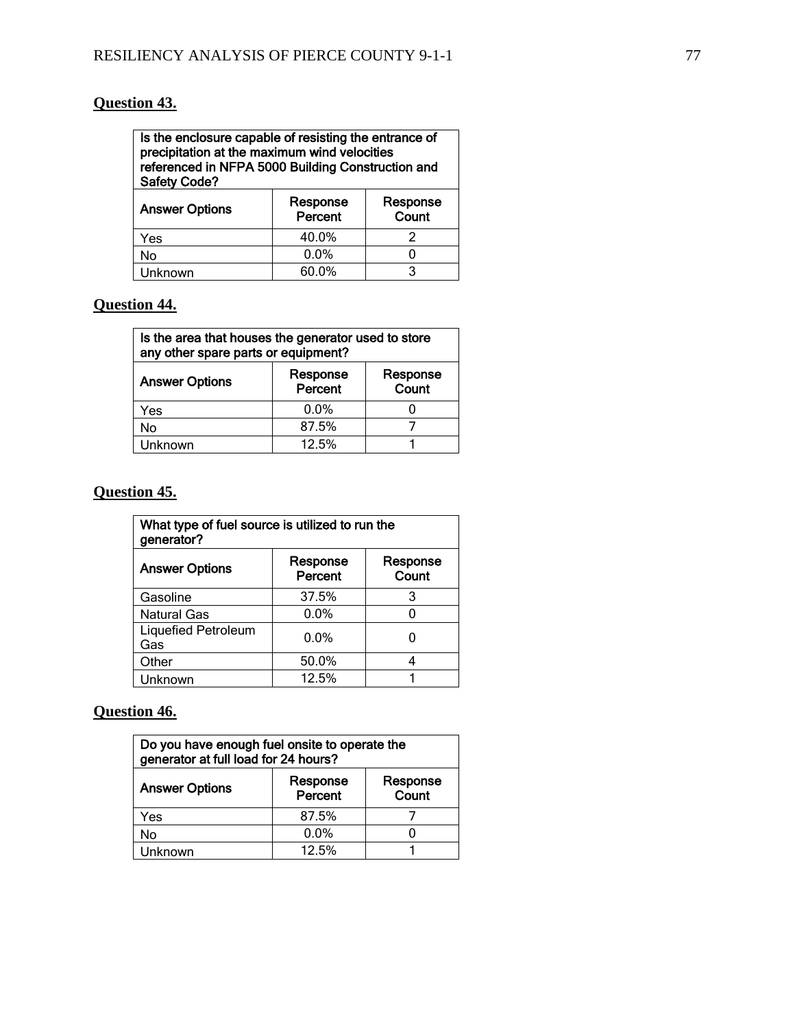**Question 43.**

| Is the enclosure capable of resisting the entrance of precipitation at the maximum wind velocities referenced in NFPA 5000 Building Construction and Safety Code? | | |
|---|---|---|
| **Answer Options** | **Response Percent** | **Response Count** |
| Yes | 40.0% | 2 |
| No | 0.0% | 0 |
| Unknown | 60.0% | 3 |

**Question 44.**

| Is the area that houses the generator used to store any other spare parts or equipment? | | |
|---|---|---|
| **Answer Options** | **Response Percent** | **Response Count** |
| Yes | 0.0% | 0 |
| No | 87.5% | 7 |
| Unknown | 12.5% | 1 |

**Question 45.**

| What type of fuel source is utilized to run the generator? | | |
|---|---|---|
| **Answer Options** | **Response Percent** | **Response Count** |
| Gasoline | 37.5% | 3 |
| Natural Gas | 0.0% | 0 |
| Liquefied Petroleum Gas | 0.0% | 0 |
| Other | 50.0% | 4 |
| Unknown | 12.5% | 1 |

**Question 46.**

| Do you have enough fuel onsite to operate the generator at full load for 24 hours? | | |
|---|---|---|
| **Answer Options** | **Response Percent** | **Response Count** |
| Yes | 87.5% | 7 |
| No | 0.0% | 0 |
| Unknown | 12.5% | 1 |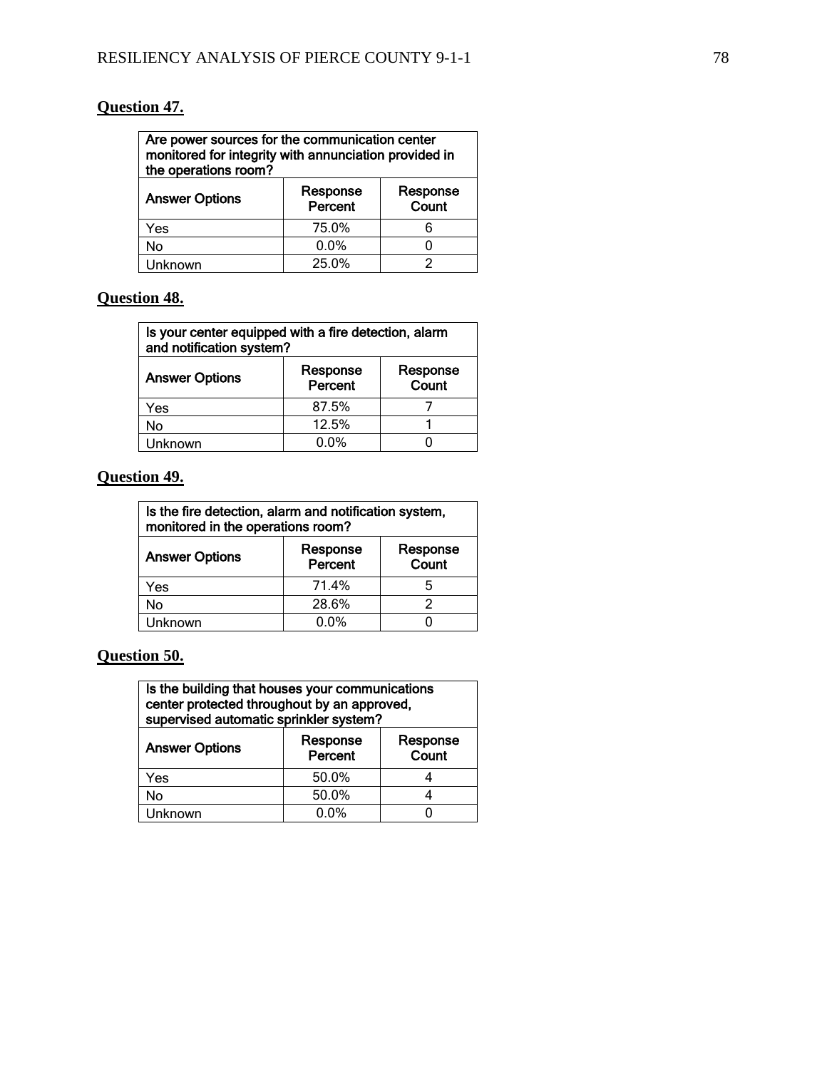**Question 47.**

| Are power sources for the communication center monitored for integrity with annunciation provided in the operations room? | | |
|---|---|---|
| **Answer Options** | **Response Percent** | **Response Count** |
| Yes | 75.0% | 6 |
| No | 0.0% | 0 |
| Unknown | 25.0% | 2 |

**Question 48.**

| Is your center equipped with a fire detection, alarm and notification system? | | |
|---|---|---|
| **Answer Options** | **Response Percent** | **Response Count** |
| Yes | 87.5% | 7 |
| No | 12.5% | 1 |
| Unknown | 0.0% | 0 |

**Question 49.**

| Is the fire detection, alarm and notification system, monitored in the operations room? | | |
|---|---|---|
| **Answer Options** | **Response Percent** | **Response Count** |
| Yes | 71.4% | 5 |
| No | 28.6% | 2 |
| Unknown | 0.0% | 0 |

**Question 50.**

| Is the building that houses your communications center protected throughout by an approved, supervised automatic sprinkler system? | | |
|---|---|---|
| **Answer Options** | **Response Percent** | **Response Count** |
| Yes | 50.0% | 4 |
| No | 50.0% | 4 |
| Unknown | 0.0% | 0 |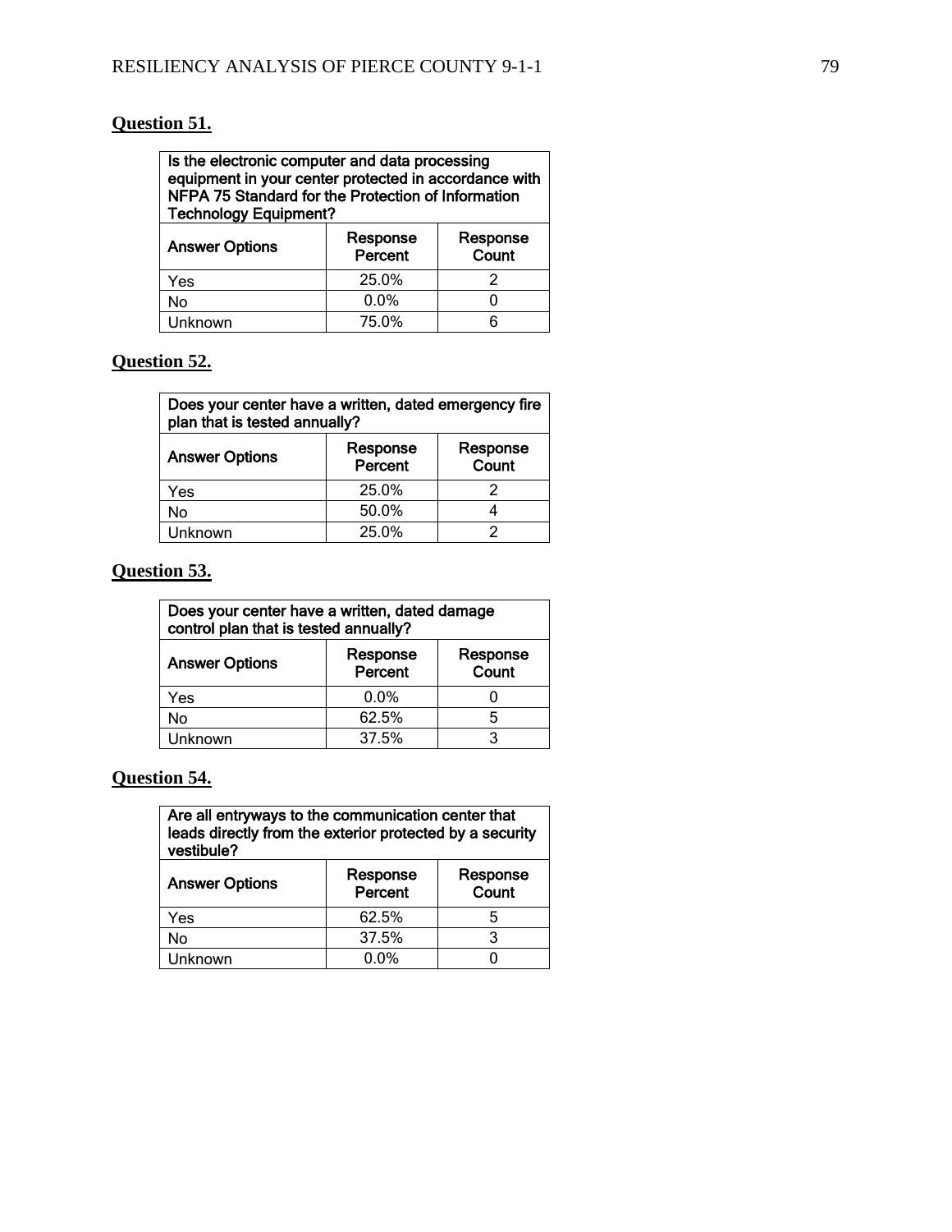**Question 51.**

| Is the electronic computer and data processing equipment in your center protected in accordance with NFPA 75 Standard for the Protection of Information Technology Equipment? | | |
|---|---|---|
| **Answer Options** | **Response Percent** | **Response Count** |
| Yes | 25.0% | 2 |
| No | 0.0% | 0 |
| Unknown | 75.0% | 6 |

**Question 52.**

| Does your center have a written, dated emergency fire plan that is tested annually? | | |
|---|---|---|
| **Answer Options** | **Response Percent** | **Response Count** |
| Yes | 25.0% | 2 |
| No | 50.0% | 4 |
| Unknown | 25.0% | 2 |

**Question 53.**

| Does your center have a written, dated damage control plan that is tested annually? | | |
|---|---|---|
| **Answer Options** | **Response Percent** | **Response Count** |
| Yes | 0.0% | 0 |
| No | 62.5% | 5 |
| Unknown | 37.5% | 3 |

**Question 54.**

| Are all entryways to the communication center that leads directly from the exterior protected by a security vestibule? | | |
|---|---|---|
| **Answer Options** | **Response Percent** | **Response Count** |
| Yes | 62.5% | 5 |
| No | 37.5% | 3 |
| Unknown | 0.0% | 0 |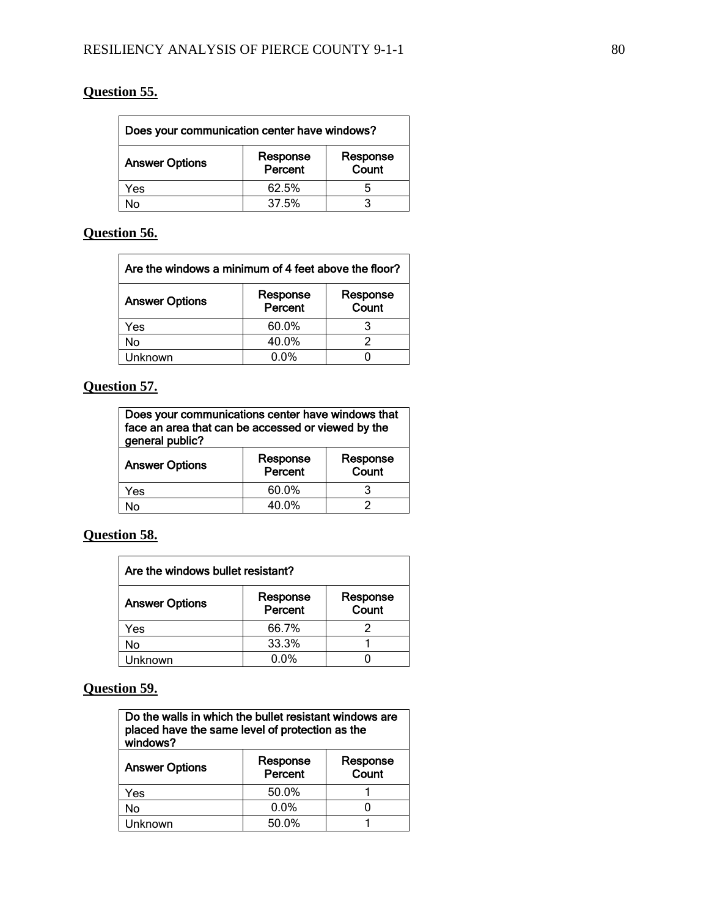**Question 55.**

| Does your communication center have windows? | | |
|---|---|---|
| Answer Options | Response Percent | Response Count |
| Yes | 62.5% | 5 |
| No | 37.5% | 3 |

**Question 56.**

| Are the windows a minimum of 4 feet above the floor? | | |
|---|---|---|
| Answer Options | Response Percent | Response Count |
| Yes | 60.0% | 3 |
| No | 40.0% | 2 |
| Unknown | 0.0% | 0 |

**Question 57.**

| Does your communications center have windows that face an area that can be accessed or viewed by the general public? | | |
|---|---|---|
| Answer Options | Response Percent | Response Count |
| Yes | 60.0% | 3 |
| No | 40.0% | 2 |

**Question 58.**

| Are the windows bullet resistant? | | |
|---|---|---|
| Answer Options | Response Percent | Response Count |
| Yes | 66.7% | 2 |
| No | 33.3% | 1 |
| Unknown | 0.0% | 0 |

**Question 59.**

| Do the walls in which the bullet resistant windows are placed have the same level of protection as the windows? | | |
|---|---|---|
| Answer Options | Response Percent | Response Count |
| Yes | 50.0% | 1 |
| No | 0.0% | 0 |
| Unknown | 50.0% | 1 |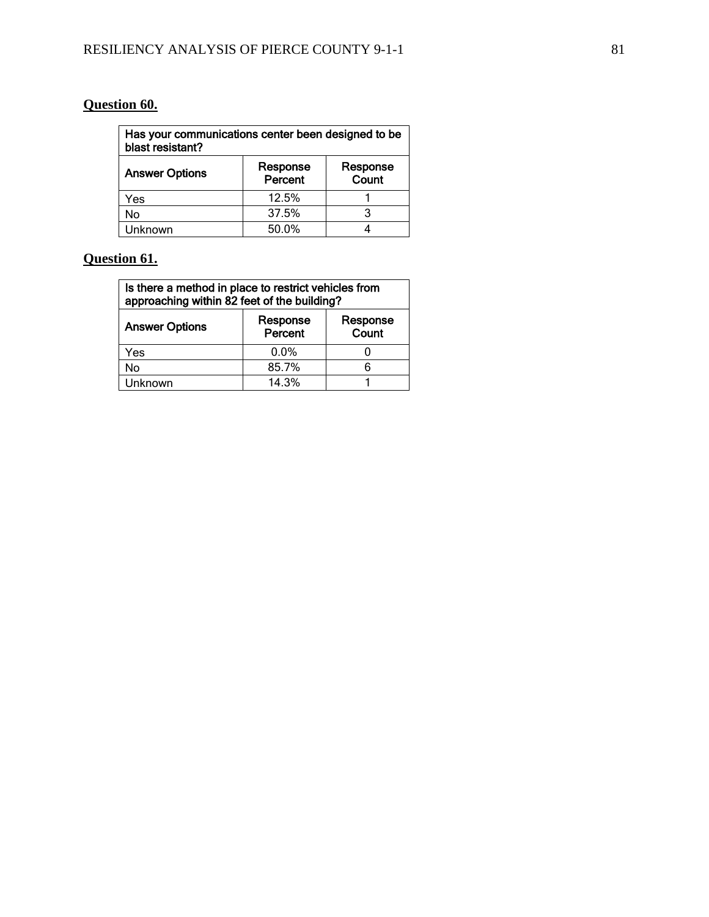**Question 60.**

| Has your communications center been designed to be blast resistant? | | |
|---|---|---|
| **Answer Options** | **Response Percent** | **Response Count** |
| Yes | 12.5% | 1 |
| No | 37.5% | 3 |
| Unknown | 50.0% | 4 |

**Question 61.**

| Is there a method in place to restrict vehicles from approaching within 82 feet of the building? | | |
|---|---|---|
| **Answer Options** | **Response Percent** | **Response Count** |
| Yes | 0.0% | 0 |
| No | 85.7% | 6 |
| Unknown | 14.3% | 1 |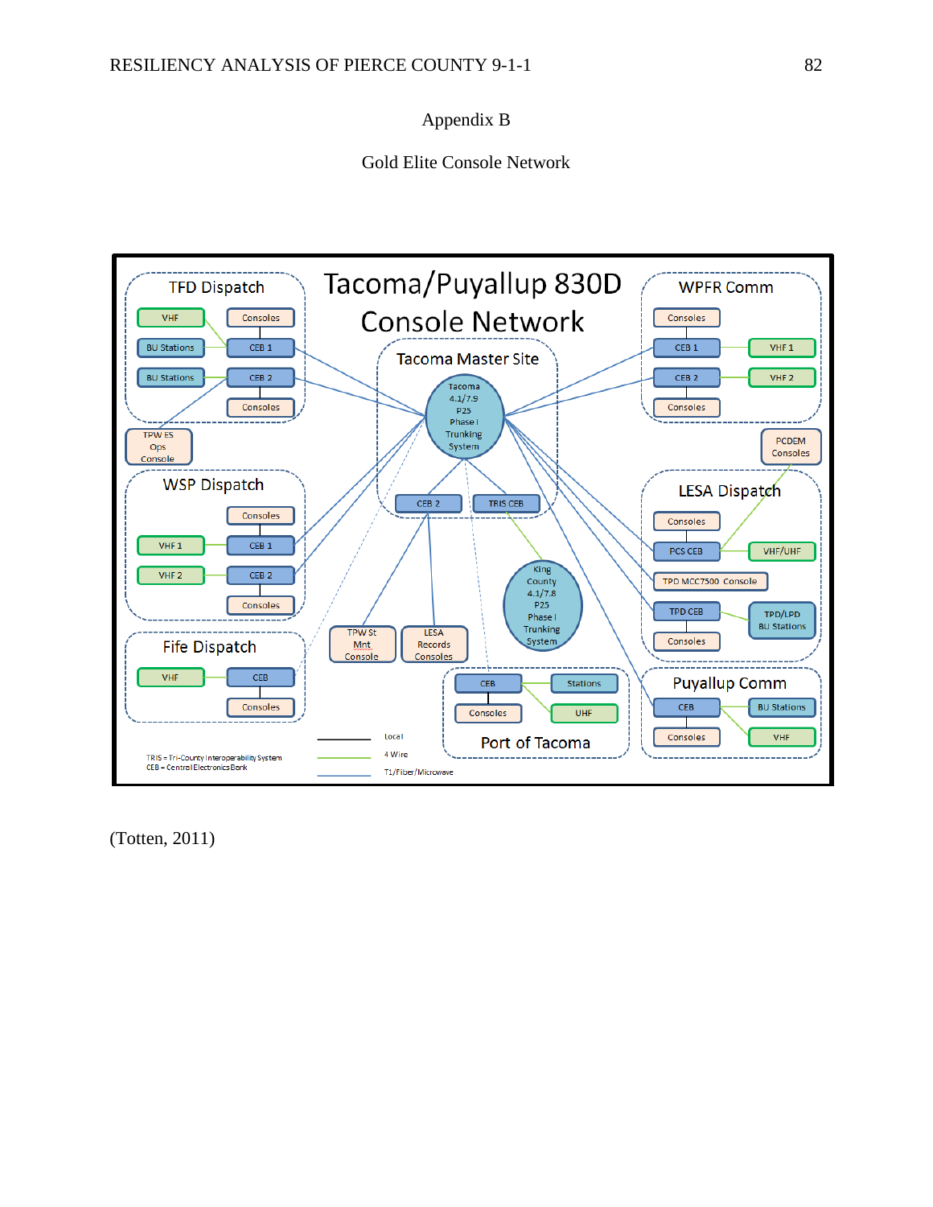# Appendix B

## Gold Elite Console Network

**Tacoma/Puyallup 830D Console Network**

**Tacoma Master Site**
- Tacoma 4.1/7.9 P25 Phase I Trunking System
- CEB 2
- TRIS CEB

**TFD Dispatch**
- VHF — Consoles
- BU Stations — CEB 1
- BU Stations — CEB 2
- Consoles

TPW ES Ops Console

**WSP Dispatch**
- Consoles
- VHF 1 — CEB 1
- VHF 2 — CEB 2
- Consoles

**Fife Dispatch**
- VHF — CEB
- Consoles

TPW St Mnt Console

LESA Records Consoles

King County 4.1/7.8 P25 Phase I Trunking System

**Port of Tacoma**
- CEB — Stations
- Consoles — UHF

**WPFR Comm**
- Consoles
- CEB 1 — VHF 1
- CEB 2 — VHF 2
- Consoles

PCDEM Consoles

**LESA Dispatch**
- Consoles
- PCS CEB — VHF/UHF
- TPD MCC7500 Console
- TPD CEB — TPD/LPD BU Stations
- Consoles

**Puyallup Comm**
- CEB — BU Stations
- Consoles — VHF

Legend:
- Local
- 4 Wire
- T1/Fiber/Microwave

TRIS = Tri-County Interoperability System
CEB = Central Electronics Bank

(Totten, 2011)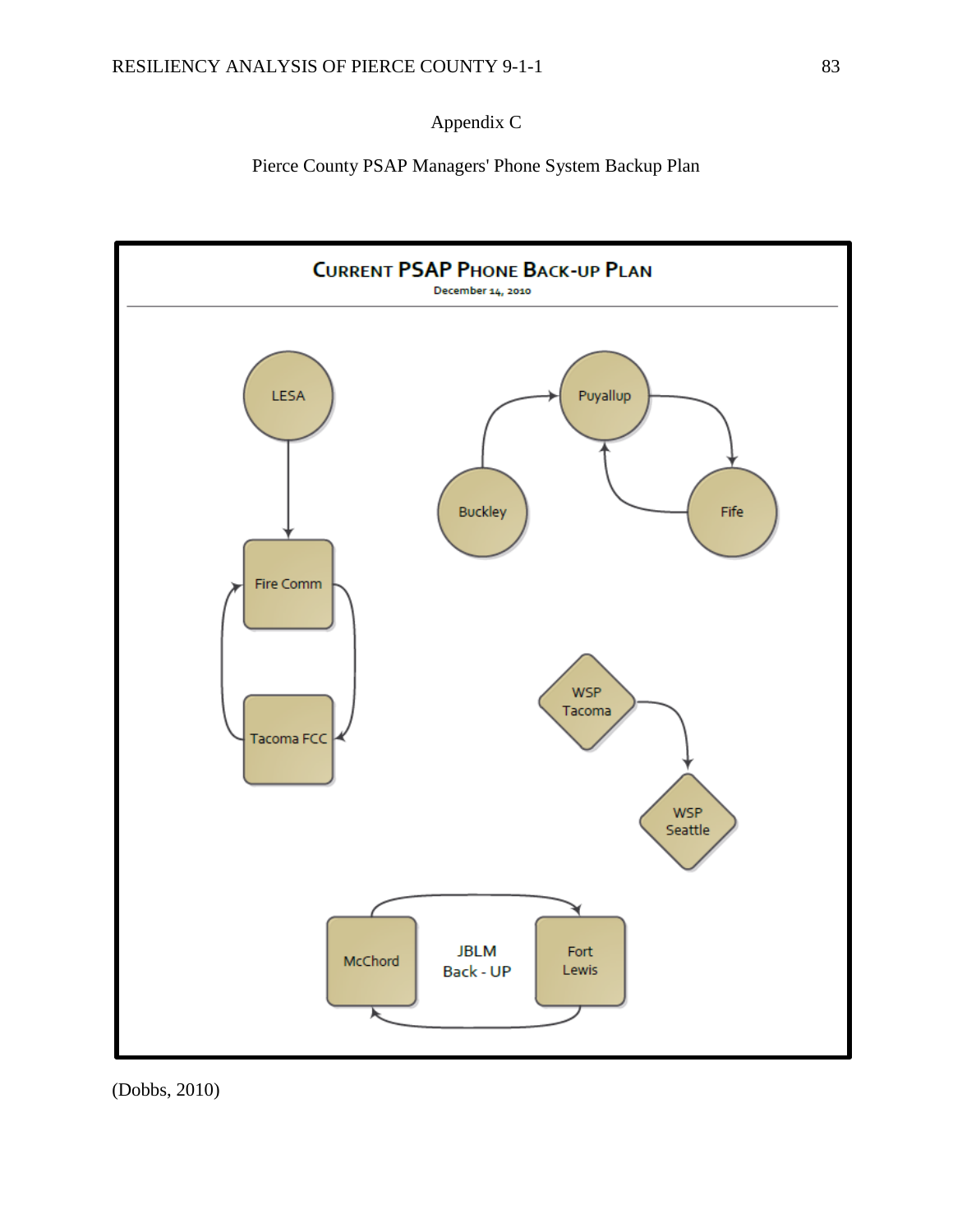Appendix C

Pierce County PSAP Managers' Phone System Backup Plan

CURRENT PSAP PHONE BACK-UP PLAN

December 14, 2010

LESA

Fire Comm

Tacoma FCC

Puyallup

Buckley

Fife

WSP Tacoma

WSP Seattle

McChord

JBLM Back - UP

Fort Lewis

(Dobbs, 2010)